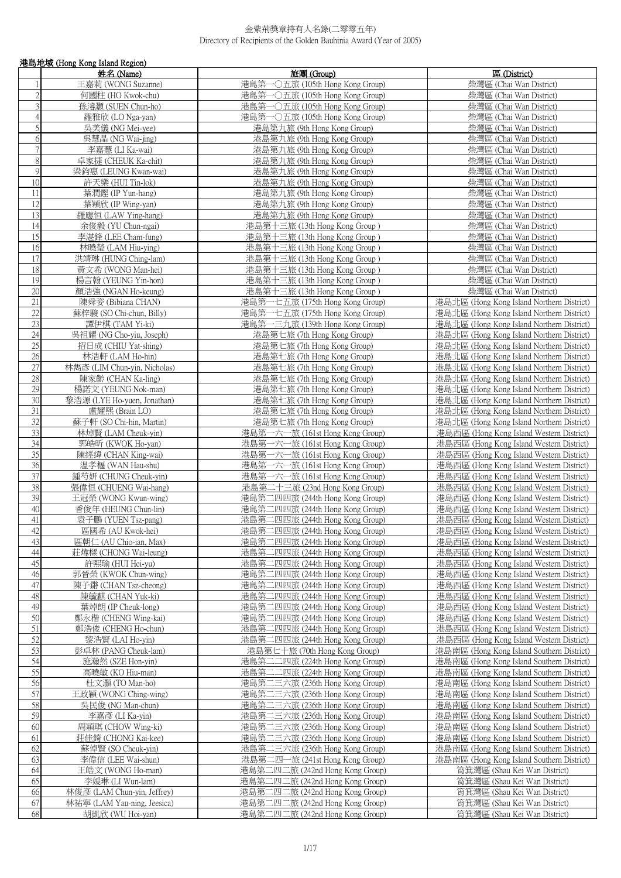# 金紫荊獎章持有人名錄(二零零五年)
Directory of Recipients of the Golden Bauhinia Award (Year of 2005)

## 港島地域 (Hong Kong Island Region)

| | 姓名 (Name) | 旅團 (Group) | 區 (District) |
|---|---|---|---|
| 1 | 王嘉莉 (WONG Suzanne) | 港島第一〇五旅 (105th Hong Kong Group) | 柴灣區 (Chai Wan District) |
| 2 | 何國柱 (HO Kwok-chu) | 港島第一〇五旅 (105th Hong Kong Group) | 柴灣區 (Chai Wan District) |
| 3 | 孫濬灝 (SUEN Chun-ho) | 港島第一〇五旅 (105th Hong Kong Group) | 柴灣區 (Chai Wan District) |
| 4 | 羅雅欣 (LO Nga-yan) | 港島第一〇五旅 (105th Hong Kong Group) | 柴灣區 (Chai Wan District) |
| 5 | 吳美儀 (NG Mei-yee) | 港島第九旅 (9th Hong Kong Group) | 柴灣區 (Chai Wan District) |
| 6 | 吳慧晶 (NG Wai-jing) | 港島第九旅 (9th Hong Kong Group) | 柴灣區 (Chai Wan District) |
| 7 | 李嘉慧 (LI Ka-wai) | 港島第九旅 (9th Hong Kong Group) | 柴灣區 (Chai Wan District) |
| 8 | 卓家捷 (CHEUK Ka-chit) | 港島第九旅 (9th Hong Kong Group) | 柴灣區 (Chai Wan District) |
| 9 | 梁鈞惠 (LEUNG Kwan-wai) | 港島第九旅 (9th Hong Kong Group) | 柴灣區 (Chai Wan District) |
| 10 | 許天樂 (HUI Tin-lok) | 港島第九旅 (9th Hong Kong Group) | 柴灣區 (Chai Wan District) |
| 11 | 葉潤鏗 (IP Yun-hang) | 港島第九旅 (9th Hong Kong Group) | 柴灣區 (Chai Wan District) |
| 12 | 葉穎欣 (IP Wing-yan) | 港島第九旅 (9th Hong Kong Group) | 柴灣區 (Chai Wan District) |
| 13 | 羅應恒 (LAW Ying-hang) | 港島第九旅 (9th Hong Kong Group) | 柴灣區 (Chai Wan District) |
| 14 | 余俊毅 (YU Chun-ngai) | 港島第十三旅 (13th Hong Kong Group ) | 柴灣區 (Chai Wan District) |
| 15 | 李湛鋒 (LEE Cham-fung) | 港島第十三旅 (13th Hong Kong Group ) | 柴灣區 (Chai Wan District) |
| 16 | 林曉瑩 (LAM Hiu-ying) | 港島第十三旅 (13th Hong Kong Group ) | 柴灣區 (Chai Wan District) |
| 17 | 洪靖琳 (HUNG Ching-lam) | 港島第十三旅 (13th Hong Kong Group ) | 柴灣區 (Chai Wan District) |
| 18 | 黃文希 (WONG Man-hei) | 港島第十三旅 (13th Hong Kong Group ) | 柴灣區 (Chai Wan District) |
| 19 | 楊言翰 (YEUNG Yin-hon) | 港島第十三旅 (13th Hong Kong Group ) | 柴灣區 (Chai Wan District) |
| 20 | 顏浩強 (NGAN Ho-keung) | 港島第十三旅 (13th Hong Kong Group ) | 柴灣區 (Chai Wan District) |
| 21 | 陳舜姿 (Bibiana CHAN) | 港島第一七五旅 (175th Hong Kong Group) | 港島北區 (Hong Kong Island Northern District) |
| 22 | 蘇梓駿 (SO Chi-chun, Billy) | 港島第一七五旅 (175th Hong Kong Group) | 港島北區 (Hong Kong Island Northern District) |
| 23 | 譚伊棋 (TAM Yi-ki) | 港島第一三九旅 (139th Hong Kong Group) | 港島北區 (Hong Kong Island Northern District) |
| 24 | 吳祖耀 (NG Cho-yiu, Joseph) | 港島第七旅 (7th Hong Kong Group) | 港島北區 (Hong Kong Island Northern District) |
| 25 | 招日成 (CHIU Yat-shing) | 港島第七旅 (7th Hong Kong Group) | 港島北區 (Hong Kong Island Northern District) |
| 26 | 林浩軒 (LAM Ho-hin) | 港島第七旅 (7th Hong Kong Group) | 港島北區 (Hong Kong Island Northern District) |
| 27 | 林雋彥 (LIM Chun-yin, Nicholas) | 港島第七旅 (7th Hong Kong Group) | 港島北區 (Hong Kong Island Northern District) |
| 28 | 陳家齡 (CHAN Ka-ling) | 港島第七旅 (7th Hong Kong Group) | 港島北區 (Hong Kong Island Northern District) |
| 29 | 楊諾文 (YEUNG Nok-man) | 港島第七旅 (7th Hong Kong Group) | 港島北區 (Hong Kong Island Northern District) |
| 30 | 黎浩源 (LYE Ho-yuen, Jonathan) | 港島第七旅 (7th Hong Kong Group) | 港島北區 (Hong Kong Island Northern District) |
| 31 | 盧耀熙 (Brain LO) | 港島第七旅 (7th Hong Kong Group) | 港島北區 (Hong Kong Island Northern District) |
| 32 | 蘇子軒 (SO Chi-hin, Martin) | 港島第七旅 (7th Hong Kong Group) | 港島北區 (Hong Kong Island Northern District) |
| 33 | 林焯賢 (LAM Cheuk-yin) | 港島第一六一旅 (161st Hong Kong Group) | 港島西區 (Hong Kong Island Western District) |
| 34 | 郭皓昕 (KWOK Ho-yan) | 港島第一六一旅 (161st Hong Kong Group) | 港島西區 (Hong Kong Island Western District) |
| 35 | 陳經緯 (CHAN King-wai) | 港島第一六一旅 (161st Hong Kong Group) | 港島西區 (Hong Kong Island Western District) |
| 36 | 温孝樞 (WAN Hau-shu) | 港島第一六一旅 (161st Hong Kong Group) | 港島西區 (Hong Kong Island Western District) |
| 37 | 鍾芍妍 (CHUNG Cheuk-yin) | 港島第一六一旅 (161st Hong Kong Group) | 港島西區 (Hong Kong Island Western District) |
| 38 | 張偉恒 (CHUENG Wai-hang) | 港島第二十三旅 (23nd Hong Kong Group) | 港島西區 (Hong Kong Island Western District) |
| 39 | 王冠榮 (WONG Kwun-wing) | 港島第二四四旅 (244th Hong Kong Group) | 港島西區 (Hong Kong Island Western District) |
| 40 | 香俊年 (HEUNG Chun-lin) | 港島第二四四旅 (244th Hong Kong Group) | 港島西區 (Hong Kong Island Western District) |
| 41 | 袁子鵬 (YUEN Tsz-pang) | 港島第二四四旅 (244th Hong Kong Group) | 港島西區 (Hong Kong Island Western District) |
| 42 | 區國希 (AU Kwok-hei) | 港島第二四四旅 (244th Hong Kong Group) | 港島西區 (Hong Kong Island Western District) |
| 43 | 區朝仁 (AU Chio-ian, Max) | 港島第二四四旅 (244th Hong Kong Group) | 港島西區 (Hong Kong Island Western District) |
| 44 | 莊煒樑 (CHONG Wai-leung) | 港島第二四四旅 (244th Hong Kong Group) | 港島西區 (Hong Kong Island Western District) |
| 45 | 許熙瑜 (HUI Hei-yu) | 港島第二四四旅 (244th Hong Kong Group) | 港島西區 (Hong Kong Island Western District) |
| 46 | 郭晉榮 (KWOK Chun-wing) | 港島第二四四旅 (244th Hong Kong Group) | 港島西區 (Hong Kong Island Western District) |
| 47 | 陳子鏘 (CHAN Tsz-cheong) | 港島第二四四旅 (244th Hong Kong Group) | 港島西區 (Hong Kong Island Western District) |
| 48 | 陳毓麒 (CHAN Yuk-ki) | 港島第二四四旅 (244th Hong Kong Group) | 港島西區 (Hong Kong Island Western District) |
| 49 | 葉焯朗 (IP Cheuk-long) | 港島第二四四旅 (244th Hong Kong Group) | 港島西區 (Hong Kong Island Western District) |
| 50 | 鄭永楷 (CHENG Wing-kai) | 港島第二四四旅 (244th Hong Kong Group) | 港島西區 (Hong Kong Island Western District) |
| 51 | 鄭浩俊 (CHENG Ho-chun) | 港島第二四四旅 (244th Hong Kong Group) | 港島西區 (Hong Kong Island Western District) |
| 52 | 黎浩賢 (LAI Ho-yin) | 港島第二四四旅 (244th Hong Kong Group) | 港島西區 (Hong Kong Island Western District) |
| 53 | 彭卓林 (PANG Cheuk-lam) | 港島第七十旅 (70th Hong Kong Group) | 港島南區 (Hong Kong Island Southern District) |
| 54 | 施瀚然 (SZE Hon-yin) | 港島第二二四旅 (224th Hong Kong Group) | 港島南區 (Hong Kong Island Southern District) |
| 55 | 高曉敏 (KO Hiu-man) | 港島第二二四旅 (224th Hong Kong Group) | 港島南區 (Hong Kong Island Southern District) |
| 56 | 杜文灝 (TO Man-ho) | 港島第二三六旅 (236th Hong Kong Group) | 港島南區 (Hong Kong Island Southern District) |
| 57 | 王政穎 (WONG Ching-wing) | 港島第二三六旅 (236th Hong Kong Group) | 港島南區 (Hong Kong Island Southern District) |
| 58 | 吳民俊 (NG Man-chun) | 港島第二三六旅 (236th Hong Kong Group) | 港島南區 (Hong Kong Island Southern District) |
| 59 | 李嘉彥 (LI Ka-yin) | 港島第二三六旅 (236th Hong Kong Group) | 港島南區 (Hong Kong Island Southern District) |
| 60 | 周穎琪 (CHOW Wing-ki) | 港島第二三六旅 (236th Hong Kong Group) | 港島南區 (Hong Kong Island Southern District) |
| 61 | 莊佳錡 (CHONG Kai-kee) | 港島第二三六旅 (236th Hong Kong Group) | 港島南區 (Hong Kong Island Southern District) |
| 62 | 蘇倬賢 (SO Cheuk-yin) | 港島第二三六旅 (236th Hong Kong Group) | 港島南區 (Hong Kong Island Southern District) |
| 63 | 李偉信 (LEE Wai-shun) | 港島第二四一旅 (241st Hong Kong Group) | 港島南區 (Hong Kong Island Southern District) |
| 64 | 王皓文 (WONG Ho-man) | 港島第二四二旅 (242nd Hong Kong Group) | 筲箕灣區 (Shau Kei Wan District) |
| 65 | 李媛琳 (LI Wun-lam) | 港島第二四二旅 (242nd Hong Kong Group) | 筲箕灣區 (Shau Kei Wan District) |
| 66 | 林俊彥 (LAM Chun-yin, Jeffrey) | 港島第二四二旅 (242nd Hong Kong Group) | 筲箕灣區 (Shau Kei Wan District) |
| 67 | 林祐寧 (LAM Yau-ning, Jeesica) | 港島第二四二旅 (242nd Hong Kong Group) | 筲箕灣區 (Shau Kei Wan District) |
| 68 | 胡凱欣 (WU Hoi-yan) | 港島第二四二旅 (242nd Hong Kong Group) | 筲箕灣區 (Shau Kei Wan District) |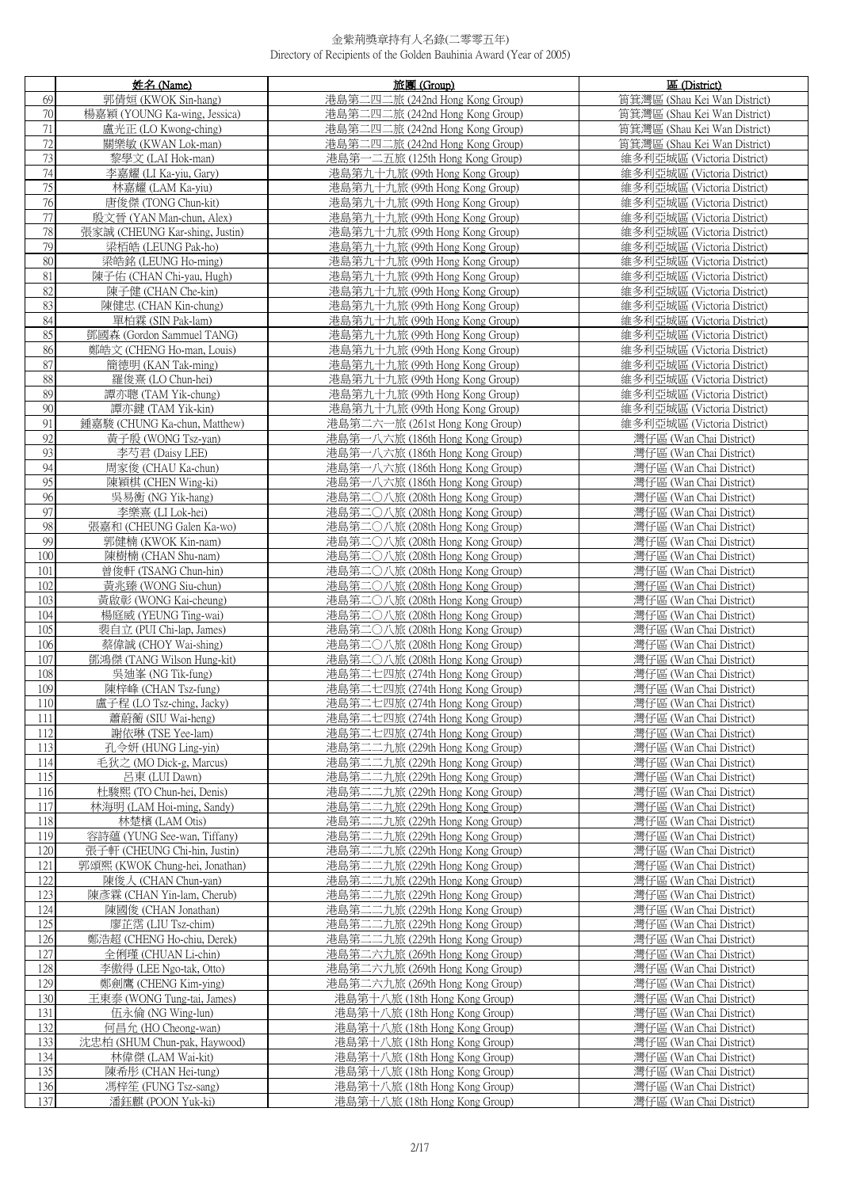金紫荊獎章持有人名錄(二零零五年)
Directory of Recipients of the Golden Bauhinia Award (Year of 2005)

| | 姓名 (Name) | 旅團 (Group) | 區 (District) |
|---|---|---|---|
| 69 | 郭倩姮 (KWOK Sin-hang) | 港島第二四二旅 (242nd Hong Kong Group) | 筲箕灣區 (Shau Kei Wan District) |
| 70 | 楊嘉穎 (YOUNG Ka-wing, Jessica) | 港島第二四二旅 (242nd Hong Kong Group) | 筲箕灣區 (Shau Kei Wan District) |
| 71 | 盧光正 (LO Kwong-ching) | 港島第二四二旅 (242nd Hong Kong Group) | 筲箕灣區 (Shau Kei Wan District) |
| 72 | 關樂敏 (KWAN Lok-man) | 港島第二四二旅 (242nd Hong Kong Group) | 筲箕灣區 (Shau Kei Wan District) |
| 73 | 黎學文 (LAI Hok-man) | 港島第一二五旅 (125th Hong Kong Group) | 維多利亞城區 (Victoria District) |
| 74 | 李嘉耀 (LI Ka-yiu, Gary) | 港島第九十九旅 (99th Hong Kong Group) | 維多利亞城區 (Victoria District) |
| 75 | 林嘉耀 (LAM Ka-yiu) | 港島第九十九旅 (99th Hong Kong Group) | 維多利亞城區 (Victoria District) |
| 76 | 唐俊傑 (TONG Chun-kit) | 港島第九十九旅 (99th Hong Kong Group) | 維多利亞城區 (Victoria District) |
| 77 | 殷文晉 (YAN Man-chun, Alex) | 港島第九十九旅 (99th Hong Kong Group) | 維多利亞城區 (Victoria District) |
| 78 | 張家誠 (CHEUNG Kar-shing, Justin) | 港島第九十九旅 (99th Hong Kong Group) | 維多利亞城區 (Victoria District) |
| 79 | 梁栢皓 (LEUNG Pak-ho) | 港島第九十九旅 (99th Hong Kong Group) | 維多利亞城區 (Victoria District) |
| 80 | 梁皓銘 (LEUNG Ho-ming) | 港島第九十九旅 (99th Hong Kong Group) | 維多利亞城區 (Victoria District) |
| 81 | 陳子佑 (CHAN Chi-yau, Hugh) | 港島第九十九旅 (99th Hong Kong Group) | 維多利亞城區 (Victoria District) |
| 82 | 陳子健 (CHAN Che-kin) | 港島第九十九旅 (99th Hong Kong Group) | 維多利亞城區 (Victoria District) |
| 83 | 陳健忠 (CHAN Kin-chung) | 港島第九十九旅 (99th Hong Kong Group) | 維多利亞城區 (Victoria District) |
| 84 | 單柏霖 (SIN Pak-lam) | 港島第九十九旅 (99th Hong Kong Group) | 維多利亞城區 (Victoria District) |
| 85 | 鄧國森 (Gordon Sammuel TANG) | 港島第九十九旅 (99th Hong Kong Group) | 維多利亞城區 (Victoria District) |
| 86 | 鄭皓文 (CHENG Ho-man, Louis) | 港島第九十九旅 (99th Hong Kong Group) | 維多利亞城區 (Victoria District) |
| 87 | 簡德明 (KAN Tak-ming) | 港島第九十九旅 (99th Hong Kong Group) | 維多利亞城區 (Victoria District) |
| 88 | 羅俊熹 (LO Chun-hei) | 港島第九十九旅 (99th Hong Kong Group) | 維多利亞城區 (Victoria District) |
| 89 | 譚亦聰 (TAM Yik-chung) | 港島第九十九旅 (99th Hong Kong Group) | 維多利亞城區 (Victoria District) |
| 90 | 譚亦鍵 (TAM Yik-kin) | 港島第九十九旅 (99th Hong Kong Group) | 維多利亞城區 (Victoria District) |
| 91 | 鍾嘉駿 (CHUNG Ka-chun, Matthew) | 港島第二六一旅 (261st Hong Kong Group) | 維多利亞城區 (Victoria District) |
| 92 | 黃子殷 (WONG Tsz-yan) | 港島第一八六旅 (186th Hong Kong Group) | 灣仔區 (Wan Chai District) |
| 93 | 李芍君 (Daisy LEE) | 港島第一八六旅 (186th Hong Kong Group) | 灣仔區 (Wan Chai District) |
| 94 | 周家俊 (CHAU Ka-chun) | 港島第一八六旅 (186th Hong Kong Group) | 灣仔區 (Wan Chai District) |
| 95 | 陳穎棋 (CHEN Wing-ki) | 港島第一八六旅 (186th Hong Kong Group) | 灣仔區 (Wan Chai District) |
| 96 | 吳易衡 (NG Yik-hang) | 港島第二〇八旅 (208th Hong Kong Group) | 灣仔區 (Wan Chai District) |
| 97 | 李樂熹 (LI Lok-hei) | 港島第二〇八旅 (208th Hong Kong Group) | 灣仔區 (Wan Chai District) |
| 98 | 張嘉和 (CHEUNG Galen Ka-wo) | 港島第二〇八旅 (208th Hong Kong Group) | 灣仔區 (Wan Chai District) |
| 99 | 郭健楠 (KWOK Kin-nam) | 港島第二〇八旅 (208th Hong Kong Group) | 灣仔區 (Wan Chai District) |
| 100 | 陳樹楠 (CHAN Shu-nam) | 港島第二〇八旅 (208th Hong Kong Group) | 灣仔區 (Wan Chai District) |
| 101 | 曾俊軒 (TSANG Chun-hin) | 港島第二〇八旅 (208th Hong Kong Group) | 灣仔區 (Wan Chai District) |
| 102 | 黃兆臻 (WONG Siu-chun) | 港島第二〇八旅 (208th Hong Kong Group) | 灣仔區 (Wan Chai District) |
| 103 | 黃啟彰 (WONG Kai-cheung) | 港島第二〇八旅 (208th Hong Kong Group) | 灣仔區 (Wan Chai District) |
| 104 | 楊庭威 (YEUNG Ting-wai) | 港島第二〇八旅 (208th Hong Kong Group) | 灣仔區 (Wan Chai District) |
| 105 | 裴自立 (PUI Chi-lap, James) | 港島第二〇八旅 (208th Hong Kong Group) | 灣仔區 (Wan Chai District) |
| 106 | 蔡偉誠 (CHOY Wai-shing) | 港島第二〇八旅 (208th Hong Kong Group) | 灣仔區 (Wan Chai District) |
| 107 | 鄧鴻傑 (TANG Wilson Hung-kit) | 港島第二〇八旅 (208th Hong Kong Group) | 灣仔區 (Wan Chai District) |
| 108 | 吳廸峯 (NG Tik-fung) | 港島第二七四旅 (274th Hong Kong Group) | 灣仔區 (Wan Chai District) |
| 109 | 陳梓峰 (CHAN Tsz-fung) | 港島第二七四旅 (274th Hong Kong Group) | 灣仔區 (Wan Chai District) |
| 110 | 盧子程 (LO Tsz-ching, Jacky) | 港島第二七四旅 (274th Hong Kong Group) | 灣仔區 (Wan Chai District) |
| 111 | 蕭蔚衡 (SIU Wai-heng) | 港島第二七四旅 (274th Hong Kong Group) | 灣仔區 (Wan Chai District) |
| 112 | 謝依琳 (TSE Yee-lam) | 港島第二七四旅 (274th Hong Kong Group) | 灣仔區 (Wan Chai District) |
| 113 | 孔令妍 (HUNG Ling-yin) | 港島第二二九旅 (229th Hong Kong Group) | 灣仔區 (Wan Chai District) |
| 114 | 毛狄之 (MO Dick-g, Marcus) | 港島第二二九旅 (229th Hong Kong Group) | 灣仔區 (Wan Chai District) |
| 115 | 呂東 (LUI Dawn) | 港島第二二九旅 (229th Hong Kong Group) | 灣仔區 (Wan Chai District) |
| 116 | 杜駿熙 (TO Chun-hei, Denis) | 港島第二二九旅 (229th Hong Kong Group) | 灣仔區 (Wan Chai District) |
| 117 | 林海明 (LAM Hoi-ming, Sandy) | 港島第二二九旅 (229th Hong Kong Group) | 灣仔區 (Wan Chai District) |
| 118 | 林楚檳 (LAM Otis) | 港島第二二九旅 (229th Hong Kong Group) | 灣仔區 (Wan Chai District) |
| 119 | 容詩蘊 (YUNG See-wan, Tiffany) | 港島第二二九旅 (229th Hong Kong Group) | 灣仔區 (Wan Chai District) |
| 120 | 張子軒 (CHEUNG Chi-hin, Justin) | 港島第二二九旅 (229th Hong Kong Group) | 灣仔區 (Wan Chai District) |
| 121 | 郭頌熙 (KWOK Chung-hei, Jonathan) | 港島第二二九旅 (229th Hong Kong Group) | 灣仔區 (Wan Chai District) |
| 122 | 陳俊人 (CHAN Chun-yan) | 港島第二二九旅 (229th Hong Kong Group) | 灣仔區 (Wan Chai District) |
| 123 | 陳彥霖 (CHAN Yin-lam, Cherub) | 港島第二二九旅 (229th Hong Kong Group) | 灣仔區 (Wan Chai District) |
| 124 | 陳國俊 (CHAN Jonathan) | 港島第二二九旅 (229th Hong Kong Group) | 灣仔區 (Wan Chai District) |
| 125 | 廖芷霑 (LIU Tsz-chim) | 港島第二二九旅 (229th Hong Kong Group) | 灣仔區 (Wan Chai District) |
| 126 | 鄭浩超 (CHENG Ho-chiu, Derek) | 港島第二二九旅 (229th Hong Kong Group) | 灣仔區 (Wan Chai District) |
| 127 | 全俐瑾 (CHUAN Li-chin) | 港島第二六九旅 (269th Hong Kong Group) | 灣仔區 (Wan Chai District) |
| 128 | 李傲得 (LEE Ngo-tak, Otto) | 港島第二六九旅 (269th Hong Kong Group) | 灣仔區 (Wan Chai District) |
| 129 | 鄭劍鷹 (CHENG Kim-ying) | 港島第二六九旅 (269th Hong Kong Group) | 灣仔區 (Wan Chai District) |
| 130 | 王東泰 (WONG Tung-tai, James) | 港島第十八旅 (18th Hong Kong Group) | 灣仔區 (Wan Chai District) |
| 131 | 伍永倫 (NG Wing-lun) | 港島第十八旅 (18th Hong Kong Group) | 灣仔區 (Wan Chai District) |
| 132 | 何昌允 (HO Cheong-wan) | 港島第十八旅 (18th Hong Kong Group) | 灣仔區 (Wan Chai District) |
| 133 | 沈忠柏 (SHUM Chun-pak, Haywood) | 港島第十八旅 (18th Hong Kong Group) | 灣仔區 (Wan Chai District) |
| 134 | 林偉傑 (LAM Wai-kit) | 港島第十八旅 (18th Hong Kong Group) | 灣仔區 (Wan Chai District) |
| 135 | 陳希彤 (CHAN Hei-tung) | 港島第十八旅 (18th Hong Kong Group) | 灣仔區 (Wan Chai District) |
| 136 | 馮梓笙 (FUNG Tsz-sang) | 港島第十八旅 (18th Hong Kong Group) | 灣仔區 (Wan Chai District) |
| 137 | 潘鈺麒 (POON Yuk-ki) | 港島第十八旅 (18th Hong Kong Group) | 灣仔區 (Wan Chai District) |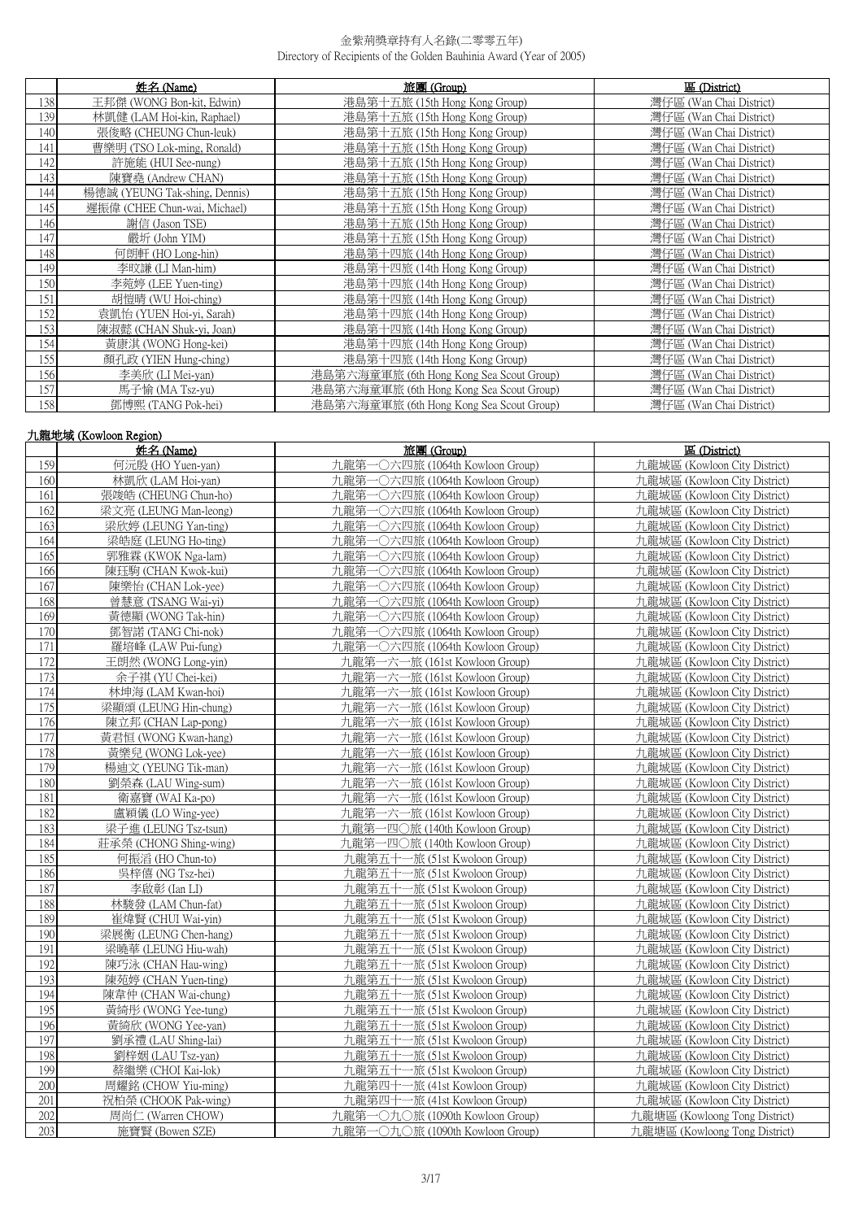金紫荊獎章持有人名錄(二零零五年)
Directory of Recipients of the Golden Bauhinia Award (Year of 2005)

| | 姓名 (Name) | 旅團 (Group) | 區 (District) |
|---|---|---|---|
| 138 | 王邦傑 (WONG Bon-kit, Edwin) | 港島第十五旅 (15th Hong Kong Group) | 灣仔區 (Wan Chai District) |
| 139 | 林凱健 (LAM Hoi-kin, Raphael) | 港島第十五旅 (15th Hong Kong Group) | 灣仔區 (Wan Chai District) |
| 140 | 張俊略 (CHEUNG Chun-leuk) | 港島第十五旅 (15th Hong Kong Group) | 灣仔區 (Wan Chai District) |
| 141 | 曹樂明 (TSO Lok-ming, Ronald) | 港島第十五旅 (15th Hong Kong Group) | 灣仔區 (Wan Chai District) |
| 142 | 許施能 (HUI See-nung) | 港島第十五旅 (15th Hong Kong Group) | 灣仔區 (Wan Chai District) |
| 143 | 陳寶堯 (Andrew CHAN) | 港島第十五旅 (15th Hong Kong Group) | 灣仔區 (Wan Chai District) |
| 144 | 楊德誠 (YEUNG Tak-shing, Dennis) | 港島第十五旅 (15th Hong Kong Group) | 灣仔區 (Wan Chai District) |
| 145 | 遲振偉 (CHEE Chun-wai, Michael) | 港島第十五旅 (15th Hong Kong Group) | 灣仔區 (Wan Chai District) |
| 146 | 謝信 (Jason TSE) | 港島第十五旅 (15th Hong Kong Group) | 灣仔區 (Wan Chai District) |
| 147 | 嚴圻 (John YIM) | 港島第十五旅 (15th Hong Kong Group) | 灣仔區 (Wan Chai District) |
| 148 | 何朗軒 (HO Long-hin) | 港島第十四旅 (14th Hong Kong Group) | 灣仔區 (Wan Chai District) |
| 149 | 李旼謙 (LI Man-him) | 港島第十四旅 (14th Hong Kong Group) | 灣仔區 (Wan Chai District) |
| 150 | 李菀婷 (LEE Yuen-ting) | 港島第十四旅 (14th Hong Kong Group) | 灣仔區 (Wan Chai District) |
| 151 | 胡愷晴 (WU Hoi-ching) | 港島第十四旅 (14th Hong Kong Group) | 灣仔區 (Wan Chai District) |
| 152 | 袁凱怡 (YUEN Hoi-yi, Sarah) | 港島第十四旅 (14th Hong Kong Group) | 灣仔區 (Wan Chai District) |
| 153 | 陳淑懿 (CHAN Shuk-yi, Joan) | 港島第十四旅 (14th Hong Kong Group) | 灣仔區 (Wan Chai District) |
| 154 | 黃康淇 (WONG Hong-kei) | 港島第十四旅 (14th Hong Kong Group) | 灣仔區 (Wan Chai District) |
| 155 | 顏孔政 (YIEN Hung-ching) | 港島第十四旅 (14th Hong Kong Group) | 灣仔區 (Wan Chai District) |
| 156 | 李美欣 (LI Mei-yan) | 港島第六海童軍旅 (6th Hong Kong Sea Scout Group) | 灣仔區 (Wan Chai District) |
| 157 | 馬子愉 (MA Tsz-yu) | 港島第六海童軍旅 (6th Hong Kong Sea Scout Group) | 灣仔區 (Wan Chai District) |
| 158 | 鄧博熙 (TANG Pok-hei) | 港島第六海童軍旅 (6th Hong Kong Sea Scout Group) | 灣仔區 (Wan Chai District) |

九龍地域 (Kowloon Region)

| | 姓名 (Name) | 旅團 (Group) | 區 (District) |
|---|---|---|---|
| 159 | 何沅殷 (HO Yuen-yan) | 九龍第一○六四旅 (1064th Kowloon Group) | 九龍城區 (Kowloon City District) |
| 160 | 林凱欣 (LAM Hoi-yan) | 九龍第一○六四旅 (1064th Kowloon Group) | 九龍城區 (Kowloon City District) |
| 161 | 張竣皓 (CHEUNG Chun-ho) | 九龍第一○六四旅 (1064th Kowloon Group) | 九龍城區 (Kowloon City District) |
| 162 | 梁文亮 (LEUNG Man-leong) | 九龍第一○六四旅 (1064th Kowloon Group) | 九龍城區 (Kowloon City District) |
| 163 | 梁欣婷 (LEUNG Yan-ting) | 九龍第一○六四旅 (1064th Kowloon Group) | 九龍城區 (Kowloon City District) |
| 164 | 梁皓庭 (LEUNG Ho-ting) | 九龍第一○六四旅 (1064th Kowloon Group) | 九龍城區 (Kowloon City District) |
| 165 | 郭雅霖 (KWOK Nga-lam) | 九龍第一○六四旅 (1064th Kowloon Group) | 九龍城區 (Kowloon City District) |
| 166 | 陳珏駒 (CHAN Kwok-kui) | 九龍第一○六四旅 (1064th Kowloon Group) | 九龍城區 (Kowloon City District) |
| 167 | 陳樂怡 (CHAN Lok-yee) | 九龍第一○六四旅 (1064th Kowloon Group) | 九龍城區 (Kowloon City District) |
| 168 | 曾慧意 (TSANG Wai-yi) | 九龍第一○六四旅 (1064th Kowloon Group) | 九龍城區 (Kowloon City District) |
| 169 | 黃德顯 (WONG Tak-hin) | 九龍第一○六四旅 (1064th Kowloon Group) | 九龍城區 (Kowloon City District) |
| 170 | 鄧智諾 (TANG Chi-nok) | 九龍第一○六四旅 (1064th Kowloon Group) | 九龍城區 (Kowloon City District) |
| 171 | 羅培峰 (LAW Pui-fung) | 九龍第一○六四旅 (1064th Kowloon Group) | 九龍城區 (Kowloon City District) |
| 172 | 王朗然 (WONG Long-yin) | 九龍第一六一旅 (161st Kowloon Group) | 九龍城區 (Kowloon City District) |
| 173 | 余子祺 (YU Chei-kei) | 九龍第一六一旅 (161st Kowloon Group) | 九龍城區 (Kowloon City District) |
| 174 | 林坤海 (LAM Kwan-hoi) | 九龍第一六一旅 (161st Kowloon Group) | 九龍城區 (Kowloon City District) |
| 175 | 梁顯頌 (LEUNG Hin-chung) | 九龍第一六一旅 (161st Kowloon Group) | 九龍城區 (Kowloon City District) |
| 176 | 陳立邦 (CHAN Lap-pong) | 九龍第一六一旅 (161st Kowloon Group) | 九龍城區 (Kowloon City District) |
| 177 | 黃君恒 (WONG Kwan-hang) | 九龍第一六一旅 (161st Kowloon Group) | 九龍城區 (Kowloon City District) |
| 178 | 黃樂兒 (WONG Lok-yee) | 九龍第一六一旅 (161st Kowloon Group) | 九龍城區 (Kowloon City District) |
| 179 | 楊迪文 (YEUNG Tik-man) | 九龍第一六一旅 (161st Kowloon Group) | 九龍城區 (Kowloon City District) |
| 180 | 劉榮森 (LAU Wing-sum) | 九龍第一六一旅 (161st Kowloon Group) | 九龍城區 (Kowloon City District) |
| 181 | 衛嘉寶 (WAI Ka-po) | 九龍第一六一旅 (161st Kowloon Group) | 九龍城區 (Kowloon City District) |
| 182 | 盧穎儀 (LO Wing-yee) | 九龍第一六一旅 (161st Kowloon Group) | 九龍城區 (Kowloon City District) |
| 183 | 梁子進 (LEUNG Tsz-tsun) | 九龍第一四○旅 (140th Kowloon Group) | 九龍城區 (Kowloon City District) |
| 184 | 莊承榮 (CHONG Shing-wing) | 九龍第一四○旅 (140th Kowloon Group) | 九龍城區 (Kowloon City District) |
| 185 | 何振滔 (HO Chun-to) | 九龍第五十一旅 (51st Kwoloon Group) | 九龍城區 (Kowloon City District) |
| 186 | 吳梓僖 (NG Tsz-hei) | 九龍第五十一旅 (51st Kwoloon Group) | 九龍城區 (Kowloon City District) |
| 187 | 李啟彰 (Ian LI) | 九龍第五十一旅 (51st Kwoloon Group) | 九龍城區 (Kowloon City District) |
| 188 | 林駿發 (LAM Chun-fat) | 九龍第五十一旅 (51st Kwoloon Group) | 九龍城區 (Kowloon City District) |
| 189 | 崔煒賢 (CHUI Wai-yin) | 九龍第五十一旅 (51st Kwoloon Group) | 九龍城區 (Kowloon City District) |
| 190 | 梁展衡 (LEUNG Chen-hang) | 九龍第五十一旅 (51st Kwoloon Group) | 九龍城區 (Kowloon City District) |
| 191 | 梁曉華 (LEUNG Hiu-wah) | 九龍第五十一旅 (51st Kwoloon Group) | 九龍城區 (Kowloon City District) |
| 192 | 陳巧泳 (CHAN Hau-wing) | 九龍第五十一旅 (51st Kwoloon Group) | 九龍城區 (Kowloon City District) |
| 193 | 陳菀婷 (CHAN Yuen-ting) | 九龍第五十一旅 (51st Kwoloon Group) | 九龍城區 (Kowloon City District) |
| 194 | 陳韋仲 (CHAN Wai-chung) | 九龍第五十一旅 (51st Kwoloon Group) | 九龍城區 (Kowloon City District) |
| 195 | 黃綺彤 (WONG Yee-tung) | 九龍第五十一旅 (51st Kwoloon Group) | 九龍城區 (Kowloon City District) |
| 196 | 黃綺欣 (WONG Yee-yan) | 九龍第五十一旅 (51st Kwoloon Group) | 九龍城區 (Kowloon City District) |
| 197 | 劉承禮 (LAU Shing-lai) | 九龍第五十一旅 (51st Kwoloon Group) | 九龍城區 (Kowloon City District) |
| 198 | 劉梓姻 (LAU Tsz-yan) | 九龍第五十一旅 (51st Kwoloon Group) | 九龍城區 (Kowloon City District) |
| 199 | 蔡繼樂 (CHOI Kai-lok) | 九龍第五十一旅 (51st Kwoloon Group) | 九龍城區 (Kowloon City District) |
| 200 | 周耀銘 (CHOW Yiu-ming) | 九龍第四十一旅 (41st Kwoloon Group) | 九龍城區 (Kowloon City District) |
| 201 | 祝柏榮 (CHOOK Pak-wing) | 九龍第四十一旅 (41st Kwoloon Group) | 九龍城區 (Kowloon City District) |
| 202 | 周尚仁 (Warren CHOW) | 九龍第一○九○旅 (1090th Kowloon Group) | 九龍塘區 (Kowloong Tong District) |
| 203 | 施寶賢 (Bowen SZE) | 九龍第一○九○旅 (1090th Kowloon Group) | 九龍塘區 (Kowloong Tong District) |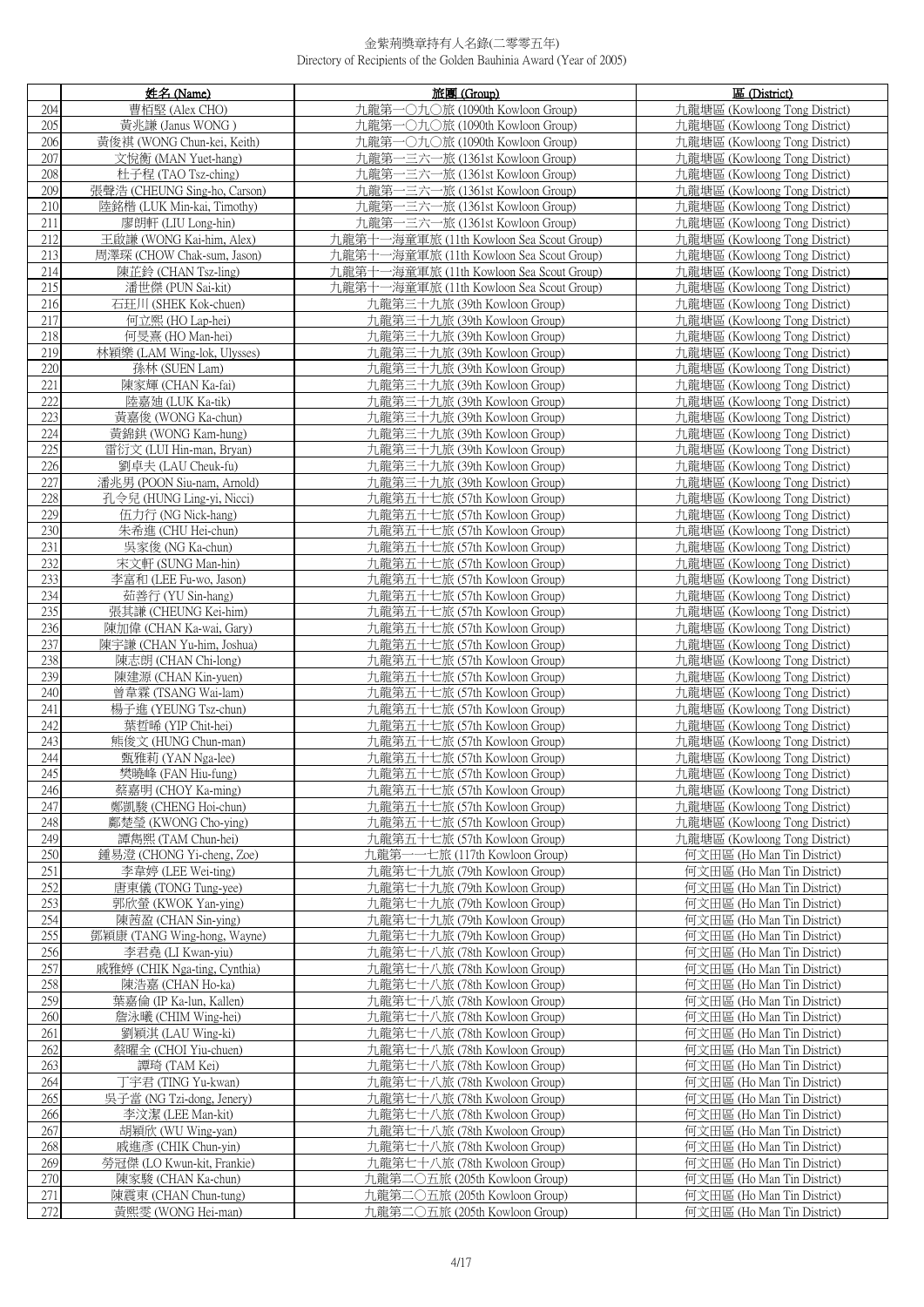金紫荊獎章持有人名錄(二零零五年)
Directory of Recipients of the Golden Bauhinia Award (Year of 2005)

| | 姓名 (Name) | 旅團 (Group) | 區 (District) |
|---|---|---|---|
| 204 | 曹栢堅 (Alex CHO) | 九龍第一〇九〇旅 (1090th Kowloon Group) | 九龍塘區 (Kowloong Tong District) |
| 205 | 黃兆謙 (Janus WONG ) | 九龍第一〇九〇旅 (1090th Kowloon Group) | 九龍塘區 (Kowloong Tong District) |
| 206 | 黃俊祺 (WONG Chun-kei, Keith) | 九龍第一〇九〇旅 (1090th Kowloon Group) | 九龍塘區 (Kowloong Tong District) |
| 207 | 文悅衡 (MAN Yuet-hang) | 九龍第一三六一旅 (1361st Kowloon Group) | 九龍塘區 (Kowloong Tong District) |
| 208 | 杜子程 (TAO Tsz-ching) | 九龍第一三六一旅 (1361st Kowloon Group) | 九龍塘區 (Kowloong Tong District) |
| 209 | 張聲浩 (CHEUNG Sing-ho, Carson) | 九龍第一三六一旅 (1361st Kowloon Group) | 九龍塘區 (Kowloong Tong District) |
| 210 | 陸銘楷 (LUK Min-kai, Timothy) | 九龍第一三六一旅 (1361st Kowloon Group) | 九龍塘區 (Kowloong Tong District) |
| 211 | 廖朗軒 (LIU Long-hin) | 九龍第一三六一旅 (1361st Kowloon Group) | 九龍塘區 (Kowloong Tong District) |
| 212 | 王啟謙 (WONG Kai-him, Alex) | 九龍第十一海童軍旅 (11th Kowloon Sea Scout Group) | 九龍塘區 (Kowloong Tong District) |
| 213 | 周澤琛 (CHOW Chak-sum, Jason) | 九龍第十一海童軍旅 (11th Kowloon Sea Scout Group) | 九龍塘區 (Kowloong Tong District) |
| 214 | 陳芷鈴 (CHAN Tsz-ling) | 九龍第十一海童軍旅 (11th Kowloon Sea Scout Group) | 九龍塘區 (Kowloong Tong District) |
| 215 | 潘世傑 (PUN Sai-kit) | 九龍第十一海童軍旅 (11th Kowloon Sea Scout Group) | 九龍塘區 (Kowloong Tong District) |
| 216 | 石珏川 (SHEK Kok-chuen) | 九龍第三十九旅 (39th Kowloon Group) | 九龍塘區 (Kowloong Tong District) |
| 217 | 何立熙 (HO Lap-hei) | 九龍第三十九旅 (39th Kowloon Group) | 九龍塘區 (Kowloong Tong District) |
| 218 | 何旻熹 (HO Man-hei) | 九龍第三十九旅 (39th Kowloon Group) | 九龍塘區 (Kowloong Tong District) |
| 219 | 林穎樂 (LAM Wing-lok, Ulysses) | 九龍第三十九旅 (39th Kowloon Group) | 九龍塘區 (Kowloong Tong District) |
| 220 | 孫林 (SUEN Lam) | 九龍第三十九旅 (39th Kowloon Group) | 九龍塘區 (Kowloong Tong District) |
| 221 | 陳家輝 (CHAN Ka-fai) | 九龍第三十九旅 (39th Kowloon Group) | 九龍塘區 (Kowloong Tong District) |
| 222 | 陸嘉廸 (LUK Ka-tik) | 九龍第三十九旅 (39th Kowloon Group) | 九龍塘區 (Kowloong Tong District) |
| 223 | 黃嘉俊 (WONG Ka-chun) | 九龍第三十九旅 (39th Kowloon Group) | 九龍塘區 (Kowloong Tong District) |
| 224 | 黃錦鉷 (WONG Kam-hung) | 九龍第三十九旅 (39th Kowloon Group) | 九龍塘區 (Kowloong Tong District) |
| 225 | 雷衍文 (LUI Hin-man, Bryan) | 九龍第三十九旅 (39th Kowloon Group) | 九龍塘區 (Kowloong Tong District) |
| 226 | 劉卓夫 (LAU Cheuk-fu) | 九龍第三十九旅 (39th Kowloon Group) | 九龍塘區 (Kowloong Tong District) |
| 227 | 潘兆男 (POON Siu-nam, Arnold) | 九龍第三十九旅 (39th Kowloon Group) | 九龍塘區 (Kowloong Tong District) |
| 228 | 孔令兒 (HUNG Ling-yi, Nicci) | 九龍第五十七旅 (57th Kowloon Group) | 九龍塘區 (Kowloong Tong District) |
| 229 | 伍力行 (NG Nick-hang) | 九龍第五十七旅 (57th Kowloon Group) | 九龍塘區 (Kowloong Tong District) |
| 230 | 朱希進 (CHU Hei-chun) | 九龍第五十七旅 (57th Kowloon Group) | 九龍塘區 (Kowloong Tong District) |
| 231 | 吳家俊 (NG Ka-chun) | 九龍第五十七旅 (57th Kowloon Group) | 九龍塘區 (Kowloong Tong District) |
| 232 | 宋文軒 (SUNG Man-hin) | 九龍第五十七旅 (57th Kowloon Group) | 九龍塘區 (Kowloong Tong District) |
| 233 | 李富和 (LEE Fu-wo, Jason) | 九龍第五十七旅 (57th Kowloon Group) | 九龍塘區 (Kowloong Tong District) |
| 234 | 茹善行 (YU Sin-hang) | 九龍第五十七旅 (57th Kowloon Group) | 九龍塘區 (Kowloong Tong District) |
| 235 | 張其謙 (CHEUNG Kei-him) | 九龍第五十七旅 (57th Kowloon Group) | 九龍塘區 (Kowloong Tong District) |
| 236 | 陳加偉 (CHAN Ka-wai, Gary) | 九龍第五十七旅 (57th Kowloon Group) | 九龍塘區 (Kowloong Tong District) |
| 237 | 陳宇謙 (CHAN Yu-him, Joshua) | 九龍第五十七旅 (57th Kowloon Group) | 九龍塘區 (Kowloong Tong District) |
| 238 | 陳志朗 (CHAN Chi-long) | 九龍第五十七旅 (57th Kowloon Group) | 九龍塘區 (Kowloong Tong District) |
| 239 | 陳建源 (CHAN Kin-yuen) | 九龍第五十七旅 (57th Kowloon Group) | 九龍塘區 (Kowloong Tong District) |
| 240 | 曾韋霖 (TSANG Wai-lam) | 九龍第五十七旅 (57th Kowloon Group) | 九龍塘區 (Kowloong Tong District) |
| 241 | 楊子進 (YEUNG Tsz-chun) | 九龍第五十七旅 (57th Kowloon Group) | 九龍塘區 (Kowloong Tong District) |
| 242 | 葉哲晞 (YIP Chit-hei) | 九龍第五十七旅 (57th Kowloon Group) | 九龍塘區 (Kowloong Tong District) |
| 243 | 熊俊文 (HUNG Chun-man) | 九龍第五十七旅 (57th Kowloon Group) | 九龍塘區 (Kowloong Tong District) |
| 244 | 甄雅莉 (YAN Nga-lee) | 九龍第五十七旅 (57th Kowloon Group) | 九龍塘區 (Kowloong Tong District) |
| 245 | 樊曉峰 (FAN Hiu-fung) | 九龍第五十七旅 (57th Kowloon Group) | 九龍塘區 (Kowloong Tong District) |
| 246 | 蔡嘉明 (CHOY Ka-ming) | 九龍第五十七旅 (57th Kowloon Group) | 九龍塘區 (Kowloong Tong District) |
| 247 | 鄭凱駿 (CHENG Hoi-chun) | 九龍第五十七旅 (57th Kowloon Group) | 九龍塘區 (Kowloong Tong District) |
| 248 | 鄺楚瑩 (KWONG Cho-ying) | 九龍第五十七旅 (57th Kowloon Group) | 九龍塘區 (Kowloong Tong District) |
| 249 | 譚雋熙 (TAM Chun-hei) | 九龍第五十七旅 (57th Kowloon Group) | 九龍塘區 (Kowloong Tong District) |
| 250 | 鍾易澄 (CHONG Yi-cheng, Zoe) | 九龍第一一七旅 (117th Kowloon Group) | 何文田區 (Ho Man Tin District) |
| 251 | 李韋婷 (LEE Wei-ting) | 九龍第七十九旅 (79th Kowloon Group) | 何文田區 (Ho Man Tin District) |
| 252 | 唐東儀 (TONG Tung-yee) | 九龍第七十九旅 (79th Kowloon Group) | 何文田區 (Ho Man Tin District) |
| 253 | 郭欣瑩 (KWOK Yan-ying) | 九龍第七十九旅 (79th Kowloon Group) | 何文田區 (Ho Man Tin District) |
| 254 | 陳茜盈 (CHAN Sin-ying) | 九龍第七十九旅 (79th Kowloon Group) | 何文田區 (Ho Man Tin District) |
| 255 | 鄧穎康 (TANG Wing-hong, Wayne) | 九龍第七十九旅 (79th Kowloon Group) | 何文田區 (Ho Man Tin District) |
| 256 | 李君堯 (LI Kwan-yiu) | 九龍第七十八旅 (78th Kwoloon Group) | 何文田區 (Ho Man Tin District) |
| 257 | 戚雅婷 (CHIK Nga-ting, Cynthia) | 九龍第七十八旅 (78th Kwoloon Group) | 何文田區 (Ho Man Tin District) |
| 258 | 陳浩嘉 (CHAN Ho-ka) | 九龍第七十八旅 (78th Kwoloon Group) | 何文田區 (Ho Man Tin District) |
| 259 | 葉嘉倫 (IP Ka-lun, Kallen) | 九龍第七十八旅 (78th Kwoloon Group) | 何文田區 (Ho Man Tin District) |
| 260 | 詹泳曦 (CHIM Wing-hei) | 九龍第七十八旅 (78th Kwoloon Group) | 何文田區 (Ho Man Tin District) |
| 261 | 劉穎淇 (LAU Wing-ki) | 九龍第七十八旅 (78th Kwoloon Group) | 何文田區 (Ho Man Tin District) |
| 262 | 蔡曜全 (CHOI Yiu-chuen) | 九龍第七十八旅 (78th Kwoloon Group) | 何文田區 (Ho Man Tin District) |
| 263 | 譚琦 (TAM Kei) | 九龍第七十八旅 (78th Kwoloon Group) | 何文田區 (Ho Man Tin District) |
| 264 | 丁宇君 (TING Yu-kwan) | 九龍第七十八旅 (78th Kwoloon Group) | 何文田區 (Ho Man Tin District) |
| 265 | 吳子當 (NG Tzi-dong, Jenery) | 九龍第七十八旅 (78th Kwoloon Group) | 何文田區 (Ho Man Tin District) |
| 266 | 李汶潔 (LEE Man-kit) | 九龍第七十八旅 (78th Kwoloon Group) | 何文田區 (Ho Man Tin District) |
| 267 | 胡穎欣 (WU Wing-yan) | 九龍第七十八旅 (78th Kwoloon Group) | 何文田區 (Ho Man Tin District) |
| 268 | 戚進彥 (CHIK Chun-yin) | 九龍第七十八旅 (78th Kwoloon Group) | 何文田區 (Ho Man Tin District) |
| 269 | 勞冠傑 (LO Kwun-kit, Frankie) | 九龍第七十八旅 (78th Kwoloon Group) | 何文田區 (Ho Man Tin District) |
| 270 | 陳家駿 (CHAN Ka-chun) | 九龍第二〇五旅 (205th Kowloon Group) | 何文田區 (Ho Man Tin District) |
| 271 | 陳震東 (CHAN Chun-tung) | 九龍第二〇五旅 (205th Kowloon Group) | 何文田區 (Ho Man Tin District) |
| 272 | 黃熙雯 (WONG Hei-man) | 九龍第二〇五旅 (205th Kowloon Group) | 何文田區 (Ho Man Tin District) |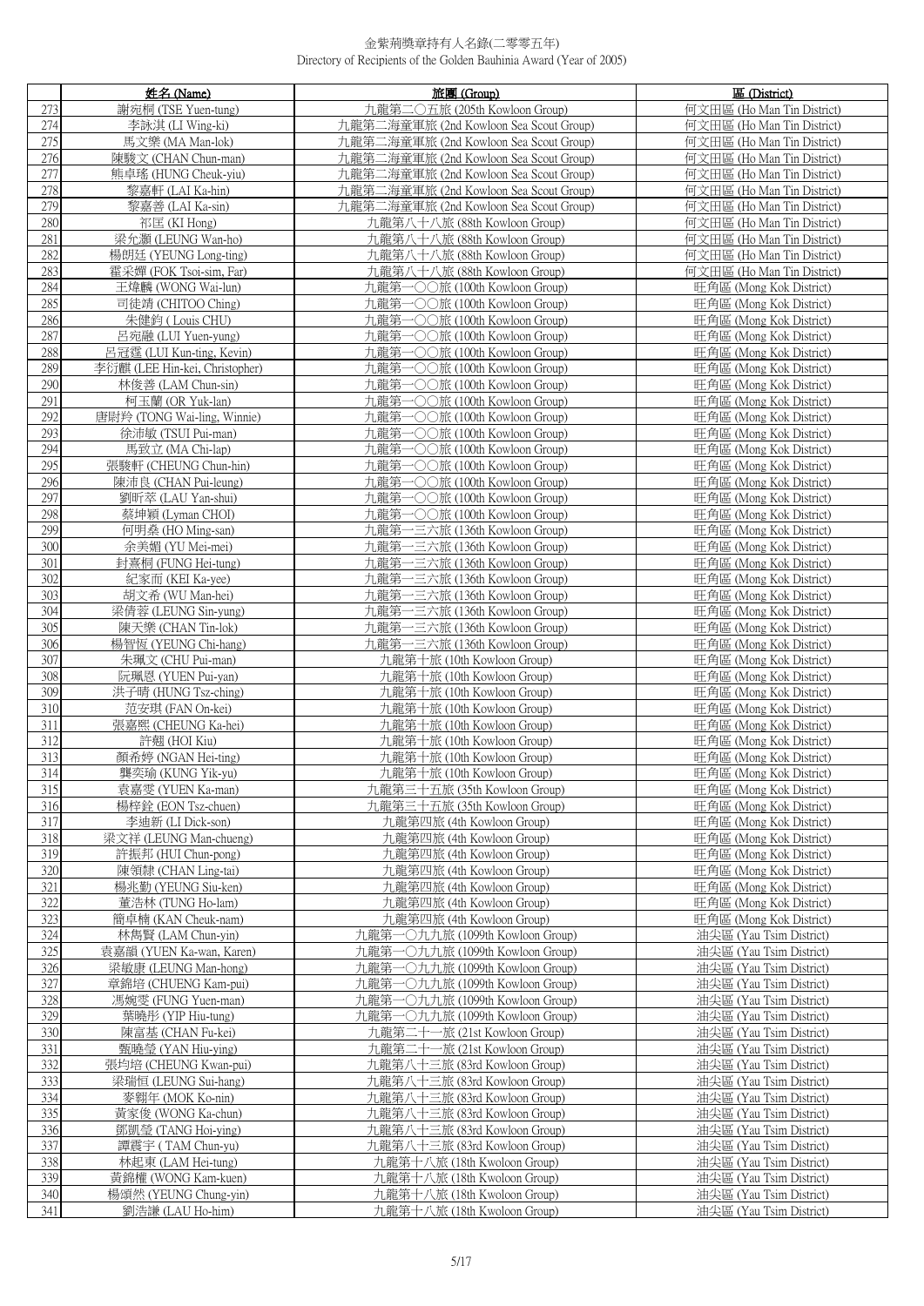金紫荊獎章持有人名錄(二零零五年)
Directory of Recipients of the Golden Bauhinia Award (Year of 2005)

| | 姓名 (Name) | 旅團 (Group) | 區 (District) |
|---|---|---|---|
| 273 | 謝宛桐 (TSE Yuen-tung) | 九龍第二〇五旅 (205th Kowloon Group) | 何文田區 (Ho Man Tin District) |
| 274 | 李詠淇 (LI Wing-ki) | 九龍第二海童軍旅 (2nd Kowloon Sea Scout Group) | 何文田區 (Ho Man Tin District) |
| 275 | 馬文樂 (MA Man-lok) | 九龍第二海童軍旅 (2nd Kowloon Sea Scout Group) | 何文田區 (Ho Man Tin District) |
| 276 | 陳駿文 (CHAN Chun-man) | 九龍第二海童軍旅 (2nd Kowloon Sea Scout Group) | 何文田區 (Ho Man Tin District) |
| 277 | 熊卓瑤 (HUNG Cheuk-yiu) | 九龍第二海童軍旅 (2nd Kowloon Sea Scout Group) | 何文田區 (Ho Man Tin District) |
| 278 | 黎嘉軒 (LAI Ka-hin) | 九龍第二海童軍旅 (2nd Kowloon Sea Scout Group) | 何文田區 (Ho Man Tin District) |
| 279 | 黎嘉善 (LAI Ka-sin) | 九龍第二海童軍旅 (2nd Kowloon Sea Scout Group) | 何文田區 (Ho Man Tin District) |
| 280 | 祁匡 (KI Hong) | 九龍第八十八旅 (88th Kowloon Group) | 何文田區 (Ho Man Tin District) |
| 281 | 梁允灝 (LEUNG Wan-ho) | 九龍第八十八旅 (88th Kowloon Group) | 何文田區 (Ho Man Tin District) |
| 282 | 楊朗廷 (YEUNG Long-ting) | 九龍第八十八旅 (88th Kowloon Group) | 何文田區 (Ho Man Tin District) |
| 283 | 霍采嬋 (FOK Tsoi-sim, Far) | 九龍第八十八旅 (88th Kowloon Group) | 何文田區 (Ho Man Tin District) |
| 284 | 王煒麟 (WONG Wai-lun) | 九龍第一〇〇旅 (100th Kowloon Group) | 旺角區 (Mong Kok District) |
| 285 | 司徒靖 (CHITOO Ching) | 九龍第一〇〇旅 (100th Kowloon Group) | 旺角區 (Mong Kok District) |
| 286 | 朱健鈞 ( Louis CHU) | 九龍第一〇〇旅 (100th Kowloon Group) | 旺角區 (Mong Kok District) |
| 287 | 呂宛融 (LUI Yuen-yung) | 九龍第一〇〇旅 (100th Kowloon Group) | 旺角區 (Mong Kok District) |
| 288 | 呂冠霆 (LUI Kun-ting, Kevin) | 九龍第一〇〇旅 (100th Kowloon Group) | 旺角區 (Mong Kok District) |
| 289 | 李衍麒 (LEE Hin-kei, Christopher) | 九龍第一〇〇旅 (100th Kowloon Group) | 旺角區 (Mong Kok District) |
| 290 | 林俊善 (LAM Chun-sin) | 九龍第一〇〇旅 (100th Kowloon Group) | 旺角區 (Mong Kok District) |
| 291 | 柯玉蘭 (OR Yuk-lan) | 九龍第一〇〇旅 (100th Kowloon Group) | 旺角區 (Mong Kok District) |
| 292 | 唐尉羚 (TONG Wai-ling, Winnie) | 九龍第一〇〇旅 (100th Kowloon Group) | 旺角區 (Mong Kok District) |
| 293 | 徐沛敏 (TSUI Pui-man) | 九龍第一〇〇旅 (100th Kowloon Group) | 旺角區 (Mong Kok District) |
| 294 | 馬致立 (MA Chi-lap) | 九龍第一〇〇旅 (100th Kowloon Group) | 旺角區 (Mong Kok District) |
| 295 | 張駿軒 (CHEUNG Chun-hin) | 九龍第一〇〇旅 (100th Kowloon Group) | 旺角區 (Mong Kok District) |
| 296 | 陳沛良 (CHAN Pui-leung) | 九龍第一〇〇旅 (100th Kowloon Group) | 旺角區 (Mong Kok District) |
| 297 | 劉昕萃 (LAU Yan-shui) | 九龍第一〇〇旅 (100th Kowloon Group) | 旺角區 (Mong Kok District) |
| 298 | 蔡坤穎 (Lyman CHOI) | 九龍第一〇〇旅 (100th Kowloon Group) | 旺角區 (Mong Kok District) |
| 299 | 何明燊 (HO Ming-san) | 九龍第一三六旅 (136th Kowloon Group) | 旺角區 (Mong Kok District) |
| 300 | 余美媚 (YU Mei-mei) | 九龍第一三六旅 (136th Kowloon Group) | 旺角區 (Mong Kok District) |
| 301 | 封熹桐 (FUNG Hei-tung) | 九龍第一三六旅 (136th Kowloon Group) | 旺角區 (Mong Kok District) |
| 302 | 紀家而 (KEI Ka-yee) | 九龍第一三六旅 (136th Kowloon Group) | 旺角區 (Mong Kok District) |
| 303 | 胡文希 (WU Man-hei) | 九龍第一三六旅 (136th Kowloon Group) | 旺角區 (Mong Kok District) |
| 304 | 梁倩蓉 (LEUNG Sin-yung) | 九龍第一三六旅 (136th Kowloon Group) | 旺角區 (Mong Kok District) |
| 305 | 陳天樂 (CHAN Tin-lok) | 九龍第一三六旅 (136th Kowloon Group) | 旺角區 (Mong Kok District) |
| 306 | 楊智恆 (YEUNG Chi-hang) | 九龍第一三六旅 (136th Kowloon Group) | 旺角區 (Mong Kok District) |
| 307 | 朱珮文 (CHU Pui-man) | 九龍第十旅 (10th Kowloon Group) | 旺角區 (Mong Kok District) |
| 308 | 阮珮恩 (YUEN Pui-yan) | 九龍第十旅 (10th Kowloon Group) | 旺角區 (Mong Kok District) |
| 309 | 洪子晴 (HUNG Tsz-ching) | 九龍第十旅 (10th Kowloon Group) | 旺角區 (Mong Kok District) |
| 310 | 范安琪 (FAN On-kei) | 九龍第十旅 (10th Kowloon Group) | 旺角區 (Mong Kok District) |
| 311 | 張嘉熙 (CHEUNG Ka-hei) | 九龍第十旅 (10th Kowloon Group) | 旺角區 (Mong Kok District) |
| 312 | 許翹 (HOI Kiu) | 九龍第十旅 (10th Kowloon Group) | 旺角區 (Mong Kok District) |
| 313 | 顏希婷 (NGAN Hei-ting) | 九龍第十旅 (10th Kowloon Group) | 旺角區 (Mong Kok District) |
| 314 | 龔奕瑜 (KUNG Yik-yu) | 九龍第十旅 (10th Kowloon Group) | 旺角區 (Mong Kok District) |
| 315 | 袁嘉雯 (YUEN Ka-man) | 九龍第三十五旅 (35th Kowloon Group) | 旺角區 (Mong Kok District) |
| 316 | 楊梓銓 (EON Tsz-chuen) | 九龍第三十五旅 (35th Kowloon Group) | 旺角區 (Mong Kok District) |
| 317 | 李迪新 (LI Dick-son) | 九龍第四旅 (4th Kowloon Group) | 旺角區 (Mong Kok District) |
| 318 | 梁文祥 (LEUNG Man-chueng) | 九龍第四旅 (4th Kowloon Group) | 旺角區 (Mong Kok District) |
| 319 | 許振邦 (HUI Chun-pong) | 九龍第四旅 (4th Kowloon Group) | 旺角區 (Mong Kok District) |
| 320 | 陳領隸 (CHAN Ling-tai) | 九龍第四旅 (4th Kowloon Group) | 旺角區 (Mong Kok District) |
| 321 | 楊兆勤 (YEUNG Siu-ken) | 九龍第四旅 (4th Kowloon Group) | 旺角區 (Mong Kok District) |
| 322 | 董浩林 (TUNG Ho-lam) | 九龍第四旅 (4th Kowloon Group) | 旺角區 (Mong Kok District) |
| 323 | 簡卓楠 (KAN Cheuk-nam) | 九龍第四旅 (4th Kowloon Group) | 旺角區 (Mong Kok District) |
| 324 | 林雋賢 (LAM Chun-yin) | 九龍第一〇九九旅 (1099th Kowloon Group) | 油尖區 (Yau Tsim District) |
| 325 | 袁嘉韻 (YUEN Ka-wan, Karen) | 九龍第一〇九九旅 (1099th Kowloon Group) | 油尖區 (Yau Tsim District) |
| 326 | 梁敏康 (LEUNG Man-hong) | 九龍第一〇九九旅 (1099th Kowloon Group) | 油尖區 (Yau Tsim District) |
| 327 | 章錦培 (CHUENG Kam-pui) | 九龍第一〇九九旅 (1099th Kowloon Group) | 油尖區 (Yau Tsim District) |
| 328 | 馮婉雯 (FUNG Yuen-man) | 九龍第一〇九九旅 (1099th Kowloon Group) | 油尖區 (Yau Tsim District) |
| 329 | 葉曉彤 (YIP Hiu-tung) | 九龍第一〇九九旅 (1099th Kowloon Group) | 油尖區 (Yau Tsim District) |
| 330 | 陳富基 (CHAN Fu-kei) | 九龍第二十一旅 (21st Kowloon Group) | 油尖區 (Yau Tsim District) |
| 331 | 甄曉瑩 (YAN Hiu-ying) | 九龍第二十一旅 (21st Kowloon Group) | 油尖區 (Yau Tsim District) |
| 332 | 張均培 (CHEUNG Kwan-pui) | 九龍第八十三旅 (83rd Kowloon Group) | 油尖區 (Yau Tsim District) |
| 333 | 梁瑞恒 (LEUNG Sui-hang) | 九龍第八十三旅 (83rd Kowloon Group) | 油尖區 (Yau Tsim District) |
| 334 | 麥翱年 (MOK Ko-nin) | 九龍第八十三旅 (83rd Kowloon Group) | 油尖區 (Yau Tsim District) |
| 335 | 黃家俊 (WONG Ka-chun) | 九龍第八十三旅 (83rd Kowloon Group) | 油尖區 (Yau Tsim District) |
| 336 | 鄧凱瑩 (TANG Hoi-ying) | 九龍第八十三旅 (83rd Kowloon Group) | 油尖區 (Yau Tsim District) |
| 337 | 譚震宇 ( TAM Chun-yu) | 九龍第八十三旅 (83rd Kowloon Group) | 油尖區 (Yau Tsim District) |
| 338 | 林起東 (LAM Hei-tung) | 九龍第十八旅 (18th Kwoloon Group) | 油尖區 (Yau Tsim District) |
| 339 | 黃錦權 (WONG Kam-kuen) | 九龍第十八旅 (18th Kwoloon Group) | 油尖區 (Yau Tsim District) |
| 340 | 楊頌然 (YEUNG Chung-yin) | 九龍第十八旅 (18th Kwoloon Group) | 油尖區 (Yau Tsim District) |
| 341 | 劉浩謙 (LAU Ho-him) | 九龍第十八旅 (18th Kwoloon Group) | 油尖區 (Yau Tsim District) |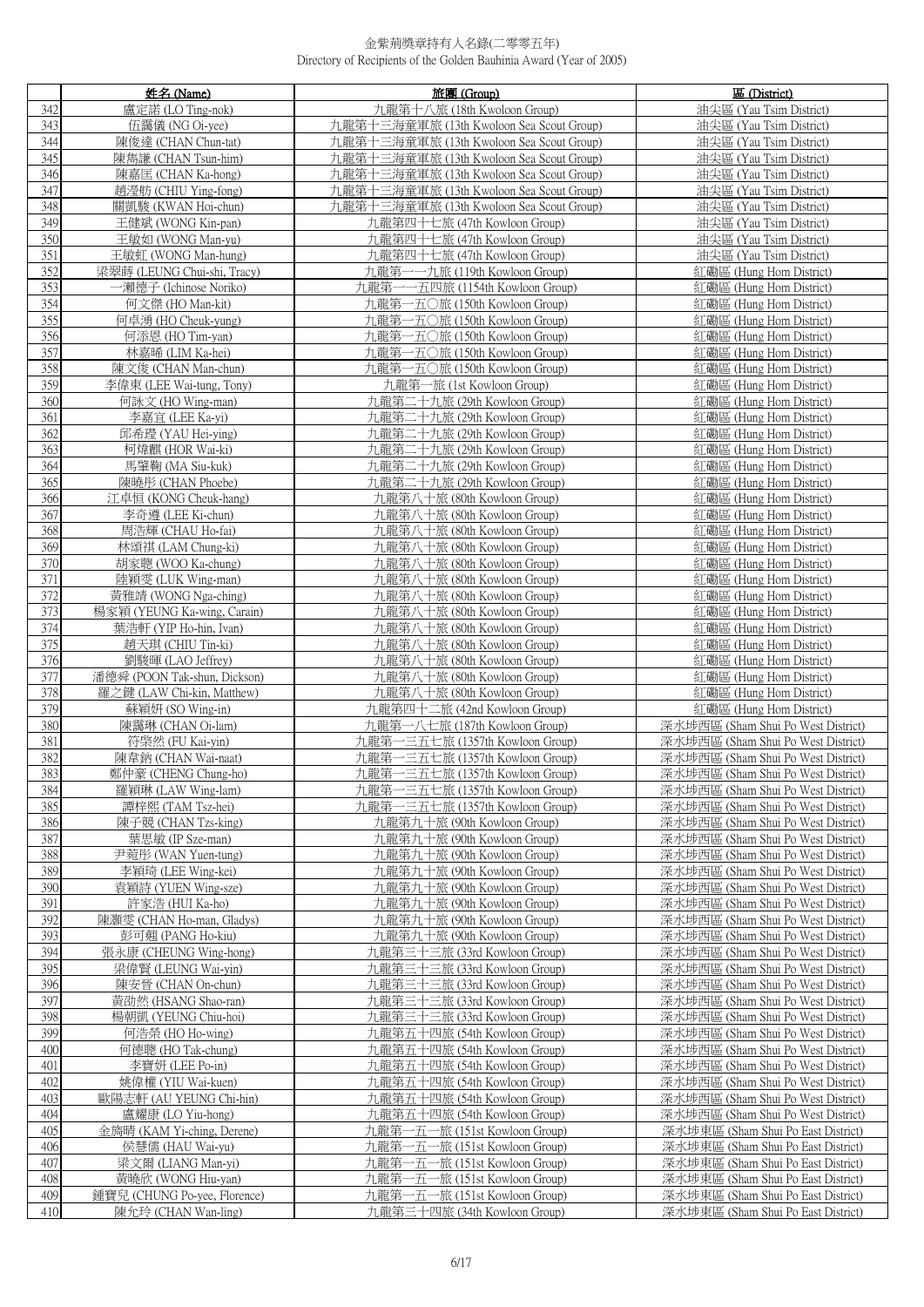金紫荊獎章持有人名錄(二零零五年)
Directory of Recipients of the Golden Bauhinia Award (Year of 2005)

| | 姓名 (Name) | 旅團 (Group) | 區 (District) |
|---|---|---|---|
| 342 | 盧定諾 (LO Ting-nok) | 九龍第十八旅 (18th Kwoloon Group) | 油尖區 (Yau Tsim District) |
| 343 | 伍靄儀 (NG Oi-yee) | 九龍第十三海童軍旅 (13th Kwoloon Sea Scout Group) | 油尖區 (Yau Tsim District) |
| 344 | 陳俊達 (CHAN Chun-tat) | 九龍第十三海童軍旅 (13th Kwoloon Sea Scout Group) | 油尖區 (Yau Tsim District) |
| 345 | 陳雋謙 (CHAN Tsun-him) | 九龍第十三海童軍旅 (13th Kwoloon Sea Scout Group) | 油尖區 (Yau Tsim District) |
| 346 | 陳嘉匡 (CHAN Ka-hong) | 九龍第十三海童軍旅 (13th Kwoloon Sea Scout Group) | 油尖區 (Yau Tsim District) |
| 347 | 趙瀅舫 (CHIU Ying-fong) | 九龍第十三海童軍旅 (13th Kwoloon Sea Scout Group) | 油尖區 (Yau Tsim District) |
| 348 | 關凱駿 (KWAN Hoi-chun) | 九龍第十三海童軍旅 (13th Kwoloon Sea Scout Group) | 油尖區 (Yau Tsim District) |
| 349 | 王健斌 (WONG Kin-pan) | 九龍第四十七旅 (47th Kowloon Group) | 油尖區 (Yau Tsim District) |
| 350 | 王敏如 (WONG Man-yu) | 九龍第四十七旅 (47th Kowloon Group) | 油尖區 (Yau Tsim District) |
| 351 | 王敏虹 (WONG Man-hung) | 九龍第四十七旅 (47th Kowloon Group) | 油尖區 (Yau Tsim District) |
| 352 | 梁翠蒔 (LEUNG Chui-shi, Tracy) | 九龍第一一九旅 (119th Kowloon Group) | 紅磡區 (Hung Hom District) |
| 353 | 一瀨德子 (Ichinose Noriko) | 九龍第一一五四旅 (1154th Kowloon Group) | 紅磡區 (Hung Hom District) |
| 354 | 何文傑 (HO Man-kit) | 九龍第一五〇旅 (150th Kowloon Group) | 紅磡區 (Hung Hom District) |
| 355 | 何卓湧 (HO Cheuk-yung) | 九龍第一五〇旅 (150th Kowloon Group) | 紅磡區 (Hung Hom District) |
| 356 | 何添恩 (HO Tim-yan) | 九龍第一五〇旅 (150th Kowloon Group) | 紅磡區 (Hung Hom District) |
| 357 | 林嘉晞 (LIM Ka-hei) | 九龍第一五〇旅 (150th Kowloon Group) | 紅磡區 (Hung Hom District) |
| 358 | 陳文俊 (CHAN Man-chun) | 九龍第一五〇旅 (150th Kowloon Group) | 紅磡區 (Hung Hom District) |
| 359 | 李偉東 (LEE Wai-tung, Tony) | 九龍第一旅 (1st Kowloon Group) | 紅磡區 (Hung Hom District) |
| 360 | 何詠文 (HO Wing-man) | 九龍第二十九旅 (29th Kowloon Group) | 紅磡區 (Hung Hom District) |
| 361 | 李嘉宜 (LEE Ka-yi) | 九龍第二十九旅 (29th Kowloon Group) | 紅磡區 (Hung Hom District) |
| 362 | 邱希瑝 (YAU Hei-ying) | 九龍第二十九旅 (29th Kowloon Group) | 紅磡區 (Hung Hom District) |
| 363 | 柯煒麒 (HOR Wai-ki) | 九龍第二十九旅 (29th Kowloon Group) | 紅磡區 (Hung Hom District) |
| 364 | 馬肇鞠 (MA Siu-kuk) | 九龍第二十九旅 (29th Kowloon Group) | 紅磡區 (Hung Hom District) |
| 365 | 陳曉彤 (CHAN Phoebe) | 九龍第二十九旅 (29th Kowloon Group) | 紅磡區 (Hung Hom District) |
| 366 | 江卓恒 (KONG Cheuk-hang) | 九龍第八十旅 (80th Kowloon Group) | 紅磡區 (Hung Hom District) |
| 367 | 李奇遵 (LEE Ki-chun) | 九龍第八十旅 (80th Kowloon Group) | 紅磡區 (Hung Hom District) |
| 368 | 周浩輝 (CHAU Ho-fai) | 九龍第八十旅 (80th Kowloon Group) | 紅磡區 (Hung Hom District) |
| 369 | 林頌祺 (LAM Chung-ki) | 九龍第八十旅 (80th Kowloon Group) | 紅磡區 (Hung Hom District) |
| 370 | 胡家聰 (WOO Ka-chung) | 九龍第八十旅 (80th Kowloon Group) | 紅磡區 (Hung Hom District) |
| 371 | 陸穎雯 (LUK Wing-man) | 九龍第八十旅 (80th Kowloon Group) | 紅磡區 (Hung Hom District) |
| 372 | 黃雅靖 (WONG Nga-ching) | 九龍第八十旅 (80th Kowloon Group) | 紅磡區 (Hung Hom District) |
| 373 | 楊家穎 (YEUNG Ka-wing, Carain) | 九龍第八十旅 (80th Kowloon Group) | 紅磡區 (Hung Hom District) |
| 374 | 葉浩軒 (YIP Ho-hin, Ivan) | 九龍第八十旅 (80th Kowloon Group) | 紅磡區 (Hung Hom District) |
| 375 | 趙天琪 (CHIU Tin-ki) | 九龍第八十旅 (80th Kowloon Group) | 紅磡區 (Hung Hom District) |
| 376 | 劉駿暉 (LAO Jeffrey) | 九龍第八十旅 (80th Kowloon Group) | 紅磡區 (Hung Hom District) |
| 377 | 潘德舜 (POON Tak-shun, Dickson) | 九龍第八十旅 (80th Kowloon Group) | 紅磡區 (Hung Hom District) |
| 378 | 羅之鍵 (LAW Chi-kin, Matthew) | 九龍第八十旅 (80th Kowloon Group) | 紅磡區 (Hung Hom District) |
| 379 | 蘇穎妍 (SO Wing-in) | 九龍第四十二旅 (42nd Kowloon Group) | 紅磡區 (Hung Hom District) |
| 380 | 陳靄琳 (CHAN Oi-lam) | 九龍第一八七旅 (187th Kowloon Group) | 深水埗西區 (Sham Shui Po West District) |
| 381 | 符棨然 (FU Kai-yin) | 九龍第一三五七旅 (1357th Kowloon Group) | 深水埗西區 (Sham Shui Po West District) |
| 382 | 陳韋鈉 (CHAN Wai-naat) | 九龍第一三五七旅 (1357th Kowloon Group) | 深水埗西區 (Sham Shui Po West District) |
| 383 | 鄭仲豪 (CHENG Chung-ho) | 九龍第一三五七旅 (1357th Kowloon Group) | 深水埗西區 (Sham Shui Po West District) |
| 384 | 羅穎琳 (LAW Wing-lam) | 九龍第一三五七旅 (1357th Kowloon Group) | 深水埗西區 (Sham Shui Po West District) |
| 385 | 譚梓熙 (TAM Tsz-hei) | 九龍第一三五七旅 (1357th Kowloon Group) | 深水埗西區 (Sham Shui Po West District) |
| 386 | 陳子競 (CHAN Tzs-king) | 九龍第九十旅 (90th Kowloon Group) | 深水埗西區 (Sham Shui Po West District) |
| 387 | 葉思敏 (IP Sze-man) | 九龍第九十旅 (90th Kowloon Group) | 深水埗西區 (Sham Shui Po West District) |
| 388 | 尹菀彤 (WAN Yuen-tung) | 九龍第九十旅 (90th Kowloon Group) | 深水埗西區 (Sham Shui Po West District) |
| 389 | 李穎琦 (LEE Wing-kei) | 九龍第九十旅 (90th Kowloon Group) | 深水埗西區 (Sham Shui Po West District) |
| 390 | 袁穎詩 (YUEN Wing-sze) | 九龍第九十旅 (90th Kowloon Group) | 深水埗西區 (Sham Shui Po West District) |
| 391 | 許家浩 (HUI Ka-ho) | 九龍第九十旅 (90th Kowloon Group) | 深水埗西區 (Sham Shui Po West District) |
| 392 | 陳灝雯 (CHAN Ho-man, Gladys) | 九龍第九十旅 (90th Kowloon Group) | 深水埗西區 (Sham Shui Po West District) |
| 393 | 彭可翹 (PANG Ho-kiu) | 九龍第九十旅 (90th Kowloon Group) | 深水埗西區 (Sham Shui Po West District) |
| 394 | 張永康 (CHEUNG Wing-hong) | 九龍第三十三旅 (33rd Kowloon Group) | 深水埗西區 (Sham Shui Po West District) |
| 395 | 梁偉賢 (LEUNG Wai-yin) | 九龍第三十三旅 (33rd Kowloon Group) | 深水埗西區 (Sham Shui Po West District) |
| 396 | 陳安晉 (CHAN On-chun) | 九龍第三十三旅 (33rd Kowloon Group) | 深水埗西區 (Sham Shui Po West District) |
| 397 | 黃劭然 (HSANG Shao-ran) | 九龍第三十三旅 (33rd Kowloon Group) | 深水埗西區 (Sham Shui Po West District) |
| 398 | 楊朝凱 (YEUNG Chiu-hoi) | 九龍第三十三旅 (33rd Kowloon Group) | 深水埗西區 (Sham Shui Po West District) |
| 399 | 何浩榮 (HO Ho-wing) | 九龍第五十四旅 (54th Kowloon Group) | 深水埗西區 (Sham Shui Po West District) |
| 400 | 何德聰 (HO Tak-chung) | 九龍第五十四旅 (54th Kowloon Group) | 深水埗西區 (Sham Shui Po West District) |
| 401 | 李寶妍 (LEE Po-in) | 九龍第五十四旅 (54th Kowloon Group) | 深水埗西區 (Sham Shui Po West District) |
| 402 | 姚偉權 (YIU Wai-kuen) | 九龍第五十四旅 (54th Kowloon Group) | 深水埗西區 (Sham Shui Po West District) |
| 403 | 歐陽志軒 (AU YEUNG Chi-hin) | 九龍第五十四旅 (54th Kowloon Group) | 深水埗西區 (Sham Shui Po West District) |
| 404 | 盧耀康 (LO Yiu-hong) | 九龍第五十四旅 (54th Kowloon Group) | 深水埗西區 (Sham Shui Po West District) |
| 405 | 金旖晴 (KAM Yi-ching, Derene) | 九龍第一五一旅 (151st Kowloon Group) | 深水埗東區 (Sham Shui Po East District) |
| 406 | 侯慧儒 (HAU Wai-yu) | 九龍第一五一旅 (151st Kowloon Group) | 深水埗東區 (Sham Shui Po East District) |
| 407 | 梁文爾 (LIANG Man-yi) | 九龍第一五一旅 (151st Kowloon Group) | 深水埗東區 (Sham Shui Po East District) |
| 408 | 黃曉欣 (WONG Hiu-yan) | 九龍第一五一旅 (151st Kowloon Group) | 深水埗東區 (Sham Shui Po East District) |
| 409 | 鍾寶兒 (CHUNG Po-yee, Florence) | 九龍第一五一旅 (151st Kowloon Group) | 深水埗東區 (Sham Shui Po East District) |
| 410 | 陳允玲 (CHAN Wan-ling) | 九龍第三十四旅 (34th Kowloon Group) | 深水埗東區 (Sham Shui Po East District) |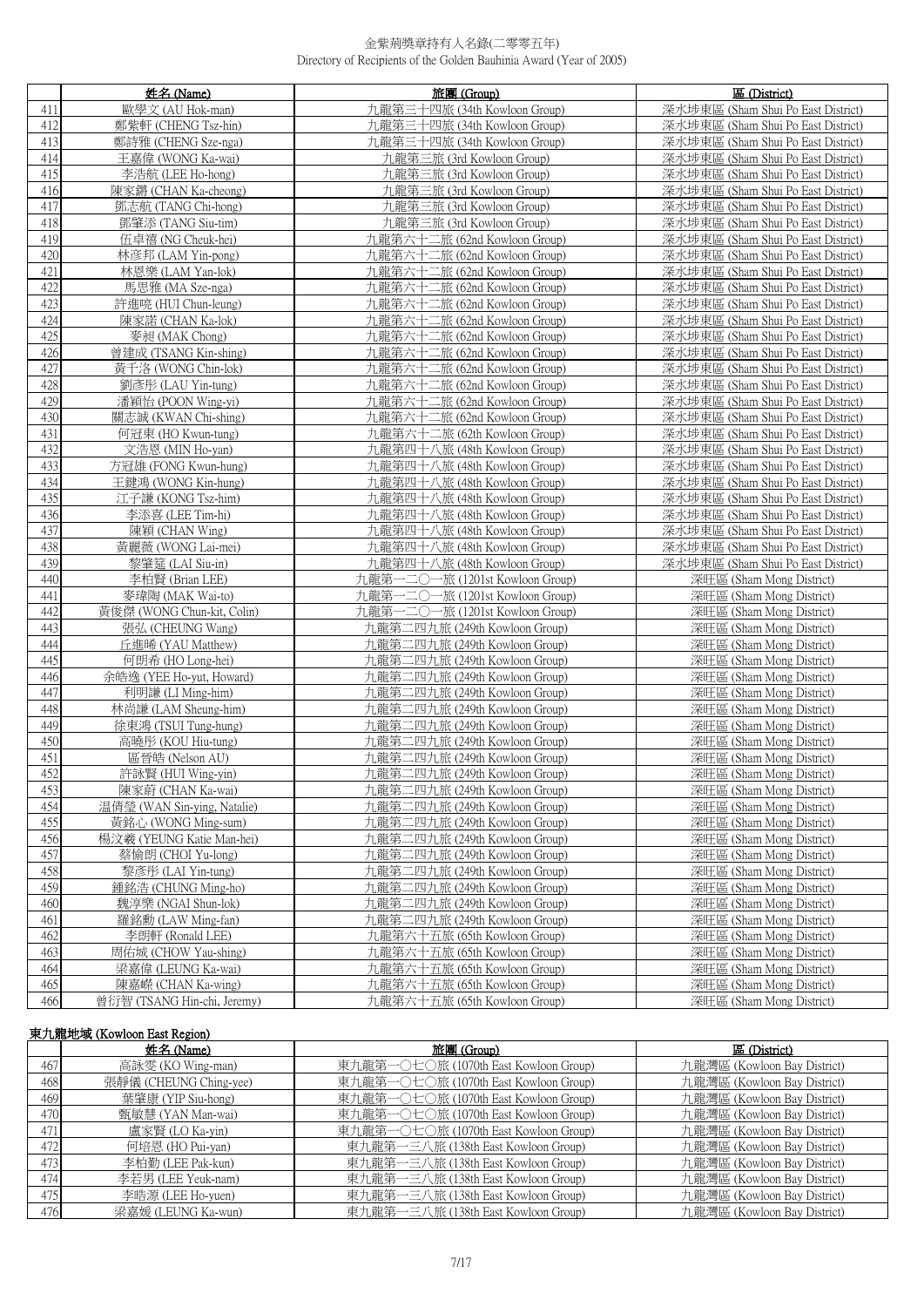金紫荊獎章持有人名錄(二零零五年)
Directory of Recipients of the Golden Bauhinia Award (Year of 2005)

| | 姓名 (Name) | 旅團 (Group) | 區 (District) |
|---|---|---|---|
| 411 | 歐學文 (AU Hok-man) | 九龍第三十四旅 (34th Kowloon Group) | 深水埗東區 (Sham Shui Po East District) |
| 412 | 鄭紫軒 (CHENG Tsz-hin) | 九龍第三十四旅 (34th Kowloon Group) | 深水埗東區 (Sham Shui Po East District) |
| 413 | 鄭詩雅 (CHENG Sze-nga) | 九龍第三十四旅 (34th Kowloon Group) | 深水埗東區 (Sham Shui Po East District) |
| 414 | 王嘉偉 (WONG Ka-wai) | 九龍第三旅 (3rd Kowloon Group) | 深水埗東區 (Sham Shui Po East District) |
| 415 | 李浩航 (LEE Ho-hong) | 九龍第三旅 (3rd Kowloon Group) | 深水埗東區 (Sham Shui Po East District) |
| 416 | 陳家鏘 (CHAN Ka-cheong) | 九龍第三旅 (3rd Kowloon Group) | 深水埗東區 (Sham Shui Po East District) |
| 417 | 鄧志航 (TANG Chi-hong) | 九龍第三旅 (3rd Kowloon Group) | 深水埗東區 (Sham Shui Po East District) |
| 418 | 鄧肇添 (TANG Siu-tim) | 九龍第三旅 (3rd Kowloon Group) | 深水埗東區 (Sham Shui Po East District) |
| 419 | 伍卓禧 (NG Cheuk-hei) | 九龍第六十二旅 (62nd Kowloon Group) | 深水埗東區 (Sham Shui Po East District) |
| 420 | 林彥邦 (LAM Yin-pong) | 九龍第六十二旅 (62nd Kowloon Group) | 深水埗東區 (Sham Shui Po East District) |
| 421 | 林恩樂 (LAM Yan-lok) | 九龍第六十二旅 (62nd Kowloon Group) | 深水埗東區 (Sham Shui Po East District) |
| 422 | 馬思雅 (MA Sze-nga) | 九龍第六十二旅 (62nd Kowloon Group) | 深水埗東區 (Sham Shui Po East District) |
| 423 | 許進喨 (HUI Chun-leung) | 九龍第六十二旅 (62nd Kowloon Group) | 深水埗東區 (Sham Shui Po East District) |
| 424 | 陳家諾 (CHAN Ka-lok) | 九龍第六十二旅 (62nd Kowloon Group) | 深水埗東區 (Sham Shui Po East District) |
| 425 | 麥昶 (MAK Chong) | 九龍第六十二旅 (62nd Kowloon Group) | 深水埗東區 (Sham Shui Po East District) |
| 426 | 曾建成 (TSANG Kin-shing) | 九龍第六十二旅 (62nd Kowloon Group) | 深水埗東區 (Sham Shui Po East District) |
| 427 | 黃千洛 (WONG Chin-lok) | 九龍第六十二旅 (62nd Kowloon Group) | 深水埗東區 (Sham Shui Po East District) |
| 428 | 劉彥彤 (LAU Yin-tung) | 九龍第六十二旅 (62nd Kowloon Group) | 深水埗東區 (Sham Shui Po East District) |
| 429 | 潘穎怡 (POON Wing-yi) | 九龍第六十二旅 (62nd Kowloon Group) | 深水埗東區 (Sham Shui Po East District) |
| 430 | 關志誠 (KWAN Chi-shing) | 九龍第六十二旅 (62nd Kowloon Group) | 深水埗東區 (Sham Shui Po East District) |
| 431 | 何冠東 (HO Kwun-tung) | 九龍第六十二旅 (62th Kowloon Group) | 深水埗東區 (Sham Shui Po East District) |
| 432 | 文浩恩 (MIN Ho-yan) | 九龍第四十八旅 (48th Kowloon Group) | 深水埗東區 (Sham Shui Po East District) |
| 433 | 方冠雄 (FONG Kwun-hung) | 九龍第四十八旅 (48th Kowloon Group) | 深水埗東區 (Sham Shui Po East District) |
| 434 | 王鍵鴻 (WONG Kin-hung) | 九龍第四十八旅 (48th Kowloon Group) | 深水埗東區 (Sham Shui Po East District) |
| 435 | 江子謙 (KONG Tsz-him) | 九龍第四十八旅 (48th Kowloon Group) | 深水埗東區 (Sham Shui Po East District) |
| 436 | 李添喜 (LEE Tim-hi) | 九龍第四十八旅 (48th Kowloon Group) | 深水埗東區 (Sham Shui Po East District) |
| 437 | 陳穎 (CHAN Wing) | 九龍第四十八旅 (48th Kowloon Group) | 深水埗東區 (Sham Shui Po East District) |
| 438 | 黃麗薇 (WONG Lai-mei) | 九龍第四十八旅 (48th Kowloon Group) | 深水埗東區 (Sham Shui Po East District) |
| 439 | 黎肇筵 (LAI Siu-in) | 九龍第四十八旅 (48th Kowloon Group) | 深水埗東區 (Sham Shui Po East District) |
| 440 | 李柏賢 (Brian LEE) | 九龍第一二〇一旅 (1201st Kowloon Group) | 深旺區 (Sham Mong District) |
| 441 | 麥瑋陶 (MAK Wai-to) | 九龍第一二〇一旅 (1201st Kowloon Group) | 深旺區 (Sham Mong District) |
| 442 | 黃俊傑 (WONG Chun-kit, Colin) | 九龍第一二〇一旅 (1201st Kowloon Group) | 深旺區 (Sham Mong District) |
| 443 | 張弘 (CHEUNG Wang) | 九龍第二四九旅 (249th Kowloon Group) | 深旺區 (Sham Mong District) |
| 444 | 丘進晞 (YAU Matthew) | 九龍第二四九旅 (249th Kowloon Group) | 深旺區 (Sham Mong District) |
| 445 | 何朗希 (HO Long-hei) | 九龍第二四九旅 (249th Kowloon Group) | 深旺區 (Sham Mong District) |
| 446 | 余皓逸 (YEE Ho-yut, Howard) | 九龍第二四九旅 (249th Kowloon Group) | 深旺區 (Sham Mong District) |
| 447 | 利明謙 (LI Ming-him) | 九龍第二四九旅 (249th Kowloon Group) | 深旺區 (Sham Mong District) |
| 448 | 林尚謙 (LAM Sheung-him) | 九龍第二四九旅 (249th Kowloon Group) | 深旺區 (Sham Mong District) |
| 449 | 徐東鴻 (TSUI Tung-hung) | 九龍第二四九旅 (249th Kowloon Group) | 深旺區 (Sham Mong District) |
| 450 | 高曉彤 (KOU Hiu-tung) | 九龍第二四九旅 (249th Kowloon Group) | 深旺區 (Sham Mong District) |
| 451 | 區晉皓 (Nelson AU) | 九龍第二四九旅 (249th Kowloon Group) | 深旺區 (Sham Mong District) |
| 452 | 許詠賢 (HUI Wing-yin) | 九龍第二四九旅 (249th Kowloon Group) | 深旺區 (Sham Mong District) |
| 453 | 陳家蔚 (CHAN Ka-wai) | 九龍第二四九旅 (249th Kowloon Group) | 深旺區 (Sham Mong District) |
| 454 | 温倩瑩 (WAN Sin-ying, Natalie) | 九龍第二四九旅 (249th Kowloon Group) | 深旺區 (Sham Mong District) |
| 455 | 黃銘心 (WONG Ming-sum) | 九龍第二四九旅 (249th Kowloon Group) | 深旺區 (Sham Mong District) |
| 456 | 楊汶羲 (YEUNG Katie Man-hei) | 九龍第二四九旅 (249th Kowloon Group) | 深旺區 (Sham Mong District) |
| 457 | 蔡愉朗 (CHOI Yu-long) | 九龍第二四九旅 (249th Kowloon Group) | 深旺區 (Sham Mong District) |
| 458 | 黎彥彤 (LAI Yin-tung) | 九龍第二四九旅 (249th Kowloon Group) | 深旺區 (Sham Mong District) |
| 459 | 鍾銘浩 (CHUNG Ming-ho) | 九龍第二四九旅 (249th Kowloon Group) | 深旺區 (Sham Mong District) |
| 460 | 魏淳樂 (NGAI Shun-lok) | 九龍第二四九旅 (249th Kowloon Group) | 深旺區 (Sham Mong District) |
| 461 | 羅銘勳 (LAW Ming-fan) | 九龍第二四九旅 (249th Kowloon Group) | 深旺區 (Sham Mong District) |
| 462 | 李朗軒 (Ronald LEE) | 九龍第六十五旅 (65th Kowloon Group) | 深旺區 (Sham Mong District) |
| 463 | 周佑城 (CHOW Yau-shing) | 九龍第六十五旅 (65th Kowloon Group) | 深旺區 (Sham Mong District) |
| 464 | 梁嘉偉 (LEUNG Ka-wai) | 九龍第六十五旅 (65th Kowloon Group) | 深旺區 (Sham Mong District) |
| 465 | 陳嘉嶸 (CHAN Ka-wing) | 九龍第六十五旅 (65th Kowloon Group) | 深旺區 (Sham Mong District) |
| 466 | 曾衍智 (TSANG Hin-chi, Jeremy) | 九龍第六十五旅 (65th Kowloon Group) | 深旺區 (Sham Mong District) |

## 東九龍地域 (Kowloon East Region)

| | 姓名 (Name) | 旅團 (Group) | 區 (District) |
|---|---|---|---|
| 467 | 高詠雯 (KO Wing-man) | 東九龍第一〇七〇旅 (1070th East Kowloon Group) | 九龍灣區 (Kowloon Bay District) |
| 468 | 張靜儀 (CHEUNG Ching-yee) | 東九龍第一〇七〇旅 (1070th East Kowloon Group) | 九龍灣區 (Kowloon Bay District) |
| 469 | 葉肇康 (YIP Siu-hong) | 東九龍第一〇七〇旅 (1070th East Kowloon Group) | 九龍灣區 (Kowloon Bay District) |
| 470 | 甄敏慧 (YAN Man-wai) | 東九龍第一〇七〇旅 (1070th East Kowloon Group) | 九龍灣區 (Kowloon Bay District) |
| 471 | 盧家賢 (LO Ka-yin) | 東九龍第一〇七〇旅 (1070th East Kowloon Group) | 九龍灣區 (Kowloon Bay District) |
| 472 | 何培恩 (HO Pui-yan) | 東九龍第一三八旅 (138th East Kowloon Group) | 九龍灣區 (Kowloon Bay District) |
| 473 | 李柏勤 (LEE Pak-kun) | 東九龍第一三八旅 (138th East Kowloon Group) | 九龍灣區 (Kowloon Bay District) |
| 474 | 李若男 (LEE Yeuk-nam) | 東九龍第一三八旅 (138th East Kowloon Group) | 九龍灣區 (Kowloon Bay District) |
| 475 | 李晧源 (LEE Ho-yuen) | 東九龍第一三八旅 (138th East Kowloon Group) | 九龍灣區 (Kowloon Bay District) |
| 476 | 梁嘉媛 (LEUNG Ka-wun) | 東九龍第一三八旅 (138th East Kowloon Group) | 九龍灣區 (Kowloon Bay District) |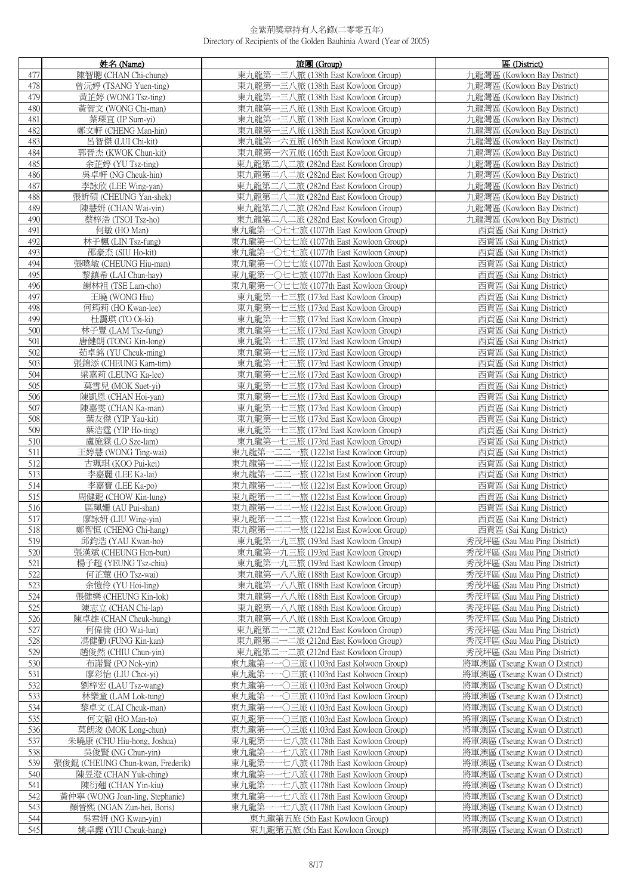金紫荊獎章持有人名錄(二零零五年)
Directory of Recipients of the Golden Bauhinia Award (Year of 2005)

| | 姓名 (Name) | 旅團 (Group) | 區 (District) |
|---|---|---|---|
| 477 | 陳智聰 (CHAN Chi-chung) | 東九龍第一三八旅 (138th East Kowloon Group) | 九龍灣區 (Kowloon Bay District) |
| 478 | 曾沅婷 (TSANG Yuen-ting) | 東九龍第一三八旅 (138th East Kowloon Group) | 九龍灣區 (Kowloon Bay District) |
| 479 | 黃芷婷 (WONG Tsz-ting) | 東九龍第一三八旅 (138th East Kowloon Group) | 九龍灣區 (Kowloon Bay District) |
| 480 | 黃智文 (WONG Chi-man) | 東九龍第一三八旅 (138th East Kowloon Group) | 九龍灣區 (Kowloon Bay District) |
| 481 | 葉琛宜 (IP Sum-yi) | 東九龍第一三八旅 (138th East Kowloon Group) | 九龍灣區 (Kowloon Bay District) |
| 482 | 鄭文軒 (CHENG Man-hin) | 東九龍第一三八旅 (138th East Kowloon Group) | 九龍灣區 (Kowloon Bay District) |
| 483 | 呂智傑 (LUI Chi-kit) | 東九龍第一六五旅 (165th East Kowloon Group) | 九龍灣區 (Kowloon Bay District) |
| 484 | 郭晉杰 (KWOK Chun-kit) | 東九龍第一六五旅 (165th East Kowloon Group) | 九龍灣區 (Kowloon Bay District) |
| 485 | 余芷婷 (YU Tsz-ting) | 東九龍第二八二旅 (282nd East Kowloon Group) | 九龍灣區 (Kowloon Bay District) |
| 486 | 吳卓軒 (NG Cheuk-hin) | 東九龍第二八二旅 (282nd East Kowloon Group) | 九龍灣區 (Kowloon Bay District) |
| 487 | 李詠欣 (LEE Wing-yan) | 東九龍第二八二旅 (282nd East Kowloon Group) | 九龍灣區 (Kowloon Bay District) |
| 488 | 張訢碩 (CHEUNG Yan-shek) | 東九龍第二八二旅 (282nd East Kowloon Group) | 九龍灣區 (Kowloon Bay District) |
| 489 | 陳慧妍 (CHAN Wai-yin) | 東九龍第二八二旅 (282nd East Kowloon Group) | 九龍灣區 (Kowloon Bay District) |
| 490 | 蔡梓浩 (TSOI Tsz-ho) | 東九龍第二八二旅 (282nd East Kowloon Group) | 九龍灣區 (Kowloon Bay District) |
| 491 | 何敏 (HO Man) | 東九龍第一〇七七旅 (1077th East Kowloon Group) | 西貢區 (Sai Kung District) |
| 492 | 林子楓 (LIN Tsz-fung) | 東九龍第一〇七七旅 (1077th East Kowloon Group) | 西貢區 (Sai Kung District) |
| 493 | 邵豪杰 (SIU Ho-kit) | 東九龍第一〇七七旅 (1077th East Kowloon Group) | 西貢區 (Sai Kung District) |
| 494 | 張曉敏 (CHEUNG Hiu-man) | 東九龍第一〇七七旅 (1077th East Kowloon Group) | 西貢區 (Sai Kung District) |
| 495 | 黎鎮希 (LAI Chun-hay) | 東九龍第一〇七七旅 (1077th East Kowloon Group) | 西貢區 (Sai Kung District) |
| 496 | 謝林祖 (TSE Lam-cho) | 東九龍第一〇七七旅 (1077th East Kowloon Group) | 西貢區 (Sai Kung District) |
| 497 | 王曉 (WONG Hiu) | 東九龍第一七三旅 (173rd East Kowloon Group) | 西貢區 (Sai Kung District) |
| 498 | 何筠莉 (HO Kwan-lee) | 東九龍第一七三旅 (173rd East Kowloon Group) | 西貢區 (Sai Kung District) |
| 499 | 杜靄琪 (TO Oi-ki) | 東九龍第一七三旅 (173rd East Kowloon Group) | 西貢區 (Sai Kung District) |
| 500 | 林子豐 (LAM Tsz-fung) | 東九龍第一七三旅 (173rd East Kowloon Group) | 西貢區 (Sai Kung District) |
| 501 | 唐健朗 (TONG Kin-long) | 東九龍第一七三旅 (173rd East Kowloon Group) | 西貢區 (Sai Kung District) |
| 502 | 茹卓銘 (YU Cheuk-ming) | 東九龍第一七三旅 (173rd East Kowloon Group) | 西貢區 (Sai Kung District) |
| 503 | 張錦添 (CHEUNG Kam-tim) | 東九龍第一七三旅 (173rd East Kowloon Group) | 西貢區 (Sai Kung District) |
| 504 | 梁嘉莉 (LEUNG Ka-lee) | 東九龍第一七三旅 (173rd East Kowloon Group) | 西貢區 (Sai Kung District) |
| 505 | 莫雪兒 (MOK Suet-yi) | 東九龍第一七三旅 (173rd East Kowloon Group) | 西貢區 (Sai Kung District) |
| 506 | 陳凱恩 (CHAN Hoi-yan) | 東九龍第一七三旅 (173rd East Kowloon Group) | 西貢區 (Sai Kung District) |
| 507 | 陳嘉雯 (CHAN Ka-man) | 東九龍第一七三旅 (173rd East Kowloon Group) | 西貢區 (Sai Kung District) |
| 508 | 葉友傑 (YIP Yau-kit) | 東九龍第一七三旅 (173rd East Kowloon Group) | 西貢區 (Sai Kung District) |
| 509 | 葉浩霆 (YIP Ho-ting) | 東九龍第一七三旅 (173rd East Kowloon Group) | 西貢區 (Sai Kung District) |
| 510 | 盧施霖 (LO Sze-lam) | 東九龍第一七三旅 (173rd East Kowloon Group) | 西貢區 (Sai Kung District) |
| 511 | 王婷慧 (WONG Ting-wai) | 東九龍第一二二一旅 (1221st East Kowloon Group) | 西貢區 (Sai Kung District) |
| 512 | 古珮琪 (KOO Pui-kei) | 東九龍第一二二一旅 (1221st East Kowloon Group) | 西貢區 (Sai Kung District) |
| 513 | 李嘉麗 (LEE Ka-lai) | 東九龍第一二二一旅 (1221st East Kowloon Group) | 西貢區 (Sai Kung District) |
| 514 | 李嘉寶 (LEE Ka-po) | 東九龍第一二二一旅 (1221st East Kowloon Group) | 西貢區 (Sai Kung District) |
| 515 | 周健龍 (CHOW Kin-lung) | 東九龍第一二二一旅 (1221st East Kowloon Group) | 西貢區 (Sai Kung District) |
| 516 | 區珮姍 (AU Pui-shan) | 東九龍第一二二一旅 (1221st East Kowloon Group) | 西貢區 (Sai Kung District) |
| 517 | 廖詠妍 (LIU Wing-yin) | 東九龍第一二二一旅 (1221st East Kowloon Group) | 西貢區 (Sai Kung District) |
| 518 | 鄭智恒 (CHENG Chi-hang) | 東九龍第一二二一旅 (1221st East Kowloon Group) | 西貢區 (Sai Kung District) |
| 519 | 邱鈞浩 (YAU Kwan-ho) | 東九龍第一九三旅 (193rd East Kowloon Group) | 秀茂坪區 (Sau Mau Ping District) |
| 520 | 張漢斌 (CHEUNG Hon-bun) | 東九龍第一九三旅 (193rd East Kowloon Group) | 秀茂坪區 (Sau Mau Ping District) |
| 521 | 楊子超 (YEUNG Tsz-chiu) | 東九龍第一九三旅 (193rd East Kowloon Group) | 秀茂坪區 (Sau Mau Ping District) |
| 522 | 何芷蕙 (HO Tsz-wai) | 東九龍第一八八旅 (188th East Kowloon Group) | 秀茂坪區 (Sau Mau Ping District) |
| 523 | 余愷伶 (YU Hoi-ling) | 東九龍第一八八旅 (188th East Kowloon Group) | 秀茂坪區 (Sau Mau Ping District) |
| 524 | 張健樂 (CHEUNG Kin-lok) | 東九龍第一八八旅 (188th East Kowloon Group) | 秀茂坪區 (Sau Mau Ping District) |
| 525 | 陳志立 (CHAN Chi-lap) | 東九龍第一八八旅 (188th East Kowloon Group) | 秀茂坪區 (Sau Mau Ping District) |
| 526 | 陳卓雄 (CHAN Cheuk-hung) | 東九龍第一八八旅 (188th East Kowloon Group) | 秀茂坪區 (Sau Mau Ping District) |
| 527 | 何偉倫 (HO Wai-lun) | 東九龍第二一二旅 (212nd East Kowloon Group) | 秀茂坪區 (Sau Mau Ping District) |
| 528 | 馮健勤 (FUNG Kin-kan) | 東九龍第二一二旅 (212nd East Kowloon Group) | 秀茂坪區 (Sau Mau Ping District) |
| 529 | 趙俊然 (CHIU Chun-yin) | 東九龍第二一二旅 (212nd East Kowloon Group) | 秀茂坪區 (Sau Mau Ping District) |
| 530 | 布諾賢 (PO Nok-yin) | 東九龍第一一〇三旅 (1103rd East Kolwoon Group) | 將軍澳區 (Tseung Kwan O District) |
| 531 | 廖彩怡 (LIU Choi-yi) | 東九龍第一一〇三旅 (1103rd East Kolwoon Group) | 將軍澳區 (Tseung Kwan O District) |
| 532 | 劉梓宏 (LAU Tsz-wang) | 東九龍第一一〇三旅 (1103rd East Kolwoon Group) | 將軍澳區 (Tseung Kwan O District) |
| 533 | 林樂童 (LAM Lok-tung) | 東九龍第一一〇三旅 (1103rd East Kolwoon Group) | 將軍澳區 (Tseung Kwan O District) |
| 534 | 黎卓文 (LAI Cheuk-man) | 東九龍第一一〇三旅 (1103rd East Kolwoon Group) | 將軍澳區 (Tseung Kwan O District) |
| 535 | 何文韜 (HO Man-to) | 東九龍第一一〇三旅 (1103rd East Kolwoon Group) | 將軍澳區 (Tseung Kwan O District) |
| 536 | 莫朗浚 (MOK Long-chun) | 東九龍第一一〇三旅 (1103rd East Kolwoon Group) | 將軍澳區 (Tseung Kwan O District) |
| 537 | 朱曉康 (CHU Hiu-hong, Joshua) | 東九龍第一一七八旅 (1178th East Kowloon Group) | 將軍澳區 (Tseung Kwan O District) |
| 538 | 吳俊賢 (NG Chun-yin) | 東九龍第一一七八旅 (1178th East Kowloon Group) | 將軍澳區 (Tseung Kwan O District) |
| 539 | 張俊錕 (CHEUNG Chun-kwan, Frederik) | 東九龍第一一七八旅 (1178th East Kowloon Group) | 將軍澳區 (Tseung Kwan O District) |
| 540 | 陳昱澄 (CHAN Yuk-ching) | 東九龍第一一七八旅 (1178th East Kowloon Group) | 將軍澳區 (Tseung Kwan O District) |
| 541 | 陳衍翹 (CHAN Yin-kiu) | 東九龍第一一七八旅 (1178th East Kowloon Group) | 將軍澳區 (Tseung Kwan O District) |
| 542 | 黃仲寧 (WONG Joan-ling, Stephanie) | 東九龍第一一七八旅 (1178th East Kowloon Group) | 將軍澳區 (Tseung Kwan O District) |
| 543 | 顏晉熙 (NGAN Zun-hei, Boris) | 東九龍第一一七八旅 (1178th East Kowloon Group) | 將軍澳區 (Tseung Kwan O District) |
| 544 | 吳君妍 (NG Kwan-yin) | 東九龍第五旅 (5th East Kowloon Group) | 將軍澳區 (Tseung Kwan O District) |
| 545 | 姚卓鏗 (YIU Cheuk-hang) | 東九龍第五旅 (5th East Kowloon Group) | 將軍澳區 (Tseung Kwan O District) |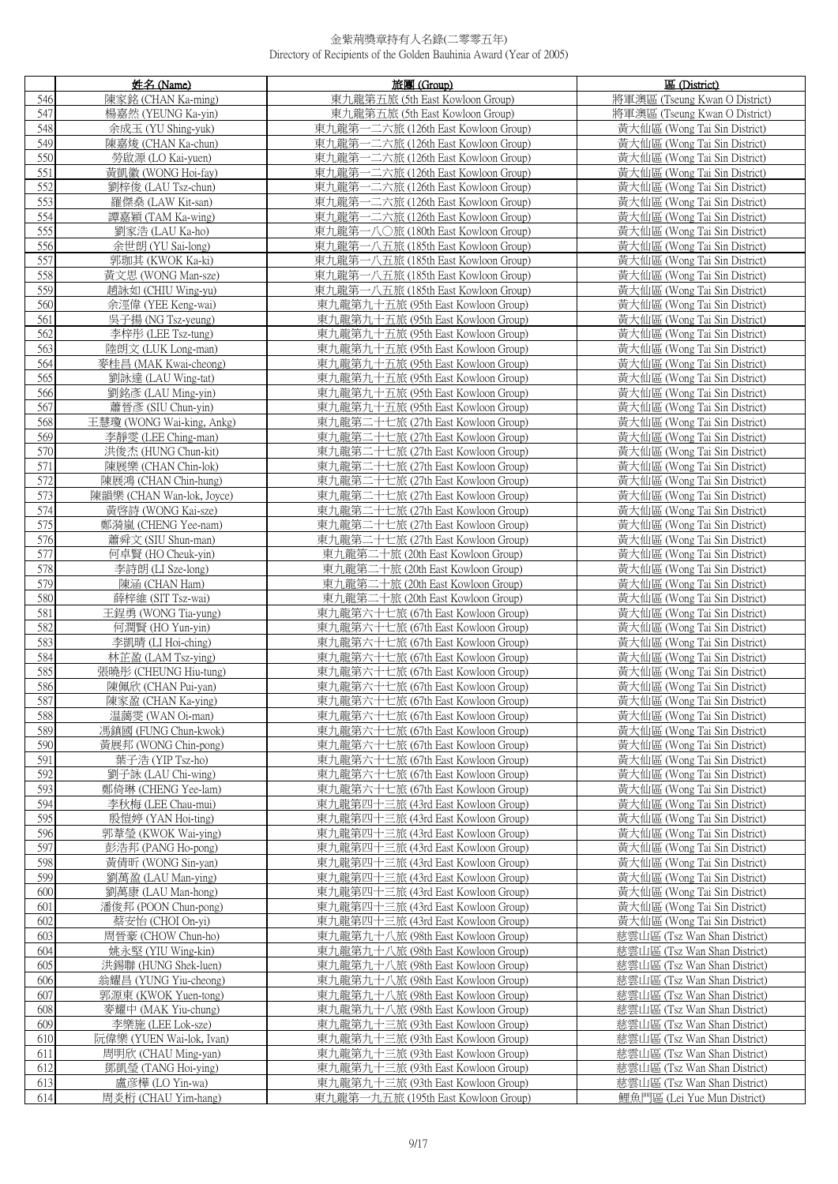金紫荊獎章持有人名錄(二零零五年)
Directory of Recipients of the Golden Bauhinia Award (Year of 2005)

| | 姓名 (Name) | 旅團 (Group) | 區 (District) |
|---|---|---|---|
| 546 | 陳家銘 (CHAN Ka-ming) | 東九龍第五旅 (5th East Kowloon Group) | 將軍澳區 (Tseung Kwan O District) |
| 547 | 楊嘉然 (YEUNG Ka-yin) | 東九龍第五旅 (5th East Kowloon Group) | 將軍澳區 (Tseung Kwan O District) |
| 548 | 余成玉 (YU Shing-yuk) | 東九龍第一二六旅 (126th East Kowloon Group) | 黃大仙區 (Wong Tai Sin District) |
| 549 | 陳嘉竣 (CHAN Ka-chun) | 東九龍第一二六旅 (126th East Kowloon Group) | 黃大仙區 (Wong Tai Sin District) |
| 550 | 勞啟源 (LO Kai-yuen) | 東九龍第一二六旅 (126th East Kowloon Group) | 黃大仙區 (Wong Tai Sin District) |
| 551 | 黃凱徽 (WONG Hoi-fay) | 東九龍第一二六旅 (126th East Kowloon Group) | 黃大仙區 (Wong Tai Sin District) |
| 552 | 劉梓俊 (LAU Tsz-chun) | 東九龍第一二六旅 (126th East Kowloon Group) | 黃大仙區 (Wong Tai Sin District) |
| 553 | 羅傑燊 (LAW Kit-san) | 東九龍第一二六旅 (126th East Kowloon Group) | 黃大仙區 (Wong Tai Sin District) |
| 554 | 譚嘉穎 (TAM Ka-wing) | 東九龍第一二六旅 (126th East Kowloon Group) | 黃大仙區 (Wong Tai Sin District) |
| 555 | 劉家浩 (LAU Ka-ho) | 東九龍第一八〇旅 (180th East Kowloon Group) | 黃大仙區 (Wong Tai Sin District) |
| 556 | 余世朗 (YU Sai-long) | 東九龍第一八五旅 (185th East Kowloon Group) | 黃大仙區 (Wong Tai Sin District) |
| 557 | 郭珈其 (KWOK Ka-ki) | 東九龍第一八五旅 (185th East Kowloon Group) | 黃大仙區 (Wong Tai Sin District) |
| 558 | 黃文思 (WONG Man-sze) | 東九龍第一八五旅 (185th East Kowloon Group) | 黃大仙區 (Wong Tai Sin District) |
| 559 | 趙詠如 (CHIU Wing-yu) | 東九龍第一八五旅 (185th East Kowloon Group) | 黃大仙區 (Wong Tai Sin District) |
| 560 | 余溼偉 (YEE Keng-wai) | 東九龍第九十五旅 (95th East Kowloon Group) | 黃大仙區 (Wong Tai Sin District) |
| 561 | 吳子揚 (NG Tsz-yeung) | 東九龍第九十五旅 (95th East Kowloon Group) | 黃大仙區 (Wong Tai Sin District) |
| 562 | 李梓彤 (LEE Tsz-tung) | 東九龍第九十五旅 (95th East Kowloon Group) | 黃大仙區 (Wong Tai Sin District) |
| 563 | 陸朗文 (LUK Long-man) | 東九龍第九十五旅 (95th East Kowloon Group) | 黃大仙區 (Wong Tai Sin District) |
| 564 | 麥桂昌 (MAK Kwai-cheong) | 東九龍第九十五旅 (95th East Kowloon Group) | 黃大仙區 (Wong Tai Sin District) |
| 565 | 劉詠達 (LAU Wing-tat) | 東九龍第九十五旅 (95th East Kowloon Group) | 黃大仙區 (Wong Tai Sin District) |
| 566 | 劉銘彥 (LAU Ming-yin) | 東九龍第九十五旅 (95th East Kowloon Group) | 黃大仙區 (Wong Tai Sin District) |
| 567 | 蕭晉彥 (SIU Chun-yin) | 東九龍第九十五旅 (95th East Kowloon Group) | 黃大仙區 (Wong Tai Sin District) |
| 568 | 王慧瓊 (WONG Wai-king, Ankg) | 東九龍第二十七旅 (27th East Kowloon Group) | 黃大仙區 (Wong Tai Sin District) |
| 569 | 李靜雯 (LEE Ching-man) | 東九龍第二十七旅 (27th East Kowloon Group) | 黃大仙區 (Wong Tai Sin District) |
| 570 | 洪俊杰 (HUNG Chun-kit) | 東九龍第二十七旅 (27th East Kowloon Group) | 黃大仙區 (Wong Tai Sin District) |
| 571 | 陳展樂 (CHAN Chin-lok) | 東九龍第二十七旅 (27th East Kowloon Group) | 黃大仙區 (Wong Tai Sin District) |
| 572 | 陳展鴻 (CHAN Chin-hung) | 東九龍第二十七旅 (27th East Kowloon Group) | 黃大仙區 (Wong Tai Sin District) |
| 573 | 陳韻樂 (CHAN Wan-lok, Joyce) | 東九龍第二十七旅 (27th East Kowloon Group) | 黃大仙區 (Wong Tai Sin District) |
| 574 | 黃啓詩 (WONG Kai-sze) | 東九龍第二十七旅 (27th East Kowloon Group) | 黃大仙區 (Wong Tai Sin District) |
| 575 | 鄭漪嵐 (CHENG Yee-nam) | 東九龍第二十七旅 (27th East Kowloon Group) | 黃大仙區 (Wong Tai Sin District) |
| 576 | 蕭舜文 (SIU Shun-man) | 東九龍第二十七旅 (27th East Kowloon Group) | 黃大仙區 (Wong Tai Sin District) |
| 577 | 何卓賢 (HO Cheuk-yin) | 東九龍第二十旅 (20th East Kowloon Group) | 黃大仙區 (Wong Tai Sin District) |
| 578 | 李詩朗 (LI Sze-long) | 東九龍第二十旅 (20th East Kowloon Group) | 黃大仙區 (Wong Tai Sin District) |
| 579 | 陳涵 (CHAN Ham) | 東九龍第二十旅 (20th East Kowloon Group) | 黃大仙區 (Wong Tai Sin District) |
| 580 | 薛梓維 (SIT Tsz-wai) | 東九龍第二十旅 (20th East Kowloon Group) | 黃大仙區 (Wong Tai Sin District) |
| 581 | 王鍉勇 (WONG Tia-yung) | 東九龍第六十七旅 (67th East Kowloon Group) | 黃大仙區 (Wong Tai Sin District) |
| 582 | 何潤賢 (HO Yun-yin) | 東九龍第六十七旅 (67th East Kowloon Group) | 黃大仙區 (Wong Tai Sin District) |
| 583 | 李凱晴 (LI Hoi-ching) | 東九龍第六十七旅 (67th East Kowloon Group) | 黃大仙區 (Wong Tai Sin District) |
| 584 | 林芷盈 (LAM Tsz-ying) | 東九龍第六十七旅 (67th East Kowloon Group) | 黃大仙區 (Wong Tai Sin District) |
| 585 | 張曉彤 (CHEUNG Hiu-tung) | 東九龍第六十七旅 (67th East Kowloon Group) | 黃大仙區 (Wong Tai Sin District) |
| 586 | 陳佩欣 (CHAN Pui-yan) | 東九龍第六十七旅 (67th East Kowloon Group) | 黃大仙區 (Wong Tai Sin District) |
| 587 | 陳家盈 (CHAN Ka-ying) | 東九龍第六十七旅 (67th East Kowloon Group) | 黃大仙區 (Wong Tai Sin District) |
| 588 | 温藹雯 (WAN Oi-man) | 東九龍第六十七旅 (67th East Kowloon Group) | 黃大仙區 (Wong Tai Sin District) |
| 589 | 馮鎮國 (FUNG Chun-kwok) | 東九龍第六十七旅 (67th East Kowloon Group) | 黃大仙區 (Wong Tai Sin District) |
| 590 | 黃展邦 (WONG Chin-pong) | 東九龍第六十七旅 (67th East Kowloon Group) | 黃大仙區 (Wong Tai Sin District) |
| 591 | 葉子浩 (YIP Tsz-ho) | 東九龍第六十七旅 (67th East Kowloon Group) | 黃大仙區 (Wong Tai Sin District) |
| 592 | 劉子詠 (LAU Chi-wing) | 東九龍第六十七旅 (67th East Kowloon Group) | 黃大仙區 (Wong Tai Sin District) |
| 593 | 鄭倚琳 (CHENG Yee-lam) | 東九龍第六十七旅 (67th East Kowloon Group) | 黃大仙區 (Wong Tai Sin District) |
| 594 | 李秋梅 (LEE Chau-mui) | 東九龍第四十三旅 (43rd East Kowloon Group) | 黃大仙區 (Wong Tai Sin District) |
| 595 | 殷愷婷 (YAN Hoi-ting) | 東九龍第四十三旅 (43rd East Kowloon Group) | 黃大仙區 (Wong Tai Sin District) |
| 596 | 郭葦瑩 (KWOK Wai-ying) | 東九龍第四十三旅 (43rd East Kowloon Group) | 黃大仙區 (Wong Tai Sin District) |
| 597 | 彭浩邦 (PANG Ho-pong) | 東九龍第四十三旅 (43rd East Kowloon Group) | 黃大仙區 (Wong Tai Sin District) |
| 598 | 黃倩昕 (WONG Sin-yan) | 東九龍第四十三旅 (43rd East Kowloon Group) | 黃大仙區 (Wong Tai Sin District) |
| 599 | 劉萬盈 (LAU Man-ying) | 東九龍第四十三旅 (43rd East Kowloon Group) | 黃大仙區 (Wong Tai Sin District) |
| 600 | 劉萬康 (LAU Man-hong) | 東九龍第四十三旅 (43rd East Kowloon Group) | 黃大仙區 (Wong Tai Sin District) |
| 601 | 潘俊邦 (POON Chun-pong) | 東九龍第四十三旅 (43rd East Kowloon Group) | 黃大仙區 (Wong Tai Sin District) |
| 602 | 蔡安怡 (CHOI On-yi) | 東九龍第四十三旅 (43rd East Kowloon Group) | 黃大仙區 (Wong Tai Sin District) |
| 603 | 周晉豪 (CHOW Chun-ho) | 東九龍第九十八旅 (98th East Kowloon Group) | 慈雲山區 (Tsz Wan Shan District) |
| 604 | 姚永堅 (YIU Wing-kin) | 東九龍第九十八旅 (98th East Kowloon Group) | 慈雲山區 (Tsz Wan Shan District) |
| 605 | 洪錫聯 (HUNG Shek-luen) | 東九龍第九十八旅 (98th East Kowloon Group) | 慈雲山區 (Tsz Wan Shan District) |
| 606 | 翁耀昌 (YUNG Yiu-cheong) | 東九龍第九十八旅 (98th East Kowloon Group) | 慈雲山區 (Tsz Wan Shan District) |
| 607 | 郭源東 (KWOK Yuen-tong) | 東九龍第九十八旅 (98th East Kowloon Group) | 慈雲山區 (Tsz Wan Shan District) |
| 608 | 麥耀中 (MAK Yiu-chung) | 東九龍第九十八旅 (98th East Kowloon Group) | 慈雲山區 (Tsz Wan Shan District) |
| 609 | 李樂施 (LEE Lok-sze) | 東九龍第九十三旅 (93th East Kowloon Group) | 慈雲山區 (Tsz Wan Shan District) |
| 610 | 阮偉樂 (YUEN Wai-lok, Ivan) | 東九龍第九十三旅 (93th East Kowloon Group) | 慈雲山區 (Tsz Wan Shan District) |
| 611 | 周明欣 (CHAU Ming-yan) | 東九龍第九十三旅 (93th East Kowloon Group) | 慈雲山區 (Tsz Wan Shan District) |
| 612 | 鄧凱瑩 (TANG Hoi-ying) | 東九龍第九十三旅 (93th East Kowloon Group) | 慈雲山區 (Tsz Wan Shan District) |
| 613 | 盧彥樺 (LO Yin-wa) | 東九龍第九十三旅 (93th East Kowloon Group) | 慈雲山區 (Tsz Wan Shan District) |
| 614 | 周炎桁 (CHAU Yim-hang) | 東九龍第一九五旅 (195th East Kowloon Group) | 鯉魚門區 (Lei Yue Mun District) |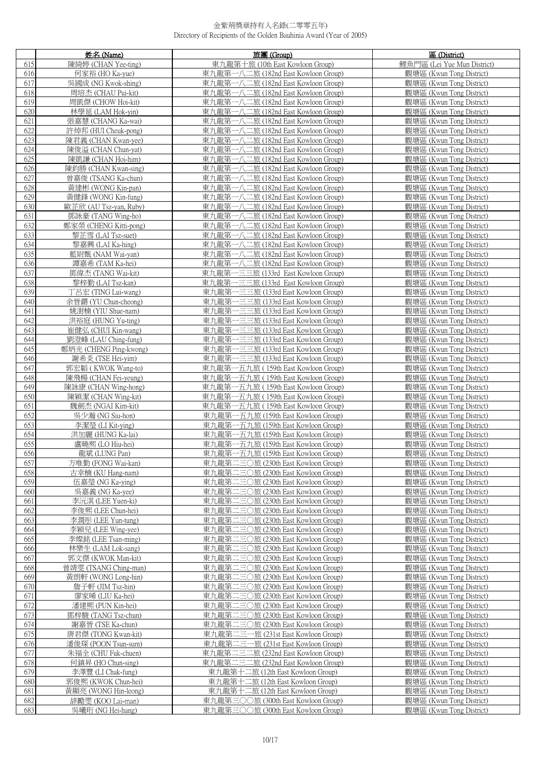# 金紫荊獎章持有人名錄(二零零五年)
Directory of Recipients of the Golden Bauhinia Award (Year of 2005)

| | 姓名 (Name) | 旅團 (Group) | 區 (District) |
|---|---|---|---|
| 615 | 陳綺婷 (CHAN Yee-ting) | 東九龍第十旅 (10th East Kowloon Group) | 鯉魚門區 (Lei Yue Mun District) |
| 616 | 何家裕 (HO Ka-yue) | 東九龍第一八二旅 (182nd East Kowloon Group) | 觀塘區 (Kwun Tong District) |
| 617 | 吳國成 (NG Kwok-shing) | 東九龍第一八二旅 (182nd East Kowloon Group) | 觀塘區 (Kwun Tong District) |
| 618 | 周培杰 (CHAU Pui-kit) | 東九龍第一八二旅 (182nd East Kowloon Group) | 觀塘區 (Kwun Tong District) |
| 619 | 周凱傑 (CHOW Hoi-kit) | 東九龍第一八二旅 (182nd East Kowloon Group) | 觀塘區 (Kwun Tong District) |
| 620 | 林學延 (LAM Hok-yin) | 東九龍第一八二旅 (182nd East Kowloon Group) | 觀塘區 (Kwun Tong District) |
| 621 | 張嘉慧 (CHANG Ka-wai) | 東九龍第一八二旅 (182nd East Kowloon Group) | 觀塘區 (Kwun Tong District) |
| 622 | 許焯邦 (HUI Cheuk-pong) | 東九龍第一八二旅 (182nd East Kowloon Group) | 觀塘區 (Kwun Tong District) |
| 623 | 陳君義 (CHAN Kwan-yee) | 東九龍第一八二旅 (182nd East Kowloon Group) | 觀塘區 (Kwun Tong District) |
| 624 | 陳俊溢 (CHAN Chun-yat) | 東九龍第一八二旅 (182nd East Kowloon Group) | 觀塘區 (Kwun Tong District) |
| 625 | 陳凱謙 (CHAN Hoi-him) | 東九龍第一八二旅 (182nd East Kowloon Group) | 觀塘區 (Kwun Tong District) |
| 626 | 陳鈞勝 (CHAN Kwan-sing) | 東九龍第一八二旅 (182nd East Kowloon Group) | 觀塘區 (Kwun Tong District) |
| 627 | 曾嘉俊 (TSANG Ka-chun) | 東九龍第一八二旅 (182nd East Kowloon Group) | 觀塘區 (Kwun Tong District) |
| 628 | 黃建彬 (WONG Kin-pan) | 東九龍第一八二旅 (182nd East Kowloon Group) | 觀塘區 (Kwun Tong District) |
| 629 | 黃健鋒 (WONG Kin-fung) | 東九龍第一八二旅 (182nd East Kowloon Group) | 觀塘區 (Kwun Tong District) |
| 630 | 歐芷欣 (AU Tsz-yan, Ruby) | 東九龍第一八二旅 (182nd East Kowloon Group) | 觀塘區 (Kwun Tong District) |
| 631 | 鄧詠豪 (TANG Wing-ho) | 東九龍第一八二旅 (182nd East Kowloon Group) | 觀塘區 (Kwun Tong District) |
| 632 | 鄭家榮 (CHENG Kitti-pong) | 東九龍第一八二旅 (182nd East Kowloon Group) | 觀塘區 (Kwun Tong District) |
| 633 | 黎芷雪 (LAI Tsz-suet) | 東九龍第一八二旅 (182nd East Kowloon Group) | 觀塘區 (Kwun Tong District) |
| 634 | 黎嘉興 (LAI Ka-hing) | 東九龍第一八二旅 (182nd East Kowloon Group) | 觀塘區 (Kwun Tong District) |
| 635 | 藍尉甄 (NAM Wai-yan) | 東九龍第一八二旅 (182nd East Kowloon Group) | 觀塘區 (Kwun Tong District) |
| 636 | 譚嘉希 (TAM Ka-hei) | 東九龍第一八二旅 (182nd East Kowloon Group) | 觀塘區 (Kwun Tong District) |
| 637 | 鄧偉杰 (TANG Wai-kit) | 東九龍第一三三旅 (133rd East Kowloon Group) | 觀塘區 (Kwun Tong District) |
| 638 | 黎梓勤 (LAI Tsz-kan) | 東九龍第一三三旅 (133rd East Kowloon Group) | 觀塘區 (Kwun Tong District) |
| 639 | 丁呂宏 (TING Lui-wang) | 東九龍第一三三旅 (133rd East Kowloon Group) | 觀塘區 (Kwun Tong District) |
| 640 | 余晉鏘 (YU Chun-cheong) | 東九龍第一三三旅 (133rd East Kowloon Group) | 觀塘區 (Kwun Tong District) |
| 641 | 姚澍楠 (YIU Shue-nam) | 東九龍第一三三旅 (133rd East Kowloon Group) | 觀塘區 (Kwun Tong District) |
| 642 | 洪裕庭 (HUNG Yu-ting) | 東九龍第一三三旅 (133rd East Kowloon Group) | 觀塘區 (Kwun Tong District) |
| 643 | 崔健弘 (CHUI Kin-wang) | 東九龍第一三三旅 (133rd East Kowloon Group) | 觀塘區 (Kwun Tong District) |
| 644 | 劉澄峰 (LAU Ching-fung) | 東九龍第一三三旅 (133rd East Kowloon Group) | 觀塘區 (Kwun Tong District) |
| 645 | 鄭炳光 (CHENG Ping-kwong) | 東九龍第一三三旅 (133rd East Kowloon Group) | 觀塘區 (Kwun Tong District) |
| 646 | 謝希炎 (TSE Hei-yim) | 東九龍第一三三旅 (133rd East Kowloon Group) | 觀塘區 (Kwun Tong District) |
| 647 | 郭宏韜 ( KWOK Wang-to) | 東九龍第一五九旅 ( 159th East Kowloon Group) | 觀塘區 (Kwun Tong District) |
| 648 | 陳飛楊 (CHAN Fei-yeung) | 東九龍第一五九旅 ( 159th East Kowloon Group) | 觀塘區 (Kwun Tong District) |
| 649 | 陳詠康 (CHAN Wing-hong) | 東九龍第一五九旅 ( 159th East Kowloon Group) | 觀塘區 (Kwun Tong District) |
| 650 | 陳穎潔 (CHAN Wing-kit) | 東九龍第一五九旅 ( 159th East Kowloon Group) | 觀塘區 (Kwun Tong District) |
| 651 | 魏劍杰 (NGAI Kim-kit) | 東九龍第一五九旅 ( 159th East Kowloon Group) | 觀塘區 (Kwun Tong District) |
| 652 | 吳少瀚 (NG Siu-hon) | 東九龍第一五九旅 (159th East Kowloon Group) | 觀塘區 (Kwun Tong District) |
| 653 | 李潔瑩 (LI Kit-ying) | 東九龍第一五九旅 (159th East Kowloon Group) | 觀塘區 (Kwun Tong District) |
| 654 | 洪加麗 (HUNG Ka-lai) | 東九龍第一五九旅 (159th East Kowloon Group) | 觀塘區 (Kwun Tong District) |
| 655 | 盧曉熙 (LO Hiu-hei) | 東九龍第一五九旅 (159th East Kowloon Group) | 觀塘區 (Kwun Tong District) |
| 656 | 龍斌 (LUNG Pan) | 東九龍第一五九旅 (159th East Kowloon Group) | 觀塘區 (Kwun Tong District) |
| 657 | 方唯勤 (FONG Wai-kan) | 東九龍第二三〇旅 (230th East Kowloon Group) | 觀塘區 (Kwun Tong District) |
| 658 | 古幸楠 (KU Hang-nam) | 東九龍第二三〇旅 (230th East Kowloon Group) | 觀塘區 (Kwun Tong District) |
| 659 | 伍嘉瑩 (NG Ka-ying) | 東九龍第二三〇旅 (230th East Kowloon Group) | 觀塘區 (Kwun Tong District) |
| 660 | 吳嘉義 (NG Ka-yee) | 東九龍第二三〇旅 (230th East Kowloon Group) | 觀塘區 (Kwun Tong District) |
| 661 | 李沅淇 (LEE Yuen-ki) | 東九龍第二三〇旅 (230th East Kowloon Group) | 觀塘區 (Kwun Tong District) |
| 662 | 李俊熙 (LEE Chun-hei) | 東九龍第二三〇旅 (230th East Kowloon Group) | 觀塘區 (Kwun Tong District) |
| 663 | 李潤彤 (LEE Yun-tung) | 東九龍第二三〇旅 (230th East Kowloon Group) | 觀塘區 (Kwun Tong District) |
| 664 | 李穎兒 (LEE Wing-yee) | 東九龍第二三〇旅 (230th East Kowloon Group) | 觀塘區 (Kwun Tong District) |
| 665 | 李燦銘 (LEE Tsan-ming) | 東九龍第二三〇旅 (230th East Kowloon Group) | 觀塘區 (Kwun Tong District) |
| 666 | 林樂生 (LAM Lok-sang) | 東九龍第二三〇旅 (230th East Kowloon Group) | 觀塘區 (Kwun Tong District) |
| 667 | 郭文傑 (KWOK Man-kit) | 東九龍第二三〇旅 (230th East Kowloon Group) | 觀塘區 (Kwun Tong District) |
| 668 | 曾靖雯 (TSANG Ching-man) | 東九龍第二三〇旅 (230th East Kowloon Group) | 觀塘區 (Kwun Tong District) |
| 669 | 黃朗軒 (WONG Long-hin) | 東九龍第二三〇旅 (230th East Kowloon Group) | 觀塘區 (Kwun Tong District) |
| 670 | 詹子軒 (JIM Tsz-hin) | 東九龍第二三〇旅 (230th East Kowloon Group) | 觀塘區 (Kwun Tong District) |
| 671 | 廖家晞 (LIU Ka-hei) | 東九龍第二三〇旅 (230th East Kowloon Group) | 觀塘區 (Kwun Tong District) |
| 672 | 潘建熙 (PUN Kin-hei) | 東九龍第二三〇旅 (230th East Kowloon Group) | 觀塘區 (Kwun Tong District) |
| 673 | 鄧梓駿 (TANG Tsz-chun) | 東九龍第二三〇旅 (230th East Kowloon Group) | 觀塘區 (Kwun Tong District) |
| 674 | 謝嘉晉 (TSE Ka-chun) | 東九龍第二三〇旅 (230th East Kowloon Group) | 觀塘區 (Kwun Tong District) |
| 675 | 唐君傑 (TONG Kwan-kit) | 東九龍第二三一旅 (231st East Kowloon Group) | 觀塘區 (Kwun Tong District) |
| 676 | 潘俊琛 (POON Tsun-sum) | 東九龍第二三一旅 (231st East Kowloon Group) | 觀塘區 (Kwun Tong District) |
| 677 | 朱福全 (CHU Fuk-chuen) | 東九龍第二三二旅 (232nd East Kowloon Group) | 觀塘區 (Kwun Tong District) |
| 678 | 何鎮昇 (HO Chun-sing) | 東九龍第二三二旅 (232nd East Kowloon Group) | 觀塘區 (Kwun Tong District) |
| 679 | 李澤豐 (LI Chak-fung) | 東九龍第十二旅 (12th East Kowloon Group) | 觀塘區 (Kwun Tong District) |
| 680 | 郭俊熙 (KWOK Chun-hei) | 東九龍第十二旅 (12th East Kowloon Group) | 觀塘區 (Kwun Tong District) |
| 681 | 黃顯亮 (WONG Hin-leong) | 東九龍第十二旅 (12th East Kowloon Group) | 觀塘區 (Kwun Tong District) |
| 682 | 辜勵雯 (KOO Lai-man) | 東九龍第三〇〇旅 (300th East Kowloon Group) | 觀塘區 (Kwun Tong District) |
| 683 | 吳曦珩 (NG Hei-hang) | 東九龍第三〇〇旅 (300th East Kowloon Group) | 觀塘區 (Kwun Tong District) |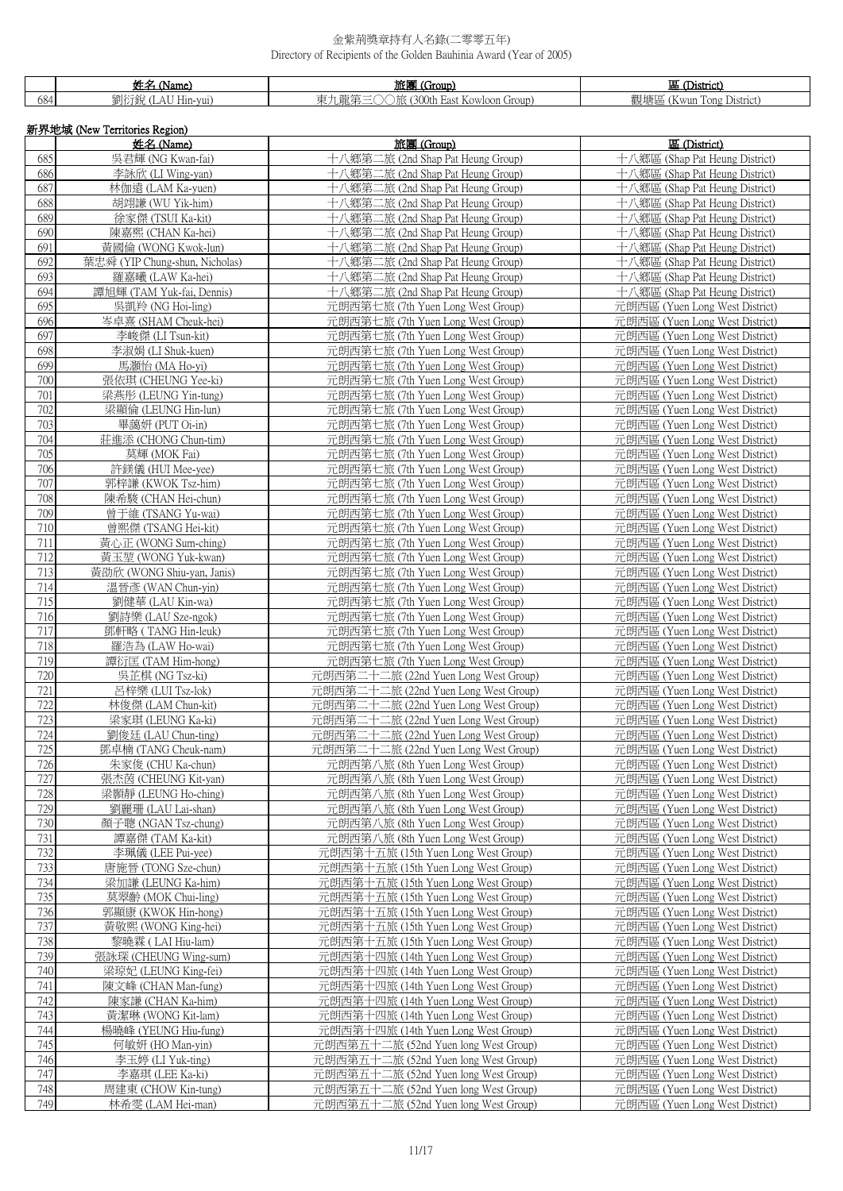金紫荊獎章持有人名錄(二零零五年)
Directory of Recipients of the Golden Bauhinia Award (Year of 2005)

| | 姓名 (Name) | 旅團 (Group) | 區 (District) |
|---|---|---|---|
| 684 | 劉衍銳 (LAU Hin-yui) | 東九龍第三〇〇旅 (300th East Kowloon Group) | 觀塘區 (Kwun Tong District) |

## 新界地域 (New Territories Region)

| | 姓名 (Name) | 旅團 (Group) | 區 (District) |
|---|---|---|---|
| 685 | 吳君輝 (NG Kwan-fai) | 十八鄉第二旅 (2nd Shap Pat Heung Group) | 十八鄉區 (Shap Pat Heung District) |
| 686 | 李詠欣 (LI Wing-yan) | 十八鄉第二旅 (2nd Shap Pat Heung Group) | 十八鄉區 (Shap Pat Heung District) |
| 687 | 林伽遠 (LAM Ka-yuen) | 十八鄉第二旅 (2nd Shap Pat Heung Group) | 十八鄉區 (Shap Pat Heung District) |
| 688 | 胡翊謙 (WU Yik-him) | 十八鄉第二旅 (2nd Shap Pat Heung Group) | 十八鄉區 (Shap Pat Heung District) |
| 689 | 徐家傑 (TSUI Ka-kit) | 十八鄉第二旅 (2nd Shap Pat Heung Group) | 十八鄉區 (Shap Pat Heung District) |
| 690 | 陳嘉熙 (CHAN Ka-hei) | 十八鄉第二旅 (2nd Shap Pat Heung Group) | 十八鄉區 (Shap Pat Heung District) |
| 691 | 黃國倫 (WONG Kwok-lun) | 十八鄉第二旅 (2nd Shap Pat Heung Group) | 十八鄉區 (Shap Pat Heung District) |
| 692 | 葉忠舜 (YIP Chung-shun, Nicholas) | 十八鄉第二旅 (2nd Shap Pat Heung Group) | 十八鄉區 (Shap Pat Heung District) |
| 693 | 羅嘉曦 (LAW Ka-hei) | 十八鄉第二旅 (2nd Shap Pat Heung Group) | 十八鄉區 (Shap Pat Heung District) |
| 694 | 譚旭輝 (TAM Yuk-fai, Dennis) | 十八鄉第二旅 (2nd Shap Pat Heung Group) | 十八鄉區 (Shap Pat Heung District) |
| 695 | 吳凱羚 (NG Hoi-ling) | 元朗西第七旅 (7th Yuen Long West Group) | 元朗西區 (Yuen Long West District) |
| 696 | 岑卓熹 (SHAM Cheuk-hei) | 元朗西第七旅 (7th Yuen Long West Group) | 元朗西區 (Yuen Long West District) |
| 697 | 李峻傑 (LI Tsun-kit) | 元朗西第七旅 (7th Yuen Long West Group) | 元朗西區 (Yuen Long West District) |
| 698 | 李淑娟 (LI Shuk-kuen) | 元朗西第七旅 (7th Yuen Long West Group) | 元朗西區 (Yuen Long West District) |
| 699 | 馬灝怡 (MA Ho-yi) | 元朗西第七旅 (7th Yuen Long West Group) | 元朗西區 (Yuen Long West District) |
| 700 | 張依琪 (CHEUNG Yee-ki) | 元朗西第七旅 (7th Yuen Long West Group) | 元朗西區 (Yuen Long West District) |
| 701 | 梁燕彤 (LEUNG Yin-tung) | 元朗西第七旅 (7th Yuen Long West Group) | 元朗西區 (Yuen Long West District) |
| 702 | 梁顯倫 (LEUNG Hin-lun) | 元朗西第七旅 (7th Yuen Long West Group) | 元朗西區 (Yuen Long West District) |
| 703 | 畢藹妍 (PUT Oi-in) | 元朗西第七旅 (7th Yuen Long West Group) | 元朗西區 (Yuen Long West District) |
| 704 | 莊進添 (CHONG Chun-tim) | 元朗西第七旅 (7th Yuen Long West Group) | 元朗西區 (Yuen Long West District) |
| 705 | 莫輝 (MOK Fai) | 元朗西第七旅 (7th Yuen Long West Group) | 元朗西區 (Yuen Long West District) |
| 706 | 許錸儀 (HUI Mee-yee) | 元朗西第七旅 (7th Yuen Long West Group) | 元朗西區 (Yuen Long West District) |
| 707 | 郭梓謙 (KWOK Tsz-him) | 元朗西第七旅 (7th Yuen Long West Group) | 元朗西區 (Yuen Long West District) |
| 708 | 陳希駿 (CHAN Hei-chun) | 元朗西第七旅 (7th Yuen Long West Group) | 元朗西區 (Yuen Long West District) |
| 709 | 曾于維 (TSANG Yu-wai) | 元朗西第七旅 (7th Yuen Long West Group) | 元朗西區 (Yuen Long West District) |
| 710 | 曾熙傑 (TSANG Hei-kit) | 元朗西第七旅 (7th Yuen Long West Group) | 元朗西區 (Yuen Long West District) |
| 711 | 黃心正 (WONG Sum-ching) | 元朗西第七旅 (7th Yuen Long West Group) | 元朗西區 (Yuen Long West District) |
| 712 | 黃玉堃 (WONG Yuk-kwan) | 元朗西第七旅 (7th Yuen Long West Group) | 元朗西區 (Yuen Long West District) |
| 713 | 黃劭欣 (WONG Shiu-yan, Janis) | 元朗西第七旅 (7th Yuen Long West Group) | 元朗西區 (Yuen Long West District) |
| 714 | 溫晉彥 (WAN Chun-yin) | 元朗西第七旅 (7th Yuen Long West Group) | 元朗西區 (Yuen Long West District) |
| 715 | 劉健華 (LAU Kin-wa) | 元朗西第七旅 (7th Yuen Long West Group) | 元朗西區 (Yuen Long West District) |
| 716 | 劉詩樂 (LAU Sze-ngok) | 元朗西第七旅 (7th Yuen Long West Group) | 元朗西區 (Yuen Long West District) |
| 717 | 鄧軒略 ( TANG Hin-leuk) | 元朗西第七旅 (7th Yuen Long West Group) | 元朗西區 (Yuen Long West District) |
| 718 | 羅浩為 (LAW Ho-wai) | 元朗西第七旅 (7th Yuen Long West Group) | 元朗西區 (Yuen Long West District) |
| 719 | 譚衍匡 (TAM Him-hong) | 元朗西第七旅 (7th Yuen Long West Group) | 元朗西區 (Yuen Long West District) |
| 720 | 吳芷棋 (NG Tsz-ki) | 元朗西第二十二旅 (22nd Yuen Long West Group) | 元朗西區 (Yuen Long West District) |
| 721 | 呂梓樂 (LUI Tsz-lok) | 元朗西第二十二旅 (22nd Yuen Long West Group) | 元朗西區 (Yuen Long West District) |
| 722 | 林俊傑 (LAM Chun-kit) | 元朗西第二十二旅 (22nd Yuen Long West Group) | 元朗西區 (Yuen Long West District) |
| 723 | 梁家琪 (LEUNG Ka-ki) | 元朗西第二十二旅 (22nd Yuen Long West Group) | 元朗西區 (Yuen Long West District) |
| 724 | 劉俊廷 (LAU Chun-ting) | 元朗西第二十二旅 (22nd Yuen Long West Group) | 元朗西區 (Yuen Long West District) |
| 725 | 鄧卓楠 (TANG Cheuk-nam) | 元朗西第二十二旅 (22nd Yuen Long West Group) | 元朗西區 (Yuen Long West District) |
| 726 | 朱家俊 (CHU Ka-chun) | 元朗西第八旅 (8th Yuen Long West Group) | 元朗西區 (Yuen Long West District) |
| 727 | 張杰茵 (CHEUNG Kit-yan) | 元朗西第八旅 (8th Yuen Long West Group) | 元朗西區 (Yuen Long West District) |
| 728 | 梁顥靜 (LEUNG Ho-ching) | 元朗西第八旅 (8th Yuen Long West Group) | 元朗西區 (Yuen Long West District) |
| 729 | 劉麗珊 (LAU Lai-shan) | 元朗西第八旅 (8th Yuen Long West Group) | 元朗西區 (Yuen Long West District) |
| 730 | 顏子聰 (NGAN Tsz-chung) | 元朗西第八旅 (8th Yuen Long West Group) | 元朗西區 (Yuen Long West District) |
| 731 | 譚嘉傑 (TAM Ka-kit) | 元朗西第八旅 (8th Yuen Long West Group) | 元朗西區 (Yuen Long West District) |
| 732 | 李珮儀 (LEE Pui-yee) | 元朗西第十五旅 (15th Yuen Long West Group) | 元朗西區 (Yuen Long West District) |
| 733 | 唐施晉 (TONG Sze-chun) | 元朗西第十五旅 (15th Yuen Long West Group) | 元朗西區 (Yuen Long West District) |
| 734 | 梁加謙 (LEUNG Ka-him) | 元朗西第十五旅 (15th Yuen Long West Group) | 元朗西區 (Yuen Long West District) |
| 735 | 莫翠齡 (MOK Chui-ling) | 元朗西第十五旅 (15th Yuen Long West Group) | 元朗西區 (Yuen Long West District) |
| 736 | 郭顯康 (KWOK Hin-hong) | 元朗西第十五旅 (15th Yuen Long West Group) | 元朗西區 (Yuen Long West District) |
| 737 | 黃敬熙 (WONG King-hei) | 元朗西第十五旅 (15th Yuen Long West Group) | 元朗西區 (Yuen Long West District) |
| 738 | 黎曉霖 ( LAI Hiu-lam) | 元朗西第十五旅 (15th Yuen Long West Group) | 元朗西區 (Yuen Long West District) |
| 739 | 張詠琛 (CHEUNG Wing-sum) | 元朗西第十四旅 (14th Yuen Long West Group) | 元朗西區 (Yuen Long West District) |
| 740 | 梁琼妃 (LEUNG King-fei) | 元朗西第十四旅 (14th Yuen Long West Group) | 元朗西區 (Yuen Long West District) |
| 741 | 陳文峰 (CHAN Man-fung) | 元朗西第十四旅 (14th Yuen Long West Group) | 元朗西區 (Yuen Long West District) |
| 742 | 陳家謙 (CHAN Ka-him) | 元朗西第十四旅 (14th Yuen Long West Group) | 元朗西區 (Yuen Long West District) |
| 743 | 黃潔琳 (WONG Kit-lam) | 元朗西第十四旅 (14th Yuen Long West Group) | 元朗西區 (Yuen Long West District) |
| 744 | 楊曉峰 (YEUNG Hiu-fung) | 元朗西第十四旅 (14th Yuen Long West Group) | 元朗西區 (Yuen Long West District) |
| 745 | 何敏妍 (HO Man-yin) | 元朗西第五十二旅 (52nd Yuen long West Group) | 元朗西區 (Yuen Long West District) |
| 746 | 李玉婷 (LI Yuk-ting) | 元朗西第五十二旅 (52nd Yuen long West Group) | 元朗西區 (Yuen Long West District) |
| 747 | 李嘉琪 (LEE Ka-ki) | 元朗西第五十二旅 (52nd Yuen long West Group) | 元朗西區 (Yuen Long West District) |
| 748 | 周建東 (CHOW Kin-tung) | 元朗西第五十二旅 (52nd Yuen long West Group) | 元朗西區 (Yuen Long West District) |
| 749 | 林希雯 (LAM Hei-man) | 元朗西第五十二旅 (52nd Yuen long West Group) | 元朗西區 (Yuen Long West District) |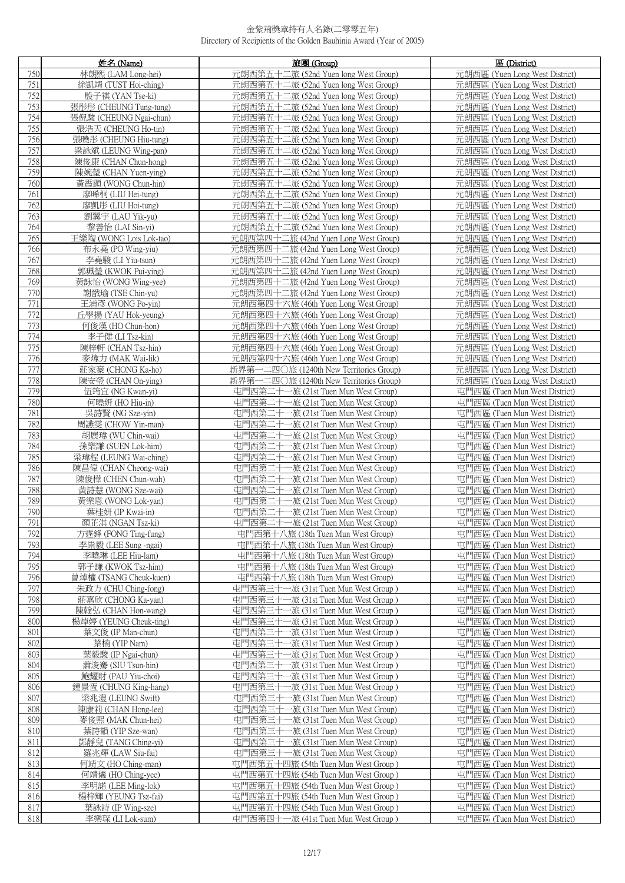| | 姓名 (Name) | 旅團 (Group) | 區 (District) |
|---|---|---|---|
| 750 | 林朗熙 (LAM Long-hei) | 元朗西第五十二旅 (52nd Yuen long West Group) | 元朗西區 (Yuen Long West District) |
| 751 | 徐凱靖 (TUST Hoi-ching) | 元朗西第五十二旅 (52nd Yuen long West Group) | 元朗西區 (Yuen Long West District) |
| 752 | 殷子祺 (YAN Tse-ki) | 元朗西第五十二旅 (52nd Yuen long West Group) | 元朗西區 (Yuen Long West District) |
| 753 | 張彤彤 (CHEUNG Tung-tung) | 元朗西第五十二旅 (52nd Yuen long West Group) | 元朗西區 (Yuen Long West District) |
| 754 | 張倪駿 (CHEUNG Ngai-chun) | 元朗西第五十二旅 (52nd Yuen long West Group) | 元朗西區 (Yuen Long West District) |
| 755 | 張浩天 (CHEUNG Ho-tin) | 元朗西第五十二旅 (52nd Yuen long West Group) | 元朗西區 (Yuen Long West District) |
| 756 | 張曉彤 (CHEUNG Hiu-tung) | 元朗西第五十二旅 (52nd Yuen long West Group) | 元朗西區 (Yuen Long West District) |
| 757 | 梁詠斌 (LEUNG Wing-pan) | 元朗西第五十二旅 (52nd Yuen long West Group) | 元朗西區 (Yuen Long West District) |
| 758 | 陳俊康 (CHAN Chun-hong) | 元朗西第五十二旅 (52nd Yuen long West Group) | 元朗西區 (Yuen Long West District) |
| 759 | 陳婉瑩 (CHAN Yuen-ying) | 元朗西第五十二旅 (52nd Yuen long West Group) | 元朗西區 (Yuen Long West District) |
| 760 | 黃震顯 (WONG Chun-hin) | 元朗西第五十二旅 (52nd Yuen long West Group) | 元朗西區 (Yuen Long West District) |
| 761 | 廖晞桐 (LIU Hei-tung) | 元朗西第五十二旅 (52nd Yuen long West Group) | 元朗西區 (Yuen Long West District) |
| 762 | 廖凱彤 (LIU Hoi-tung) | 元朗西第五十二旅 (52nd Yuen long West Group) | 元朗西區 (Yuen Long West District) |
| 763 | 劉翼宇 (LAU Yik-yu) | 元朗西第五十二旅 (52nd Yuen long West Group) | 元朗西區 (Yuen Long West District) |
| 764 | 黎善怡 (LAI Sin-yi) | 元朗西第五十二旅 (52nd Yuen long West Group) | 元朗西區 (Yuen Long West District) |
| 765 | 王樂陶 (WONG Lois Lok-tao) | 元朗西第四十二旅 (42nd Yuen Long West Group) | 元朗西區 (Yuen Long West District) |
| 766 | 布永堯 (PO Wing-yiu) | 元朗西第四十二旅 (42nd Yuen Long West Group) | 元朗西區 (Yuen Long West District) |
| 767 | 李堯駿 (LI Yiu-tsun) | 元朗西第四十二旅 (42nd Yuen Long West Group) | 元朗西區 (Yuen Long West District) |
| 768 | 郭珮瑩 (KWOK Pui-ying) | 元朗西第四十二旅 (42nd Yuen Long West Group) | 元朗西區 (Yuen Long West District) |
| 769 | 黃詠怡 (WONG Wing-yee) | 元朗西第四十二旅 (42nd Yuen Long West Group) | 元朗西區 (Yuen Long West District) |
| 770 | 謝戩瑜 (TSE Chin-yu) | 元朗西第四十二旅 (42nd Yuen Long West Group) | 元朗西區 (Yuen Long West District) |
| 771 | 王浦彥 (WONG Po-yin) | 元朗西第四十六旅 (46th Yuen Long West Group) | 元朗西區 (Yuen Long West District) |
| 772 | 丘學揚 (YAU Hok-yeung) | 元朗西第四十六旅 (46th Yuen Long West Group) | 元朗西區 (Yuen Long West District) |
| 773 | 何俊漢 (HO Chun-hon) | 元朗西第四十六旅 (46th Yuen Long West Group) | 元朗西區 (Yuen Long West District) |
| 774 | 李子健 (LI Tsz-kin) | 元朗西第四十六旅 (46th Yuen Long West Group) | 元朗西區 (Yuen Long West District) |
| 775 | 陳梓軒 (CHAN Tsz-hin) | 元朗西第四十六旅 (46th Yuen Long West Group) | 元朗西區 (Yuen Long West District) |
| 776 | 麥煒力 (MAK Wai-lik) | 元朗西第四十六旅 (46th Yuen Long West Group) | 元朗西區 (Yuen Long West District) |
| 777 | 莊家豪 (CHONG Ka-ho) | 新界第一二四〇旅 (1240th New Territories Group) | 元朗西區 (Yuen Long West District) |
| 778 | 陳安瑩 (CHAN On-ying) | 新界第一二四〇旅 (1240th New Territories Group) | 元朗西區 (Yuen Long West District) |
| 779 | 伍筠宜 (NG Kwan-yi) | 屯門西第二十一旅 (21st Tuen Mun West Group) | 屯門西區 (Tuen Mun West District) |
| 780 | 何曉妍 (HO Hiu-in) | 屯門西第二十一旅 (21st Tuen Mun West Group) | 屯門西區 (Tuen Mun West District) |
| 781 | 吳詩賢 (NG Sze-yin) | 屯門西第二十一旅 (21st Tuen Mun West Group) | 屯門西區 (Tuen Mun West District) |
| 782 | 周讌雯 (CHOW Yin-man) | 屯門西第二十一旅 (21st Tuen Mun West Group) | 屯門西區 (Tuen Mun West District) |
| 783 | 胡展瑋 (WU Chin-wai) | 屯門西第二十一旅 (21st Tuen Mun West Group) | 屯門西區 (Tuen Mun West District) |
| 784 | 孫樂謙 (SUEN Lok-him) | 屯門西第二十一旅 (21st Tuen Mun West Group) | 屯門西區 (Tuen Mun West District) |
| 785 | 梁瑋程 (LEUNG Wai-ching) | 屯門西第二十一旅 (21st Tuen Mun West Group) | 屯門西區 (Tuen Mun West District) |
| 786 | 陳昌偉 (CHAN Cheong-wai) | 屯門西第二十一旅 (21st Tuen Mun West Group) | 屯門西區 (Tuen Mun West District) |
| 787 | 陳俊樺 (CHEN Chun-wah) | 屯門西第二十一旅 (21st Tuen Mun West Group) | 屯門西區 (Tuen Mun West District) |
| 788 | 黃詩慧 (WONG Sze-wai) | 屯門西第二十一旅 (21st Tuen Mun West Group) | 屯門西區 (Tuen Mun West District) |
| 789 | 黃樂恩 (WONG Lok-yan) | 屯門西第二十一旅 (21st Tuen Mun West Group) | 屯門西區 (Tuen Mun West District) |
| 790 | 葉桂妍 (IP Kwai-in) | 屯門西第二十一旅 (21st Tuen Mun West Group) | 屯門西區 (Tuen Mun West District) |
| 791 | 顏芷淇 (NGAN Tsz-ki) | 屯門西第二十一旅 (21st Tuen Mun West Group) | 屯門西區 (Tuen Mun West District) |
| 792 | 方霆鋒 (FONG Ting-fung) | 屯門西第十八旅 (18th Tuen Mun West Group) | 屯門西區 (Tuen Mun West District) |
| 793 | 李崇毅 (LEE Sung -ngai) | 屯門西第十八旅 (18th Tuen Mun West Group) | 屯門西區 (Tuen Mun West District) |
| 794 | 李曉琳 (LEE Hiu-lam) | 屯門西第十八旅 (18th Tuen Mun West Group) | 屯門西區 (Tuen Mun West District) |
| 795 | 郭子謙 (KWOK Tsz-him) | 屯門西第十八旅 (18th Tuen Mun West Group) | 屯門西區 (Tuen Mun West District) |
| 796 | 曾焯權 (TSANG Cheuk-kuen) | 屯門西第十八旅 (18th Tuen Mun West Group) | 屯門西區 (Tuen Mun West District) |
| 797 | 朱政方 (CHU Ching-fong) | 屯門西第三十一旅 (31st Tuen Mun West Group ) | 屯門西區 (Tuen Mun West District) |
| 798 | 莊嘉欣 (CHONG Ka-yan) | 屯門西第三十一旅 (31st Tuen Mun West Group ) | 屯門西區 (Tuen Mun West District) |
| 799 | 陳翰弘 (CHAN Hon-wang) | 屯門西第三十一旅 (31st Tuen Mun West Group ) | 屯門西區 (Tuen Mun West District) |
| 800 | 楊焯婷 (YEUNG Cheuk-ting) | 屯門西第三十一旅 (31st Tuen Mun West Group ) | 屯門西區 (Tuen Mun West District) |
| 801 | 葉文俊 (IP Man-chun) | 屯門西第三十一旅 (31st Tuen Mun West Group ) | 屯門西區 (Tuen Mun West District) |
| 802 | 葉楠 (YIP Nam) | 屯門西第三十一旅 (31st Tuen Mun West Group ) | 屯門西區 (Tuen Mun West District) |
| 803 | 葉毅駿 (IP Ngai-chun) | 屯門西第三十一旅 (31st Tuen Mun West Group ) | 屯門西區 (Tuen Mun West District) |
| 804 | 蕭浚騫 (SIU Tsun-hin) | 屯門西第三十一旅 (31st Tuen Mun West Group ) | 屯門西區 (Tuen Mun West District) |
| 805 | 鮑耀財 (PAU Yiu-choi) | 屯門西第三十一旅 (31st Tuen Mun West Group ) | 屯門西區 (Tuen Mun West District) |
| 806 | 鍾景恆 (CHUNG King-hang) | 屯門西第三十一旅 (31st Tuen Mun West Group ) | 屯門西區 (Tuen Mun West District) |
| 807 | 梁兆澧 (LEUNG Swift) | 屯門西第三十一旅 (31st Tuen Mun West Group) | 屯門西區 (Tuen Mun West District) |
| 808 | 陳康莉 (CHAN Hong-lee) | 屯門西第三十一旅 (31st Tuen Mun West Group) | 屯門西區 (Tuen Mun West District) |
| 809 | 麥俊熙 (MAK Chun-hei) | 屯門西第三十一旅 (31st Tuen Mun West Group) | 屯門西區 (Tuen Mun West District) |
| 810 | 葉詩韻 (YIP Sze-wan) | 屯門西第三十一旅 (31st Tuen Mun West Group) | 屯門西區 (Tuen Mun West District) |
| 811 | 鄧靜兒 (TANG Ching-yi) | 屯門西第三十一旅 (31st Tuen Mun West Group) | 屯門西區 (Tuen Mun West District) |
| 812 | 羅兆輝 (LAW Siu-fai) | 屯門西第三十一旅 (31st Tuen Mun West Group) | 屯門西區 (Tuen Mun West District) |
| 813 | 何靖文 (HO Ching-man) | 屯門西第五十四旅 (54th Tuen Mun West Group) | 屯門西區 (Tuen Mun West District) |
| 814 | 何靖儀 (HO Ching-yee) | 屯門西第五十四旅 (54th Tuen Mun West Group ) | 屯門西區 (Tuen Mun West District) |
| 815 | 李明諾 (LEE Ming-lok) | 屯門西第五十四旅 (54th Tuen Mun West Group ) | 屯門西區 (Tuen Mun West District) |
| 816 | 楊梓輝 (YEUNG Tsz-fai) | 屯門西第五十四旅 (54th Tuen Mun West Group ) | 屯門西區 (Tuen Mun West District) |
| 817 | 葉詠詩 (IP Wing-sze) | 屯門西第五十四旅 (54th Tuen Mun West Group ) | 屯門西區 (Tuen Mun West District) |
| 818 | 李樂琛 (LI Lok-sum) | 屯門西第四十一旅 (41st Tuen Mun West Group ) | 屯門西區 (Tuen Mun West District) |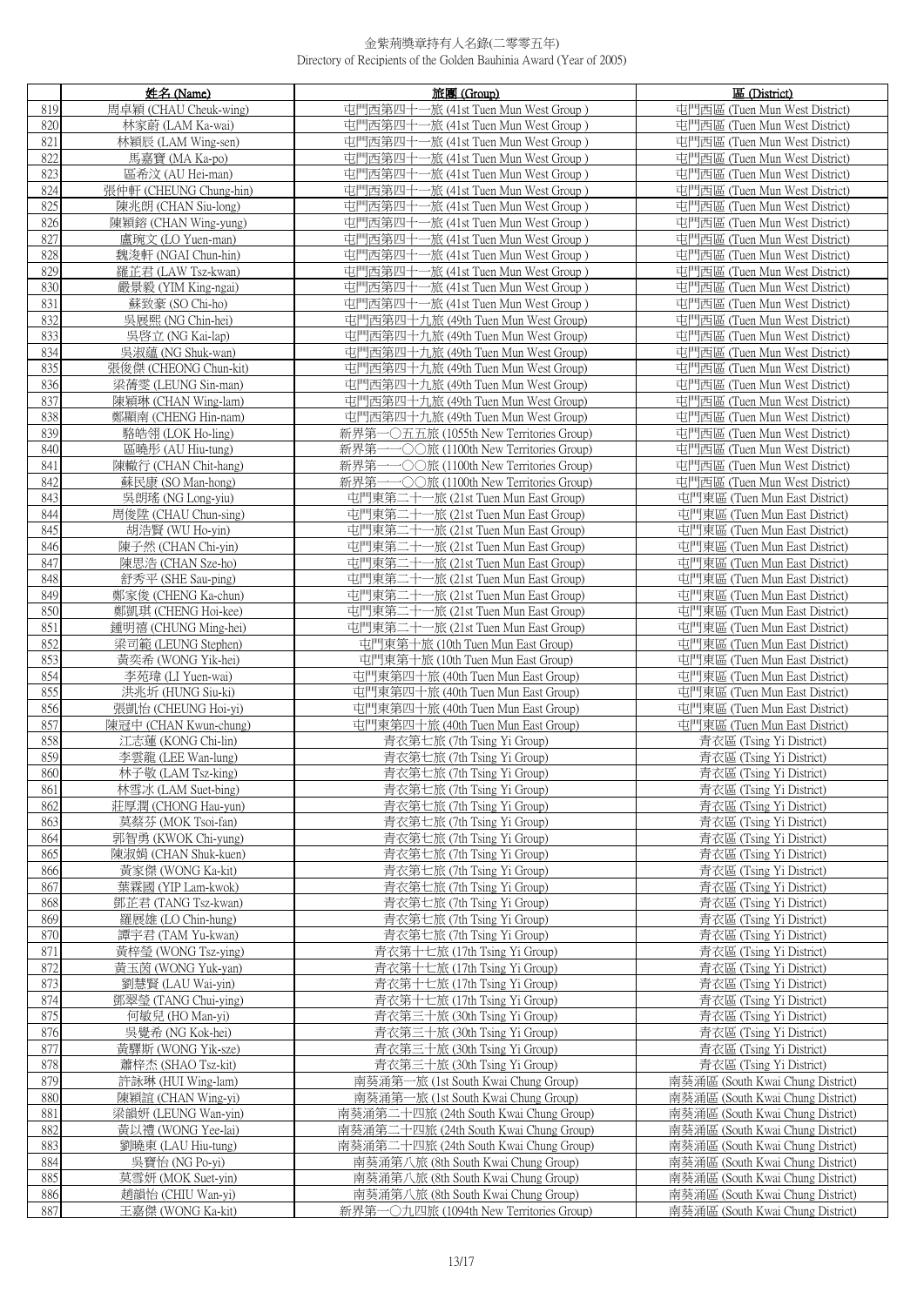金紫荊獎章持有人名錄(二零零五年)
Directory of Recipients of the Golden Bauhinia Award (Year of 2005)

| | 姓名 (Name) | 旅團 (Group) | 區 (District) |
|---|---|---|---|
| 819 | 周卓穎 (CHAU Cheuk-wing) | 屯門西第四十一旅 (41st Tuen Mun West Group ) | 屯門西區 (Tuen Mun West District) |
| 820 | 林家蔚 (LAM Ka-wai) | 屯門西第四十一旅 (41st Tuen Mun West Group ) | 屯門西區 (Tuen Mun West District) |
| 821 | 林穎辰 (LAM Wing-sen) | 屯門西第四十一旅 (41st Tuen Mun West Group ) | 屯門西區 (Tuen Mun West District) |
| 822 | 馬嘉寶 (MA Ka-po) | 屯門西第四十一旅 (41st Tuen Mun West Group ) | 屯門西區 (Tuen Mun West District) |
| 823 | 區希汶 (AU Hei-man) | 屯門西第四十一旅 (41st Tuen Mun West Group ) | 屯門西區 (Tuen Mun West District) |
| 824 | 張仲軒 (CHEUNG Chung-hin) | 屯門西第四十一旅 (41st Tuen Mun West Group ) | 屯門西區 (Tuen Mun West District) |
| 825 | 陳兆朗 (CHAN Siu-long) | 屯門西第四十一旅 (41st Tuen Mun West Group ) | 屯門西區 (Tuen Mun West District) |
| 826 | 陳穎鎔 (CHAN Wing-yung) | 屯門西第四十一旅 (41st Tuen Mun West Group ) | 屯門西區 (Tuen Mun West District) |
| 827 | 盧琬文 (LO Yuen-man) | 屯門西第四十一旅 (41st Tuen Mun West Group ) | 屯門西區 (Tuen Mun West District) |
| 828 | 魏浚軒 (NGAI Chun-hin) | 屯門西第四十一旅 (41st Tuen Mun West Group ) | 屯門西區 (Tuen Mun West District) |
| 829 | 羅芷君 (LAW Tsz-kwan) | 屯門西第四十一旅 (41st Tuen Mun West Group ) | 屯門西區 (Tuen Mun West District) |
| 830 | 嚴景毅 (YIM King-ngai) | 屯門西第四十一旅 (41st Tuen Mun West Group ) | 屯門西區 (Tuen Mun West District) |
| 831 | 蘇致豪 (SO Chi-ho) | 屯門西第四十一旅 (41st Tuen Mun West Group ) | 屯門西區 (Tuen Mun West District) |
| 832 | 吳展熙 (NG Chin-hei) | 屯門西第四十九旅 (49th Tuen Mun West Group) | 屯門西區 (Tuen Mun West District) |
| 833 | 吳啓立 (NG Kai-lap) | 屯門西第四十九旅 (49th Tuen Mun West Group) | 屯門西區 (Tuen Mun West District) |
| 834 | 吳淑蘊 (NG Shuk-wan) | 屯門西第四十九旅 (49th Tuen Mun West Group) | 屯門西區 (Tuen Mun West District) |
| 835 | 張俊傑 (CHEONG Chun-kit) | 屯門西第四十九旅 (49th Tuen Mun West Group) | 屯門西區 (Tuen Mun West District) |
| 836 | 梁蒨雯 (LEUNG Sin-man) | 屯門西第四十九旅 (49th Tuen Mun West Group) | 屯門西區 (Tuen Mun West District) |
| 837 | 陳穎琳 (CHAN Wing-lam) | 屯門西第四十九旅 (49th Tuen Mun West Group) | 屯門西區 (Tuen Mun West District) |
| 838 | 鄭顯南 (CHENG Hin-nam) | 屯門西第四十九旅 (49th Tuen Mun West Group) | 屯門西區 (Tuen Mun West District) |
| 839 | 駱皓翎 (LOK Ho-ling) | 新界第一〇五五旅 (1055th New Territories Group) | 屯門西區 (Tuen Mun West District) |
| 840 | 區曉彤 (AU Hiu-tung) | 新界第一一〇〇旅 (1100th New Territories Group) | 屯門西區 (Tuen Mun West District) |
| 841 | 陳轍行 (CHAN Chit-hang) | 新界第一一〇〇旅 (1100th New Territories Group) | 屯門西區 (Tuen Mun West District) |
| 842 | 蘇民康 (SO Man-hong) | 新界第一一〇〇旅 (1100th New Territories Group) | 屯門西區 (Tuen Mun West District) |
| 843 | 吳朗瑤 (NG Long-yiu) | 屯門東第二十一旅 (21st Tuen Mun East Group) | 屯門東區 (Tuen Mun East District) |
| 844 | 周俊陞 (CHAU Chun-sing) | 屯門東第二十一旅 (21st Tuen Mun East Group) | 屯門東區 (Tuen Mun East District) |
| 845 | 胡浩賢 (WU Ho-yin) | 屯門東第二十一旅 (21st Tuen Mun East Group) | 屯門東區 (Tuen Mun East District) |
| 846 | 陳子然 (CHAN Chi-yin) | 屯門東第二十一旅 (21st Tuen Mun East Group) | 屯門東區 (Tuen Mun East District) |
| 847 | 陳思浩 (CHAN Sze-ho) | 屯門東第二十一旅 (21st Tuen Mun East Group) | 屯門東區 (Tuen Mun East District) |
| 848 | 舒秀平 (SHE Sau-ping) | 屯門東第二十一旅 (21st Tuen Mun East Group) | 屯門東區 (Tuen Mun East District) |
| 849 | 鄭家俊 (CHENG Ka-chun) | 屯門東第二十一旅 (21st Tuen Mun East Group) | 屯門東區 (Tuen Mun East District) |
| 850 | 鄭凱琪 (CHENG Hoi-kee) | 屯門東第二十一旅 (21st Tuen Mun East Group) | 屯門東區 (Tuen Mun East District) |
| 851 | 鍾明禧 (CHUNG Ming-hei) | 屯門東第二十一旅 (21st Tuen Mun East Group) | 屯門東區 (Tuen Mun East District) |
| 852 | 梁司範 (LEUNG Stephen) | 屯門東第十旅 (10th Tuen Mun East Group) | 屯門東區 (Tuen Mun East District) |
| 853 | 黃奕希 (WONG Yik-hei) | 屯門東第十旅 (10th Tuen Mun East Group) | 屯門東區 (Tuen Mun East District) |
| 854 | 李苑瑋 (LI Yuen-wai) | 屯門東第四十旅 (40th Tuen Mun East Group) | 屯門東區 (Tuen Mun East District) |
| 855 | 洪兆圻 (HUNG Siu-ki) | 屯門東第四十旅 (40th Tuen Mun East Group) | 屯門東區 (Tuen Mun East District) |
| 856 | 張凱怡 (CHEUNG Hoi-yi) | 屯門東第四十旅 (40th Tuen Mun East Group) | 屯門東區 (Tuen Mun East District) |
| 857 | 陳冠中 (CHAN Kwun-chung) | 屯門東第四十旅 (40th Tuen Mun East Group) | 屯門東區 (Tuen Mun East District) |
| 858 | 江志蓮 (KONG Chi-lin) | 青衣第七旅 (7th Tsing Yi Group) | 青衣區 (Tsing Yi District) |
| 859 | 李雲龍 (LEE Wan-lung) | 青衣第七旅 (7th Tsing Yi Group) | 青衣區 (Tsing Yi District) |
| 860 | 林子敬 (LAM Tsz-king) | 青衣第七旅 (7th Tsing Yi Group) | 青衣區 (Tsing Yi District) |
| 861 | 林雪冰 (LAM Suet-bing) | 青衣第七旅 (7th Tsing Yi Group) | 青衣區 (Tsing Yi District) |
| 862 | 莊厚潤 (CHONG Hau-yun) | 青衣第七旅 (7th Tsing Yi Group) | 青衣區 (Tsing Yi District) |
| 863 | 莫蔡芬 (MOK Tsoi-fan) | 青衣第七旅 (7th Tsing Yi Group) | 青衣區 (Tsing Yi District) |
| 864 | 郭智勇 (KWOK Chi-yung) | 青衣第七旅 (7th Tsing Yi Group) | 青衣區 (Tsing Yi District) |
| 865 | 陳淑娟 (CHAN Shuk-kuen) | 青衣第七旅 (7th Tsing Yi Group) | 青衣區 (Tsing Yi District) |
| 866 | 黃家傑 (WONG Ka-kit) | 青衣第七旅 (7th Tsing Yi Group) | 青衣區 (Tsing Yi District) |
| 867 | 葉霖國 (YIP Lam-kwok) | 青衣第七旅 (7th Tsing Yi Group) | 青衣區 (Tsing Yi District) |
| 868 | 鄧芷君 (TANG Tsz-kwan) | 青衣第七旅 (7th Tsing Yi Group) | 青衣區 (Tsing Yi District) |
| 869 | 羅展雄 (LO Chin-hung) | 青衣第七旅 (7th Tsing Yi Group) | 青衣區 (Tsing Yi District) |
| 870 | 譚宇君 (TAM Yu-kwan) | 青衣第七旅 (7th Tsing Yi Group) | 青衣區 (Tsing Yi District) |
| 871 | 黃梓瑩 (WONG Tsz-ying) | 青衣第十七旅 (17th Tsing Yi Group) | 青衣區 (Tsing Yi District) |
| 872 | 黃玉茵 (WONG Yuk-yan) | 青衣第十七旅 (17th Tsing Yi Group) | 青衣區 (Tsing Yi District) |
| 873 | 劉慧賢 (LAU Wai-yin) | 青衣第十七旅 (17th Tsing Yi Group) | 青衣區 (Tsing Yi District) |
| 874 | 鄧翠瑩 (TANG Chui-ying) | 青衣第十七旅 (17th Tsing Yi Group) | 青衣區 (Tsing Yi District) |
| 875 | 何敏兒 (HO Man-yi) | 青衣第三十旅 (30th Tsing Yi Group) | 青衣區 (Tsing Yi District) |
| 876 | 吳覺希 (NG Kok-hei) | 青衣第三十旅 (30th Tsing Yi Group) | 青衣區 (Tsing Yi District) |
| 877 | 黃驛斯 (WONG Yik-sze) | 青衣第三十旅 (30th Tsing Yi Group) | 青衣區 (Tsing Yi District) |
| 878 | 蕭梓杰 (SHAO Tsz-kit) | 青衣第三十旅 (30th Tsing Yi Group) | 青衣區 (Tsing Yi District) |
| 879 | 許詠琳 (HUI Wing-lam) | 南葵涌第一旅 (1st South Kwai Chung Group) | 南葵涌區 (South Kwai Chung District) |
| 880 | 陳穎誼 (CHAN Wing-yi) | 南葵涌第一旅 (1st South Kwai Chung Group) | 南葵涌區 (South Kwai Chung District) |
| 881 | 梁韻妍 (LEUNG Wan-yin) | 南葵涌第二十四旅 (24th South Kwai Chung Group) | 南葵涌區 (South Kwai Chung District) |
| 882 | 黃以禮 (WONG Yee-lai) | 南葵涌第二十四旅 (24th South Kwai Chung Group) | 南葵涌區 (South Kwai Chung District) |
| 883 | 劉曉東 (LAU Hiu-tung) | 南葵涌第二十四旅 (24th South Kwai Chung Group) | 南葵涌區 (South Kwai Chung District) |
| 884 | 吳寶怡 (NG Po-yi) | 南葵涌第八旅 (8th South Kwai Chung Group) | 南葵涌區 (South Kwai Chung District) |
| 885 | 莫雪妍 (MOK Suet-yin) | 南葵涌第八旅 (8th South Kwai Chung Group) | 南葵涌區 (South Kwai Chung District) |
| 886 | 趙韻怡 (CHIU Wan-yi) | 南葵涌第八旅 (8th South Kwai Chung Group) | 南葵涌區 (South Kwai Chung District) |
| 887 | 王嘉傑 (WONG Ka-kit) | 新界第一〇九四旅 (1094th New Territories Group) | 南葵涌區 (South Kwai Chung District) |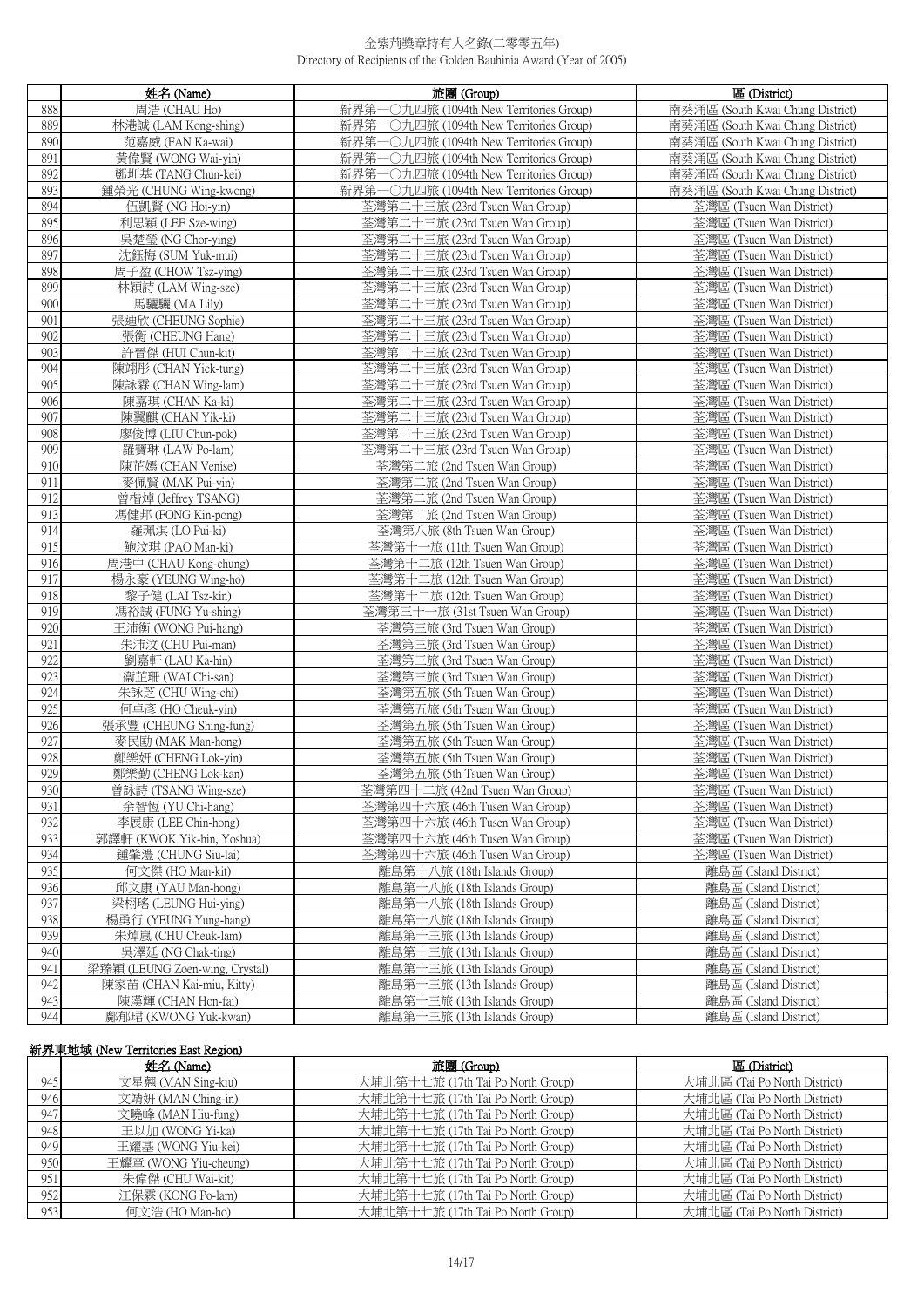| | 姓名 (Name) | 旅團 (Group) | 區 (District) |
|---|---|---|---|
| 888 | 周浩 (CHAU Ho) | 新界第一〇九四旅 (1094th New Territories Group) | 南葵涌區 (South Kwai Chung District) |
| 889 | 林港誠 (LAM Kong-shing) | 新界第一〇九四旅 (1094th New Territories Group) | 南葵涌區 (South Kwai Chung District) |
| 890 | 范嘉威 (FAN Ka-wai) | 新界第一〇九四旅 (1094th New Territories Group) | 南葵涌區 (South Kwai Chung District) |
| 891 | 黃偉賢 (WONG Wai-yin) | 新界第一〇九四旅 (1094th New Territories Group) | 南葵涌區 (South Kwai Chung District) |
| 892 | 鄧圳基 (TANG Chun-kei) | 新界第一〇九四旅 (1094th New Territories Group) | 南葵涌區 (South Kwai Chung District) |
| 893 | 鍾榮光 (CHUNG Wing-kwong) | 新界第一〇九四旅 (1094th New Territories Group) | 南葵涌區 (South Kwai Chung District) |
| 894 | 伍凱賢 (NG Hoi-yin) | 荃灣第二十三旅 (23rd Tsuen Wan Group) | 荃灣區 (Tsuen Wan District) |
| 895 | 利思穎 (LEE Sze-wing) | 荃灣第二十三旅 (23rd Tsuen Wan Group) | 荃灣區 (Tsuen Wan District) |
| 896 | 吳楚瑩 (NG Chor-ying) | 荃灣第二十三旅 (23rd Tsuen Wan Group) | 荃灣區 (Tsuen Wan District) |
| 897 | 沈鈺梅 (SUM Yuk-mui) | 荃灣第二十三旅 (23rd Tsuen Wan Group) | 荃灣區 (Tsuen Wan District) |
| 898 | 周子盈 (CHOW Tsz-ying) | 荃灣第二十三旅 (23rd Tsuen Wan Group) | 荃灣區 (Tsuen Wan District) |
| 899 | 林穎詩 (LAM Wing-sze) | 荃灣第二十三旅 (23rd Tsuen Wan Group) | 荃灣區 (Tsuen Wan District) |
| 900 | 馬驪驪 (MA Lily) | 荃灣第二十三旅 (23rd Tsuen Wan Group) | 荃灣區 (Tsuen Wan District) |
| 901 | 張廸欣 (CHEUNG Sophie) | 荃灣第二十三旅 (23rd Tsuen Wan Group) | 荃灣區 (Tsuen Wan District) |
| 902 | 張衡 (CHEUNG Hang) | 荃灣第二十三旅 (23rd Tsuen Wan Group) | 荃灣區 (Tsuen Wan District) |
| 903 | 許晉傑 (HUI Chun-kit) | 荃灣第二十三旅 (23rd Tsuen Wan Group) | 荃灣區 (Tsuen Wan District) |
| 904 | 陳翊彤 (CHAN Yick-tung) | 荃灣第二十三旅 (23rd Tsuen Wan Group) | 荃灣區 (Tsuen Wan District) |
| 905 | 陳詠霖 (CHAN Wing-lam) | 荃灣第二十三旅 (23rd Tsuen Wan Group) | 荃灣區 (Tsuen Wan District) |
| 906 | 陳嘉琪 (CHAN Ka-ki) | 荃灣第二十三旅 (23rd Tsuen Wan Group) | 荃灣區 (Tsuen Wan District) |
| 907 | 陳翼麒 (CHAN Yik-ki) | 荃灣第二十三旅 (23rd Tsuen Wan Group) | 荃灣區 (Tsuen Wan District) |
| 908 | 廖俊博 (LIU Chun-pok) | 荃灣第二十三旅 (23rd Tsuen Wan Group) | 荃灣區 (Tsuen Wan District) |
| 909 | 羅寶琳 (LAW Po-lam) | 荃灣第二十三旅 (23rd Tsuen Wan Group) | 荃灣區 (Tsuen Wan District) |
| 910 | 陳芷嫣 (CHAN Venise) | 荃灣第二旅 (2nd Tsuen Wan Group) | 荃灣區 (Tsuen Wan District) |
| 911 | 麥佩賢 (MAK Pui-yin) | 荃灣第二旅 (2nd Tsuen Wan Group) | 荃灣區 (Tsuen Wan District) |
| 912 | 曾楷焯 (Jeffrey TSANG) | 荃灣第二旅 (2nd Tsuen Wan Group) | 荃灣區 (Tsuen Wan District) |
| 913 | 馮健邦 (FONG Kin-pong) | 荃灣第二旅 (2nd Tsuen Wan Group) | 荃灣區 (Tsuen Wan District) |
| 914 | 羅珮淇 (LO Pui-ki) | 荃灣第八旅 (8th Tsuen Wan Group) | 荃灣區 (Tsuen Wan District) |
| 915 | 鮑汶琪 (PAO Man-ki) | 荃灣第十一旅 (11th Tsuen Wan Group) | 荃灣區 (Tsuen Wan District) |
| 916 | 周港中 (CHAU Kong-chung) | 荃灣第十二旅 (12th Tsuen Wan Group) | 荃灣區 (Tsuen Wan District) |
| 917 | 楊永豪 (YEUNG Wing-ho) | 荃灣第十二旅 (12th Tsuen Wan Group) | 荃灣區 (Tsuen Wan District) |
| 918 | 黎子健 (LAI Tsz-kin) | 荃灣第十二旅 (12th Tsuen Wan Group) | 荃灣區 (Tsuen Wan District) |
| 919 | 馮裕誠 (FUNG Yu-shing) | 荃灣第三十一旅 (31st Tsuen Wan Group) | 荃灣區 (Tsuen Wan District) |
| 920 | 王沛衡 (WONG Pui-hang) | 荃灣第三旅 (3rd Tsuen Wan Group) | 荃灣區 (Tsuen Wan District) |
| 921 | 朱沛汶 (CHU Pui-man) | 荃灣第三旅 (3rd Tsuen Wan Group) | 荃灣區 (Tsuen Wan District) |
| 922 | 劉嘉軒 (LAU Ka-hin) | 荃灣第三旅 (3rd Tsuen Wan Group) | 荃灣區 (Tsuen Wan District) |
| 923 | 衛芷珊 (WAI Chi-san) | 荃灣第三旅 (3rd Tsuen Wan Group) | 荃灣區 (Tsuen Wan District) |
| 924 | 朱詠芝 (CHU Wing-chi) | 荃灣第五旅 (5th Tsuen Wan Group) | 荃灣區 (Tsuen Wan District) |
| 925 | 何卓彥 (HO Cheuk-yin) | 荃灣第五旅 (5th Tsuen Wan Group) | 荃灣區 (Tsuen Wan District) |
| 926 | 張承豐 (CHEUNG Shing-fung) | 荃灣第五旅 (5th Tsuen Wan Group) | 荃灣區 (Tsuen Wan District) |
| 927 | 麥民匡 (MAK Man-hong) | 荃灣第五旅 (5th Tsuen Wan Group) | 荃灣區 (Tsuen Wan District) |
| 928 | 鄭樂妍 (CHENG Lok-yin) | 荃灣第五旅 (5th Tsuen Wan Group) | 荃灣區 (Tsuen Wan District) |
| 929 | 鄭樂勤 (CHENG Lok-kan) | 荃灣第五旅 (5th Tsuen Wan Group) | 荃灣區 (Tsuen Wan District) |
| 930 | 曾詠詩 (TSANG Wing-sze) | 荃灣第四十二旅 (42nd Tsuen Wan Group) | 荃灣區 (Tsuen Wan District) |
| 931 | 余智恆 (YU Chi-hang) | 荃灣第四十六旅 (46th Tusen Wan Group) | 荃灣區 (Tsuen Wan District) |
| 932 | 李展康 (LEE Chin-hong) | 荃灣第四十六旅 (46th Tusen Wan Group) | 荃灣區 (Tsuen Wan District) |
| 933 | 郭譯軒 (KWOK Yik-hin, Yoshua) | 荃灣第四十六旅 (46th Tusen Wan Group) | 荃灣區 (Tsuen Wan District) |
| 934 | 鍾肇澧 (CHUNG Siu-lai) | 荃灣第四十六旅 (46th Tusen Wan Group) | 荃灣區 (Tsuen Wan District) |
| 935 | 何文傑 (HO Man-kit) | 離島第十八旅 (18th Islands Group) | 離島區 (Island District) |
| 936 | 邱文康 (YAU Man-hong) | 離島第十八旅 (18th Islands Group) | 離島區 (Island District) |
| 937 | 梁栩瑤 (LEUNG Hui-ying) | 離島第十八旅 (18th Islands Group) | 離島區 (Island District) |
| 938 | 楊勇行 (YEUNG Yung-hang) | 離島第十八旅 (18th Islands Group) | 離島區 (Island District) |
| 939 | 朱焯嵐 (CHU Cheuk-lam) | 離島第十三旅 (13th Islands Group) | 離島區 (Island District) |
| 940 | 吳澤廷 (NG Chak-ting) | 離島第十三旅 (13th Islands Group) | 離島區 (Island District) |
| 941 | 梁臻穎 (LEUNG Zoen-wing, Crystal) | 離島第十三旅 (13th Islands Group) | 離島區 (Island District) |
| 942 | 陳家苗 (CHAN Kai-miu, Kitty) | 離島第十三旅 (13th Islands Group) | 離島區 (Island District) |
| 943 | 陳漢輝 (CHAN Hon-fai) | 離島第十三旅 (13th Islands Group) | 離島區 (Island District) |
| 944 | 鄺郁珺 (KWONG Yuk-kwan) | 離島第十三旅 (13th Islands Group) | 離島區 (Island District) |

## 新界東地域 (New Territories East Region)

| | 姓名 (Name) | 旅團 (Group) | 區 (District) |
|---|---|---|---|
| 945 | 文星翹 (MAN Sing-kiu) | 大埔北第十七旅 (17th Tai Po North Group) | 大埔北區 (Tai Po North District) |
| 946 | 文靖妍 (MAN Ching-in) | 大埔北第十七旅 (17th Tai Po North Group) | 大埔北區 (Tai Po North District) |
| 947 | 文曉峰 (MAN Hiu-fung) | 大埔北第十七旅 (17th Tai Po North Group) | 大埔北區 (Tai Po North District) |
| 948 | 王以加 (WONG Yi-ka) | 大埔北第十七旅 (17th Tai Po North Group) | 大埔北區 (Tai Po North District) |
| 949 | 王耀基 (WONG Yiu-kei) | 大埔北第十七旅 (17th Tai Po North Group) | 大埔北區 (Tai Po North District) |
| 950 | 王耀章 (WONG Yiu-cheung) | 大埔北第十七旅 (17th Tai Po North Group) | 大埔北區 (Tai Po North District) |
| 951 | 朱偉傑 (CHU Wai-kit) | 大埔北第十七旅 (17th Tai Po North Group) | 大埔北區 (Tai Po North District) |
| 952 | 江保霖 (KONG Po-lam) | 大埔北第十七旅 (17th Tai Po North Group) | 大埔北區 (Tai Po North District) |
| 953 | 何文浩 (HO Man-ho) | 大埔北第十七旅 (17th Tai Po North Group) | 大埔北區 (Tai Po North District) |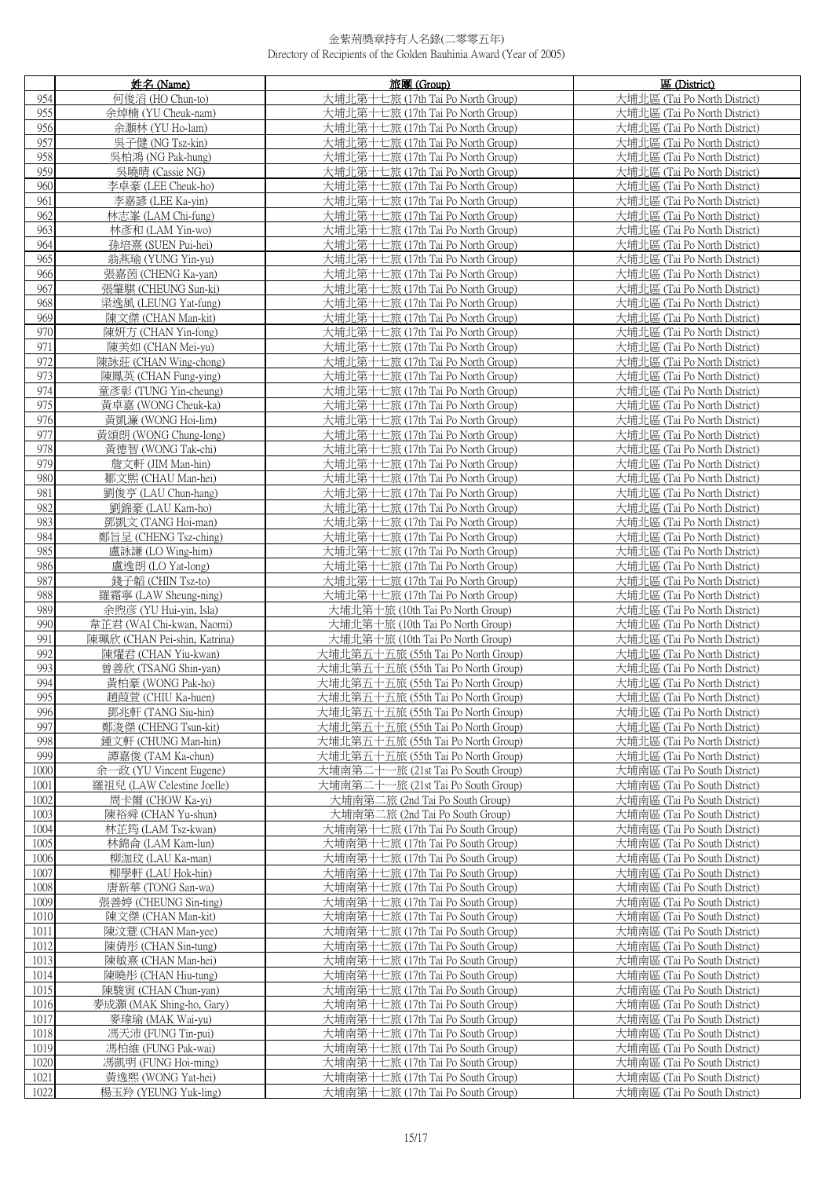| | 姓名 (Name) | 旅團 (Group) | 區 (District) |
|---|---|---|---|
| 954 | 何俊滔 (HO Chun-to) | 大埔北第十七旅 (17th Tai Po North Group) | 大埔北區 (Tai Po North District) |
| 955 | 余焯楠 (YU Cheuk-nam) | 大埔北第十七旅 (17th Tai Po North Group) | 大埔北區 (Tai Po North District) |
| 956 | 余灝林 (YU Ho-lam) | 大埔北第十七旅 (17th Tai Po North Group) | 大埔北區 (Tai Po North District) |
| 957 | 吳子健 (NG Tsz-kin) | 大埔北第十七旅 (17th Tai Po North Group) | 大埔北區 (Tai Po North District) |
| 958 | 吳柏鴻 (NG Pak-hung) | 大埔北第十七旅 (17th Tai Po North Group) | 大埔北區 (Tai Po North District) |
| 959 | 吳曉晴 (Cassie NG) | 大埔北第十七旅 (17th Tai Po North Group) | 大埔北區 (Tai Po North District) |
| 960 | 李卓豪 (LEE Cheuk-ho) | 大埔北第十七旅 (17th Tai Po North Group) | 大埔北區 (Tai Po North District) |
| 961 | 李嘉諺 (LEE Ka-yin) | 大埔北第十七旅 (17th Tai Po North Group) | 大埔北區 (Tai Po North District) |
| 962 | 林志峯 (LAM Chi-fung) | 大埔北第十七旅 (17th Tai Po North Group) | 大埔北區 (Tai Po North District) |
| 963 | 林彥和 (LAM Yin-wo) | 大埔北第十七旅 (17th Tai Po North Group) | 大埔北區 (Tai Po North District) |
| 964 | 孫培熹 (SUEN Pui-hei) | 大埔北第十七旅 (17th Tai Po North Group) | 大埔北區 (Tai Po North District) |
| 965 | 翁燕瑜 (YUNG Yin-yu) | 大埔北第十七旅 (17th Tai Po North Group) | 大埔北區 (Tai Po North District) |
| 966 | 張嘉茵 (CHENG Ka-yan) | 大埔北第十七旅 (17th Tai Po North Group) | 大埔北區 (Tai Po North District) |
| 967 | 張肇騏 (CHEUNG Sun-ki) | 大埔北第十七旅 (17th Tai Po North Group) | 大埔北區 (Tai Po North District) |
| 968 | 梁逸風 (LEUNG Yat-fung) | 大埔北第十七旅 (17th Tai Po North Group) | 大埔北區 (Tai Po North District) |
| 969 | 陳文傑 (CHAN Man-kit) | 大埔北第十七旅 (17th Tai Po North Group) | 大埔北區 (Tai Po North District) |
| 970 | 陳妍方 (CHAN Yin-fong) | 大埔北第十七旅 (17th Tai Po North Group) | 大埔北區 (Tai Po North District) |
| 971 | 陳美如 (CHAN Mei-yu) | 大埔北第十七旅 (17th Tai Po North Group) | 大埔北區 (Tai Po North District) |
| 972 | 陳詠莊 (CHAN Wing-chong) | 大埔北第十七旅 (17th Tai Po North Group) | 大埔北區 (Tai Po North District) |
| 973 | 陳鳳英 (CHAN Fung-ying) | 大埔北第十七旅 (17th Tai Po North Group) | 大埔北區 (Tai Po North District) |
| 974 | 童彥彰 (TUNG Yin-cheung) | 大埔北第十七旅 (17th Tai Po North Group) | 大埔北區 (Tai Po North District) |
| 975 | 黃卓嘉 (WONG Cheuk-ka) | 大埔北第十七旅 (17th Tai Po North Group) | 大埔北區 (Tai Po North District) |
| 976 | 黃凱濂 (WONG Hoi-lim) | 大埔北第十七旅 (17th Tai Po North Group) | 大埔北區 (Tai Po North District) |
| 977 | 黃頌朗 (WONG Chung-long) | 大埔北第十七旅 (17th Tai Po North Group) | 大埔北區 (Tai Po North District) |
| 978 | 黃德智 (WONG Tak-chi) | 大埔北第十七旅 (17th Tai Po North Group) | 大埔北區 (Tai Po North District) |
| 979 | 詹文軒 (JIM Man-hin) | 大埔北第十七旅 (17th Tai Po North Group) | 大埔北區 (Tai Po North District) |
| 980 | 鄒文熙 (CHAU Man-hei) | 大埔北第十七旅 (17th Tai Po North Group) | 大埔北區 (Tai Po North District) |
| 981 | 劉俊亨 (LAU Chun-hang) | 大埔北第十七旅 (17th Tai Po North Group) | 大埔北區 (Tai Po North District) |
| 982 | 劉錦豪 (LAU Kam-ho) | 大埔北第十七旅 (17th Tai Po North Group) | 大埔北區 (Tai Po North District) |
| 983 | 鄧凱文 (TANG Hoi-man) | 大埔北第十七旅 (17th Tai Po North Group) | 大埔北區 (Tai Po North District) |
| 984 | 鄭旨呈 (CHENG Tsz-ching) | 大埔北第十七旅 (17th Tai Po North Group) | 大埔北區 (Tai Po North District) |
| 985 | 盧詠謙 (LO Wing-him) | 大埔北第十七旅 (17th Tai Po North Group) | 大埔北區 (Tai Po North District) |
| 986 | 盧逸朗 (LO Yat-long) | 大埔北第十七旅 (17th Tai Po North Group) | 大埔北區 (Tai Po North District) |
| 987 | 錢子韜 (CHIN Tsz-to) | 大埔北第十七旅 (17th Tai Po North Group) | 大埔北區 (Tai Po North District) |
| 988 | 羅霜寧 (LAW Sheung-ning) | 大埔北第十七旅 (17th Tai Po North Group) | 大埔北區 (Tai Po North District) |
| 989 | 余煦彥 (YU Hui-yin, Isla) | 大埔北第十旅 (10th Tai Po North Group) | 大埔北區 (Tai Po North District) |
| 990 | 韋芷君 (WAI Chi-kwan, Naomi) | 大埔北第十旅 (10th Tai Po North Group) | 大埔北區 (Tai Po North District) |
| 991 | 陳珮欣 (CHAN Pei-shin, Katrina) | 大埔北第十旅 (10th Tai Po North Group) | 大埔北區 (Tai Po North District) |
| 992 | 陳燿君 (CHAN Yiu-kwan) | 大埔北第五十五旅 (55th Tai Po North Group) | 大埔北區 (Tai Po North District) |
| 993 | 曾善欣 (TSANG Shin-yan) | 大埔北第五十五旅 (55th Tai Po North Group) | 大埔北區 (Tai Po North District) |
| 994 | 黃柏豪 (WONG Pak-ho) | 大埔北第五十五旅 (55th Tai Po North Group) | 大埔北區 (Tai Po North District) |
| 995 | 趙葭萱 (CHIU Ka-huen) | 大埔北第五十五旅 (55th Tai Po North Group) | 大埔北區 (Tai Po North District) |
| 996 | 鄧兆軒 (TANG Siu-hin) | 大埔北第五十五旅 (55th Tai Po North Group) | 大埔北區 (Tai Po North District) |
| 997 | 鄭浚傑 (CHENG Tsun-kit) | 大埔北第五十五旅 (55th Tai Po North Group) | 大埔北區 (Tai Po North District) |
| 998 | 鍾文軒 (CHUNG Man-hin) | 大埔北第五十五旅 (55th Tai Po North Group) | 大埔北區 (Tai Po North District) |
| 999 | 譚嘉俊 (TAM Ka-chun) | 大埔北第五十五旅 (55th Tai Po North Group) | 大埔北區 (Tai Po North District) |
| 1000 | 余一政 (YU Vincent Eugene) | 大埔南第二十一旅 (21st Tai Po South Group) | 大埔南區 (Tai Po South District) |
| 1001 | 羅祖兒 (LAW Celestine Joelle) | 大埔南第二十一旅 (21st Tai Po South Group) | 大埔南區 (Tai Po South District) |
| 1002 | 周卡爾 (CHOW Ka-yi) | 大埔南第二旅 (2nd Tai Po South Group) | 大埔南區 (Tai Po South District) |
| 1003 | 陳裕舜 (CHAN Yu-shun) | 大埔南第二旅 (2nd Tai Po South Group) | 大埔南區 (Tai Po South District) |
| 1004 | 林芷筠 (LAM Tsz-kwan) | 大埔南第十七旅 (17th Tai Po South Group) | 大埔南區 (Tai Po South District) |
| 1005 | 林錦侖 (LAM Kam-lun) | 大埔南第十七旅 (17th Tai Po South Group) | 大埔南區 (Tai Po South District) |
| 1006 | 柳珈玟 (LAU Ka-man) | 大埔南第十七旅 (17th Tai Po South Group) | 大埔南區 (Tai Po South District) |
| 1007 | 柳學軒 (LAU Hok-hin) | 大埔南第十七旅 (17th Tai Po South Group) | 大埔南區 (Tai Po South District) |
| 1008 | 唐新華 (TONG San-wa) | 大埔南第十七旅 (17th Tai Po South Group) | 大埔南區 (Tai Po South District) |
| 1009 | 張善婷 (CHEUNG Sin-ting) | 大埔南第十七旅 (17th Tai Po South Group) | 大埔南區 (Tai Po South District) |
| 1010 | 陳文傑 (CHAN Man-kit) | 大埔南第十七旅 (17th Tai Po South Group) | 大埔南區 (Tai Po South District) |
| 1011 | 陳汶慧 (CHAN Man-yee) | 大埔南第十七旅 (17th Tai Po South Group) | 大埔南區 (Tai Po South District) |
| 1012 | 陳倩彤 (CHAN Sin-tung) | 大埔南第十七旅 (17th Tai Po South Group) | 大埔南區 (Tai Po South District) |
| 1013 | 陳敏熹 (CHAN Man-hei) | 大埔南第十七旅 (17th Tai Po South Group) | 大埔南區 (Tai Po South District) |
| 1014 | 陳曉彤 (CHAN Hiu-tung) | 大埔南第十七旅 (17th Tai Po South Group) | 大埔南區 (Tai Po South District) |
| 1015 | 陳駿寅 (CHAN Chun-yan) | 大埔南第十七旅 (17th Tai Po South Group) | 大埔南區 (Tai Po South District) |
| 1016 | 麥成灝 (MAK Shing-ho, Gary) | 大埔南第十七旅 (17th Tai Po South Group) | 大埔南區 (Tai Po South District) |
| 1017 | 麥瑋瑜 (MAK Wai-yu) | 大埔南第十七旅 (17th Tai Po South Group) | 大埔南區 (Tai Po South District) |
| 1018 | 馮天沛 (FUNG Tin-pui) | 大埔南第十七旅 (17th Tai Po South Group) | 大埔南區 (Tai Po South District) |
| 1019 | 馮柏維 (FUNG Pak-wai) | 大埔南第十七旅 (17th Tai Po South Group) | 大埔南區 (Tai Po South District) |
| 1020 | 馮凱明 (FUNG Hoi-ming) | 大埔南第十七旅 (17th Tai Po South Group) | 大埔南區 (Tai Po South District) |
| 1021 | 黃逸熙 (WONG Yat-hei) | 大埔南第十七旅 (17th Tai Po South Group) | 大埔南區 (Tai Po South District) |
| 1022 | 楊玉羚 (YEUNG Yuk-ling) | 大埔南第十七旅 (17th Tai Po South Group) | 大埔南區 (Tai Po South District) |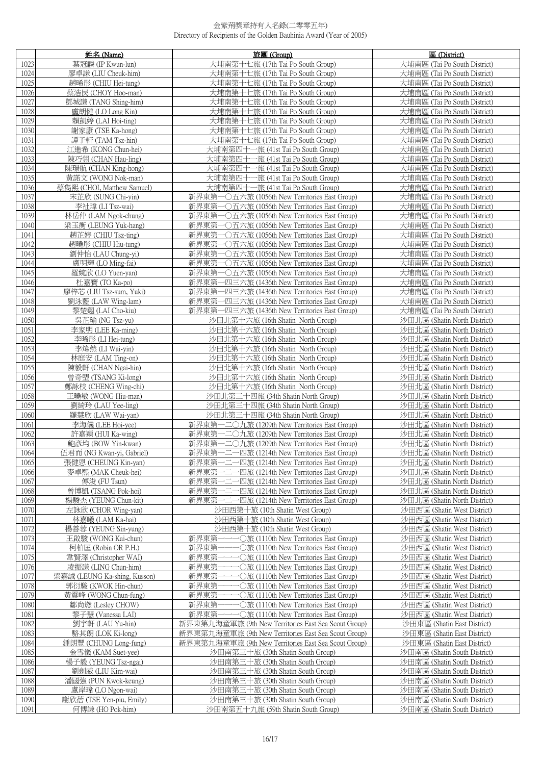# 金紫荊獎章持有人名錄(二零零五年)
Directory of Recipients of the Golden Bauhinia Award (Year of 2005)

| | 姓名 (Name) | 旅團 (Group) | 區 (District) |
|---|---|---|---|
| 1023 | 葉冠麟 (IP Kwun-lun) | 大埔南第十七旅 (17th Tai Po South Group) | 大埔南區 (Tai Po South District) |
| 1024 | 廖卓謙 (LIU Cheuk-him) | 大埔南第十七旅 (17th Tai Po South Group) | 大埔南區 (Tai Po South District) |
| 1025 | 趙晞彤 (CHIU Hei-tung) | 大埔南第十七旅 (17th Tai Po South Group) | 大埔南區 (Tai Po South District) |
| 1026 | 蔡浩民 (CHOY Hoo-man) | 大埔南第十七旅 (17th Tai Po South Group) | 大埔南區 (Tai Po South District) |
| 1027 | 鄧城謙 (TANG Shing-him) | 大埔南第十七旅 (17th Tai Po South Group) | 大埔南區 (Tai Po South District) |
| 1028 | 盧朗健 (LO Long Kin) | 大埔南第十七旅 (17th Tai Po South Group) | 大埔南區 (Tai Po South District) |
| 1029 | 賴凱婷 (LAI Hoi-ting) | 大埔南第十七旅 (17th Tai Po South Group) | 大埔南區 (Tai Po South District) |
| 1030 | 謝家康 (TSE Ka-hong) | 大埔南第十七旅 (17th Tai Po South Group) | 大埔南區 (Tai Po South District) |
| 1031 | 譚子軒 (TAM Tsz-hin) | 大埔南第十七旅 (17th Tai Po South Group) | 大埔南區 (Tai Po South District) |
| 1032 | 江進希 (KONG Chun-hei) | 大埔南第四十一旅 (41st Tai Po South Group) | 大埔南區 (Tai Po South District) |
| 1033 | 陳巧翎 (CHAN Hau-ling) | 大埔南第四十一旅 (41st Tai Po South Group) | 大埔南區 (Tai Po South District) |
| 1034 | 陳璟航 (CHAN King-hong) | 大埔南第四十一旅 (41st Tai Po South Group) | 大埔南區 (Tai Po South District) |
| 1035 | 黃諾文 (WONG Nok-man) | 大埔南第四十一旅 (41st Tai Po South Group) | 大埔南區 (Tai Po South District) |
| 1036 | 蔡雋熙 (CHOI, Matthew Samuel) | 大埔南第四十一旅 (41st Tai Po South Group) | 大埔南區 (Tai Po South District) |
| 1037 | 宋芷欣 (SUNG Chi-yin) | 新界東第一〇五六旅 (1056th New Territories East Group) | 大埔南區 (Tai Po South District) |
| 1038 | 李祉瑋 (LI Tsz-wai) | 新界東第一〇五六旅 (1056th New Territories East Group) | 大埔南區 (Tai Po South District) |
| 1039 | 林岳仲 (LAM Ngok-chung) | 新界東第一〇五六旅 (1056th New Territories East Group) | 大埔南區 (Tai Po South District) |
| 1040 | 梁玉衡 (LEUNG Yuk-hang) | 新界東第一〇五六旅 (1056th New Territories East Group) | 大埔南區 (Tai Po South District) |
| 1041 | 趙芷婷 (CHIU Tsz-ting) | 新界東第一〇五六旅 (1056th New Territories East Group) | 大埔南區 (Tai Po South District) |
| 1042 | 趙曉彤 (CHIU Hiu-tung) | 新界東第一〇五六旅 (1056th New Territories East Group) | 大埔南區 (Tai Po South District) |
| 1043 | 劉仲怡 (LAU Chung-yi) | 新界東第一〇五六旅 (1056th New Territories East Group) | 大埔南區 (Tai Po South District) |
| 1044 | 盧明輝 (LO Ming-fai) | 新界東第一〇五六旅 (1056th New Territories East Group) | 大埔南區 (Tai Po South District) |
| 1045 | 羅婉欣 (LO Yuen-yan) | 新界東第一〇五六旅 (1056th New Territories East Group) | 大埔南區 (Tai Po South District) |
| 1046 | 杜嘉寶 (TO Ka-po) | 新界東第一四三六旅 (1436th New Territories East Group) | 大埔南區 (Tai Po South District) |
| 1047 | 廖梓芯 (LIU Tsz-sum, Yuki) | 新界東第一四三六旅 (1436th New Territories East Group) | 大埔南區 (Tai Po South District) |
| 1048 | 劉泳藍 (LAW Wing-lam) | 新界東第一四三六旅 (1436th New Territories East Group) | 大埔南區 (Tai Po South District) |
| 1049 | 黎楚翹 (LAI Cho-kiu) | 新界東第一四三六旅 (1436th New Territories East Group) | 大埔南區 (Tai Po South District) |
| 1050 | 吳芷瑜 (NG Tsz-yu) | 沙田北第十六旅 (16th Shatin North Group) | 沙田北區 (Shatin North District) |
| 1051 | 李家明 (LEE Ka-ming) | 沙田北第十六旅 (16th Shatin North Group) | 沙田北區 (Shatin North District) |
| 1052 | 李晞彤 (LI Hei-tung) | 沙田北第十六旅 (16th Shatin North Group) | 沙田北區 (Shatin North District) |
| 1053 | 李煒然 (LI Wai-yin) | 沙田北第十六旅 (16th Shatin North Group) | 沙田北區 (Shatin North District) |
| 1054 | 林庭安 (LAM Ting-on) | 沙田北第十六旅 (16th Shatin North Group) | 沙田北區 (Shatin North District) |
| 1055 | 陳毅軒 (CHAN Ngai-hin) | 沙田北第十六旅 (16th Shatin North Group) | 沙田北區 (Shatin North District) |
| 1056 | 曾奇朢 (TSANG Ki-long) | 沙田北第十六旅 (16th Shatin North Group) | 沙田北區 (Shatin North District) |
| 1057 | 鄭詠枝 (CHENG Wing-chi) | 沙田北第十六旅 (16th Shatin North Group) | 沙田北區 (Shatin North District) |
| 1058 | 王曉敏 (WONG Hiu-man) | 沙田北第三十四旅 (34th Shatin North Group) | 沙田北區 (Shatin North District) |
| 1059 | 劉綺玲 (LAU Yee-ling) | 沙田北第三十四旅 (34th Shatin North Group) | 沙田北區 (Shatin North District) |
| 1060 | 羅慧欣 (LAW Wai-yan) | 沙田北第三十四旅 (34th Shatin North Group) | 沙田北區 (Shatin North District) |
| 1061 | 李海儀 (LEE Hoi-yee) | 新界東第一二〇九旅 (1209th New Territories East Group) | 沙田北區 (Shatin North District) |
| 1062 | 許嘉穎 (HUI Ka-wing) | 新界東第一二〇九旅 (1209th New Territories East Group) | 沙田北區 (Shatin North District) |
| 1063 | 鮑彥均 (BOW Yin-kwan) | 新界東第一二〇九旅 (1209th New Territories East Group) | 沙田北區 (Shatin North District) |
| 1064 | 伍君而 (NG Kwan-yi, Gabriel) | 新界東第一二一四旅 (1214th New Territories East Group) | 沙田北區 (Shatin North District) |
| 1065 | 張健恩 (CHEUNG Kin-yan) | 新界東第一二一四旅 (1214th New Territories East Group) | 沙田北區 (Shatin North District) |
| 1066 | 麥卓熙 (MAK Cheuk-hei) | 新界東第一二一四旅 (1214th New Territories East Group) | 沙田北區 (Shatin North District) |
| 1067 | 傅浚 (FU Tsun) | 新界東第一二一四旅 (1214th New Territories East Group) | 沙田北區 (Shatin North District) |
| 1068 | 曾博凱 (TSANG Pok-hoi) | 新界東第一二一四旅 (1214th New Territories East Group) | 沙田北區 (Shatin North District) |
| 1069 | 楊駿杰 (YEUNG Chun-kit) | 新界東第一二一四旅 (1214th New Territories East Group) | 沙田北區 (Shatin North District) |
| 1070 | 左詠欣 (CHOR Wing-yan) | 沙田西第十旅 (10th Shatin West Group) | 沙田西區 (Shatin West District) |
| 1071 | 林嘉曦 (LAM Ka-hai) | 沙田西第十旅 (10th Shatin West Group) | 沙田西區 (Shatin West District) |
| 1072 | 楊善蓉 (YEUNG Sin-yung) | 沙田西第十旅 (10th Shatin West Group) | 沙田西區 (Shatin West District) |
| 1073 | 王啟駿 (WONG Kai-chun) | 新界東第一一一〇旅 (1110th New Territories East Group) | 沙田西區 (Shatin West District) |
| 1074 | 柯柏匡 (Robin OR P.H.) | 新界東第一一一〇旅 (1110th New Territories East Group) | 沙田西區 (Shatin West District) |
| 1075 | 韋賢澤 (Christopher WAI) | 新界東第一一一〇旅 (1110th New Territories East Group) | 沙田西區 (Shatin West District) |
| 1076 | 凌振謙 (LING Chun-him) | 新界東第一一一〇旅 (1110th New Territories East Group) | 沙田西區 (Shatin West District) |
| 1077 | 梁嘉誠 (LEUNG Ka-shing, Kusson) | 新界東第一一一〇旅 (1110th New Territories East Group) | 沙田西區 (Shatin West District) |
| 1078 | 郭衍駿 (KWOK Hin-chun) | 新界東第一一一〇旅 (1110th New Territories East Group) | 沙田西區 (Shatin West District) |
| 1079 | 黃震峰 (WONG Chun-fung) | 新界東第一一一〇旅 (1110th New Territories East Group) | 沙田西區 (Shatin West District) |
| 1080 | 鄒尚燃 (Lesley CHOW) | 新界東第一一一〇旅 (1110th New Territories East Group) | 沙田西區 (Shatin West District) |
| 1081 | 黎子慧 (Vanessa LAI) | 新界東第一一一〇旅 (1110th New Territories East Group) | 沙田西區 (Shatin West District) |
| 1082 | 劉宇軒 (LAU Yu-hin) | 新界東第九海童軍旅 (9th New Territories East Sea Scout Group) | 沙田東區 (Shatin East District) |
| 1083 | 駱其朗 (LOK Ki-long) | 新界東第九海童軍旅 (9th New Territories East Sea Scout Group) | 沙田東區 (Shatin East District) |
| 1084 | 鍾朗豐 (CHUNG Long-fung) | 新界東第九海童軍旅 (9th New Territories East Sea Scout Group) | 沙田東區 (Shatin East District) |
| 1085 | 金雪儀 (KAM Suet-yee) | 沙田南第三十旅 (30th Shatin South Group) | 沙田南區 (Shatin South District) |
| 1086 | 楊子毅 (YEUNG Tsz-ngai) | 沙田南第三十旅 (30th Shatin South Group) | 沙田南區 (Shatin South District) |
| 1087 | 劉劍威 (LIU Kim-wai) | 沙田南第三十旅 (30th Shatin South Group) | 沙田南區 (Shatin South District) |
| 1088 | 潘國強 (PUN Kwok-keung) | 沙田南第三十旅 (30th Shatin South Group) | 沙田南區 (Shatin South District) |
| 1089 | 盧岸瑋 (LO Ngon-wai) | 沙田南第三十旅 (30th Shatin South Group) | 沙田南區 (Shatin South District) |
| 1090 | 謝欣蓓 (TSE Yen-piu, Emily) | 沙田南第三十旅 (30th Shatin South Group) | 沙田南區 (Shatin South District) |
| 1091 | 何博謙 (HO Pok-him) | 沙田南第五十九旅 (59th Shatin South Group) | 沙田南區 (Shatin South District) |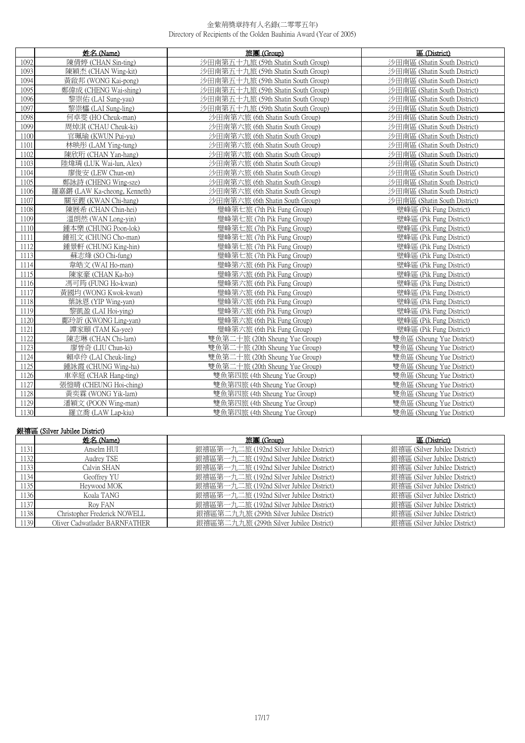金紫荊獎章持有人名錄(二零零五年)
Directory of Recipients of the Golden Bauhinia Award (Year of 2005)

| | 姓名 (Name) | 旅團 (Group) | 區 (District) |
|---|---|---|---|
| 1092 | 陳倩婷 (CHAN Sin-ting) | 沙田南第五十九旅 (59th Shatin South Group) | 沙田南區 (Shatin South District) |
| 1093 | 陳穎杰 (CHAN Wing-kit) | 沙田南第五十九旅 (59th Shatin South Group) | 沙田南區 (Shatin South District) |
| 1094 | 黃啟邦 (WONG Kai-pong) | 沙田南第五十九旅 (59th Shatin South Group) | 沙田南區 (Shatin South District) |
| 1095 | 鄭偉成 (CHENG Wai-shing) | 沙田南第五十九旅 (59th Shatin South Group) | 沙田南區 (Shatin South District) |
| 1096 | 黎崇佑 (LAI Sung-yau) | 沙田南第五十九旅 (59th Shatin South Group) | 沙田南區 (Shatin South District) |
| 1097 | 黎崇櫺 (LAI Sung-ling) | 沙田南第五十九旅 (59th Shatin South Group) | 沙田南區 (Shatin South District) |
| 1098 | 何卓雯 (HO Cheuk-man) | 沙田南第六旅 (6th Shatin South Group) | 沙田南區 (Shatin South District) |
| 1099 | 周焯淇 (CHAU Cheuk-ki) | 沙田南第六旅 (6th Shatin South Group) | 沙田南區 (Shatin South District) |
| 1100 | 官珮瑜 (KWUN Pui-yu) | 沙田南第六旅 (6th Shatin South Group) | 沙田南區 (Shatin South District) |
| 1101 | 林映彤 (LAM Ying-tung) | 沙田南第六旅 (6th Shatin South Group) | 沙田南區 (Shatin South District) |
| 1102 | 陳欣珩 (CHAN Yan-hang) | 沙田南第六旅 (6th Shatin South Group) | 沙田南區 (Shatin South District) |
| 1103 | 陸煒璘 (LUK Wai-lun, Alex) | 沙田南第六旅 (6th Shatin South Group) | 沙田南區 (Shatin South District) |
| 1104 | 廖俊安 (LEW Chun-on) | 沙田南第六旅 (6th Shatin South Group) | 沙田南區 (Shatin South District) |
| 1105 | 鄭詠詩 (CHENG Wing-sze) | 沙田南第六旅 (6th Shatin South Group) | 沙田南區 (Shatin South District) |
| 1106 | 羅嘉鏘 (LAW Ka-cheong, Kenneth) | 沙田南第六旅 (6th Shatin South Group) | 沙田南區 (Shatin South District) |
| 1107 | 關至鏗 (KWAN Chi-hang) | 沙田南第六旅 (6th Shatin South Group) | 沙田南區 (Shatin South District) |
| 1108 | 陳展希 (CHAN Chin-hei) | 璧峰第七旅 (7th Pik Fung Group) | 璧峰區 (Pik Fung District) |
| 1109 | 溫朗然 (WAN Long-yin) | 璧峰第七旅 (7th Pik Fung Group) | 璧峰區 (Pik Fung District) |
| 1110 | 鍾本樂 (CHUNG Poon-lok) | 璧峰第七旅 (7th Pik Fung Group) | 璧峰區 (Pik Fung District) |
| 1111 | 鍾祖文 (CHUNG Cho-man) | 璧峰第七旅 (7th Pik Fung Group) | 璧峰區 (Pik Fung District) |
| 1112 | 鍾景軒 (CHUNG King-hin) | 璧峰第七旅 (7th Pik Fung Group) | 璧峰區 (Pik Fung District) |
| 1113 | 蘇志烽 (SO Chi-fung) | 璧峰第七旅 (7th Pik Fung Group) | 璧峰區 (Pik Fung District) |
| 1114 | 韋皓文 (WAI Ho-man) | 璧峰第六旅 (6th Pik Fung Group) | 璧峰區 (Pik Fung District) |
| 1115 | 陳家豪 (CHAN Ka-ho) | 璧峰第六旅 (6th Pik Fung Group) | 璧峰區 (Pik Fung District) |
| 1116 | 馮可筠 (FUNG Ho-kwan) | 璧峰第六旅 (6th Pik Fung Group) | 璧峰區 (Pik Fung District) |
| 1117 | 黃國均 (WONG Kwok-kwan) | 璧峰第六旅 (6th Pik Fung Group) | 璧峰區 (Pik Fung District) |
| 1118 | 葉詠恩 (YIP Wing-yan) | 璧峰第六旅 (6th Pik Fung Group) | 璧峰區 (Pik Fung District) |
| 1119 | 黎凱盈 (LAI Hoi-ying) | 璧峰第六旅 (6th Pik Fung Group) | 璧峰區 (Pik Fung District) |
| 1120 | 鄺玲訢 (KWONG Ling-yan) | 璧峰第六旅 (6th Pik Fung Group) | 璧峰區 (Pik Fung District) |
| 1121 | 譚家頤 (TAM Ka-yee) | 璧峰第六旅 (6th Pik Fung Group) | 璧峰區 (Pik Fung District) |
| 1122 | 陳志琳 (CHAN Chi-lam) | 雙魚第二十旅 (20th Sheung Yue Group) | 雙魚區 (Sheung Yue District) |
| 1123 | 廖晉奇 (LIU Chun-ki) | 雙魚第二十旅 (20th Sheung Yue Group) | 雙魚區 (Sheung Yue District) |
| 1124 | 賴卓伶 (LAI Cheuk-ling) | 雙魚第二十旅 (20th Sheung Yue Group) | 雙魚區 (Sheung Yue District) |
| 1125 | 鍾詠霞 (CHUNG Wing-ha) | 雙魚第二十旅 (20th Sheung Yue Group) | 雙魚區 (Sheung Yue District) |
| 1126 | 車幸庭 (CHAR Hang-ting) | 雙魚第四旅 (4th Sheung Yue Group) | 雙魚區 (Sheung Yue District) |
| 1127 | 張愷晴 (CHEUNG Hoi-ching) | 雙魚第四旅 (4th Sheung Yue Group) | 雙魚區 (Sheung Yue District) |
| 1128 | 黃奕霖 (WONG Yik-lam) | 雙魚第四旅 (4th Sheung Yue Group) | 雙魚區 (Sheung Yue District) |
| 1129 | 潘穎文 (POON Wing-man) | 雙魚第四旅 (4th Sheung Yue Group) | 雙魚區 (Sheung Yue District) |
| 1130 | 羅立喬 (LAW Lap-kiu) | 雙魚第四旅 (4th Sheung Yue Group) | 雙魚區 (Sheung Yue District) |

## 銀禧區 (Silver Jubilee District)

| | 姓名 (Name) | 旅團 (Group) | 區 (District) |
|---|---|---|---|
| 1131 | Anselm HUI | 銀禧區第一九二旅 (192nd Silver Jubilee District) | 銀禧區 (Silver Jubilee District) |
| 1132 | Audrey TSE | 銀禧區第一九二旅 (192nd Silver Jubilee District) | 銀禧區 (Silver Jubilee District) |
| 1133 | Calvin SHAN | 銀禧區第一九二旅 (192nd Silver Jubilee District) | 銀禧區 (Silver Jubilee District) |
| 1134 | Geoffrey YU | 銀禧區第一九二旅 (192nd Silver Jubilee District) | 銀禧區 (Silver Jubilee District) |
| 1135 | Heywood MOK | 銀禧區第一九二旅 (192nd Silver Jubilee District) | 銀禧區 (Silver Jubilee District) |
| 1136 | Koala TANG | 銀禧區第一九二旅 (192nd Silver Jubilee District) | 銀禧區 (Silver Jubilee District) |
| 1137 | Roy FAN | 銀禧區第一九二旅 (192nd Silver Jubilee District) | 銀禧區 (Silver Jubilee District) |
| 1138 | Christopher Frederick NOWELL | 銀禧區第二九九旅 (299th Silver Jubilee District) | 銀禧區 (Silver Jubilee District) |
| 1139 | Oliver Cadwatlader BARNFATHER | 銀禧區第二九九旅 (299th Silver Jubilee District) | 銀禧區 (Silver Jubilee District) |